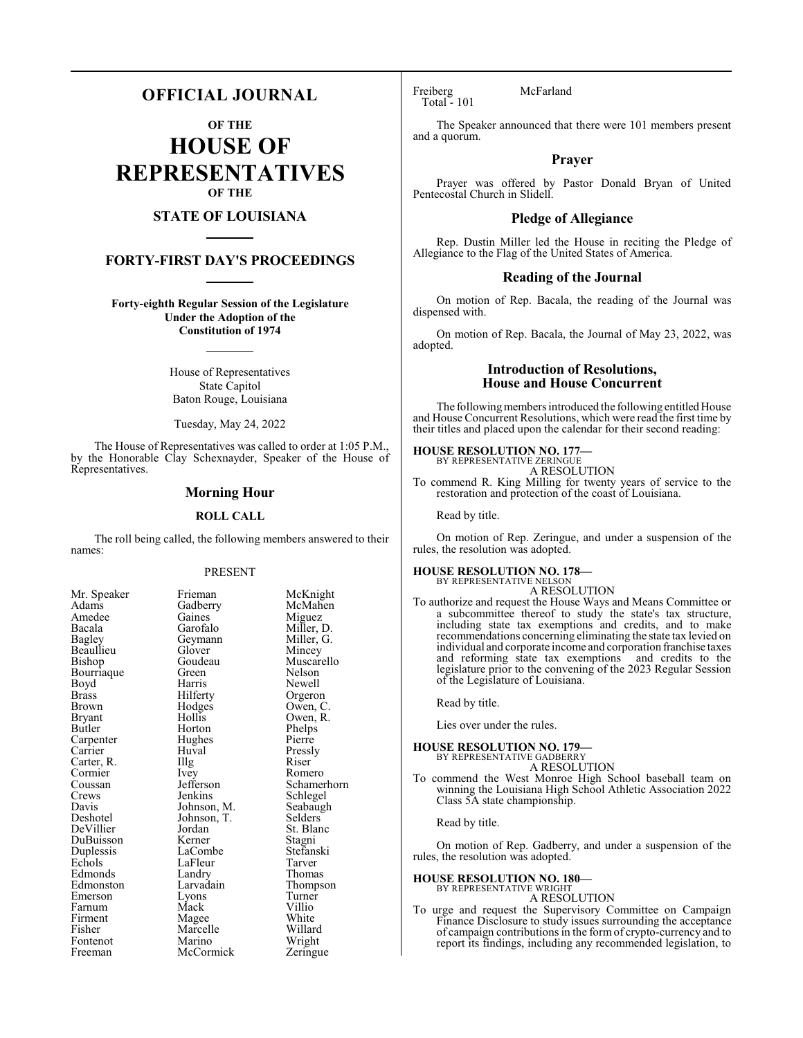# OFFICIAL JOURNAL

**OF THE**

# HOUSE OF REPRESENTATIVES

**OF THE**

## STATE OF LOUISIANA

## FORTY-FIRST DAY'S PROCEEDINGS

**Forty-eighth Regular Session of the Legislature Under the Adoption of the Constitution of 1974**

House of Representatives
State Capitol
Baton Rouge, Louisiana

Tuesday, May 24, 2022

The House of Representatives was called to order at 1:05 P.M., by the Honorable Clay Schexnayder, Speaker of the House of Representatives.

## Morning Hour

### ROLL CALL

The roll being called, the following members answered to their names:

PRESENT

| | | |
|---|---|---|
| Mr. Speaker | Frieman | McKnight |
| Adams | Gadberry | McMahen |
| Amedee | Gaines | Miguez |
| Bacala | Garofalo | Miller, D. |
| Bagley | Geymann | Miller, G. |
| Beaullieu | Glover | Mincey |
| Bishop | Goudeau | Muscarello |
| Bourriaque | Green | Nelson |
| Boyd | Harris | Newell |
| Brass | Hilferty | Orgeron |
| Brown | Hodges | Owen, C. |
| Bryant | Hollis | Owen, R. |
| Butler | Horton | Phelps |
| Carpenter | Hughes | Pierre |
| Carrier | Huval | Pressly |
| Carter, R. | Illg | Riser |
| Cormier | Ivey | Romero |
| Coussan | Jefferson | Schamerhorn |
| Crews | Jenkins | Schlegel |
| Davis | Johnson, M. | Seabaugh |
| Deshotel | Johnson, T. | Selders |
| DeVillier | Jordan | St. Blanc |
| DuBuisson | Kerner | Stagni |
| Duplessis | LaCombe | Stefanski |
| Echols | LaFleur | Tarver |
| Edmonds | Landry | Thomas |
| Edmonston | Larvadain | Thompson |
| Emerson | Lyons | Turner |
| Farnum | Mack | Villio |
| Firment | Magee | White |
| Fisher | Marcelle | Willard |
| Fontenot | Marino | Wright |
| Freeman | McCormick | Zeringue |
| Freiberg | McFarland | |

Total - 101

The Speaker announced that there were 101 members present and a quorum.

## Prayer

Prayer was offered by Pastor Donald Bryan of United Pentecostal Church in Slidell.

## Pledge of Allegiance

Rep. Dustin Miller led the House in reciting the Pledge of Allegiance to the Flag of the United States of America.

## Reading of the Journal

On motion of Rep. Bacala, the reading of the Journal was dispensed with.

On motion of Rep. Bacala, the Journal of May 23, 2022, was adopted.

## Introduction of Resolutions, House and House Concurrent

The following members introduced the following entitled House and House Concurrent Resolutions, which were read the first time by their titles and placed upon the calendar for their second reading:

**HOUSE RESOLUTION NO. 177—**
BY REPRESENTATIVE ZERINGUE
A RESOLUTION

To commend R. King Milling for twenty years of service to the restoration and protection of the coast of Louisiana.

Read by title.

On motion of Rep. Zeringue, and under a suspension of the rules, the resolution was adopted.

**HOUSE RESOLUTION NO. 178—**
BY REPRESENTATIVE NELSON
A RESOLUTION

To authorize and request the House Ways and Means Committee or a subcommittee thereof to study the state's tax structure, including state tax exemptions and credits, and to make recommendations concerning eliminating the state tax levied on individual and corporate income and corporation franchise taxes and reforming state tax exemptions and credits to the legislature prior to the convening of the 2023 Regular Session of the Legislature of Louisiana.

Read by title.

Lies over under the rules.

**HOUSE RESOLUTION NO. 179—**
BY REPRESENTATIVE GADBERRY
A RESOLUTION

To commend the West Monroe High School baseball team on winning the Louisiana High School Athletic Association 2022 Class 5A state championship.

Read by title.

On motion of Rep. Gadberry, and under a suspension of the rules, the resolution was adopted.

**HOUSE RESOLUTION NO. 180—**
BY REPRESENTATIVE WRIGHT
A RESOLUTION

To urge and request the Supervisory Committee on Campaign Finance Disclosure to study issues surrounding the acceptance of campaign contributions in the form of crypto-currency and to report its findings, including any recommended legislation, to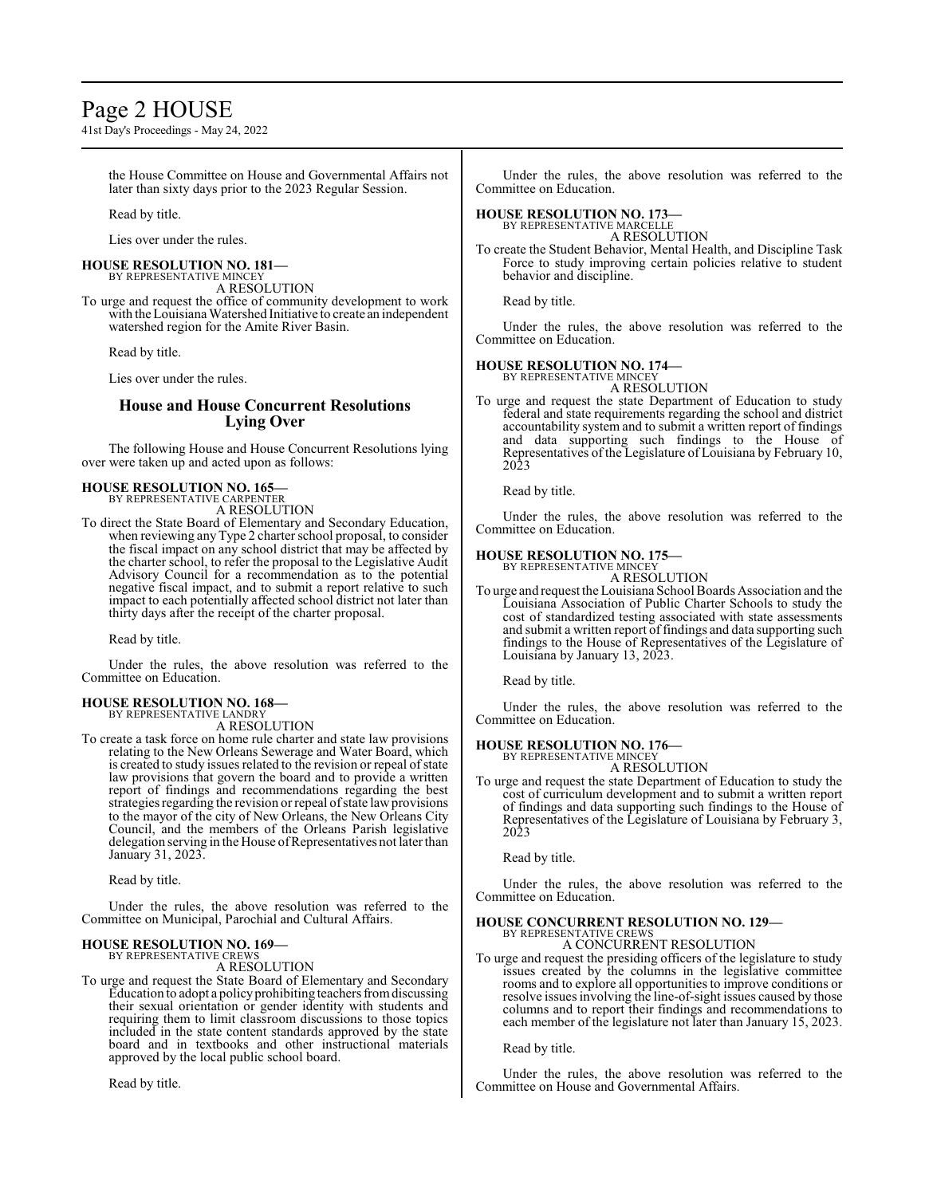the House Committee on House and Governmental Affairs not later than sixty days prior to the 2023 Regular Session.

Read by title.

Lies over under the rules.

**HOUSE RESOLUTION NO. 181—**
BY REPRESENTATIVE MINCEY
A RESOLUTION

To urge and request the office of community development to work with the Louisiana Watershed Initiative to create an independent watershed region for the Amite River Basin.

Read by title.

Lies over under the rules.

## House and House Concurrent Resolutions Lying Over

The following House and House Concurrent Resolutions lying over were taken up and acted upon as follows:

**HOUSE RESOLUTION NO. 165—**
BY REPRESENTATIVE CARPENTER
A RESOLUTION

To direct the State Board of Elementary and Secondary Education, when reviewing any Type 2 charter school proposal, to consider the fiscal impact on any school district that may be affected by the charter school, to refer the proposal to the Legislative Audit Advisory Council for a recommendation as to the potential negative fiscal impact, and to submit a report relative to such impact to each potentially affected school district not later than thirty days after the receipt of the charter proposal.

Read by title.

Under the rules, the above resolution was referred to the Committee on Education.

**HOUSE RESOLUTION NO. 168—**
BY REPRESENTATIVE LANDRY
A RESOLUTION

To create a task force on home rule charter and state law provisions relating to the New Orleans Sewerage and Water Board, which is created to study issues related to the revision or repeal of state law provisions that govern the board and to provide a written report of findings and recommendations regarding the best strategies regarding the revision or repeal of state law provisions to the mayor of the city of New Orleans, the New Orleans City Council, and the members of the Orleans Parish legislative delegation serving in the House of Representatives not later than January 31, 2023.

Read by title.

Under the rules, the above resolution was referred to the Committee on Municipal, Parochial and Cultural Affairs.

**HOUSE RESOLUTION NO. 169—**
BY REPRESENTATIVE CREWS
A RESOLUTION

To urge and request the State Board of Elementary and Secondary Education to adopt a policy prohibiting teachers from discussing their sexual orientation or gender identity with students and requiring them to limit classroom discussions to those topics included in the state content standards approved by the state board and in textbooks and other instructional materials approved by the local public school board.

Read by title.

Under the rules, the above resolution was referred to the Committee on Education.

**HOUSE RESOLUTION NO. 173—**
BY REPRESENTATIVE MARCELLE
A RESOLUTION

To create the Student Behavior, Mental Health, and Discipline Task Force to study improving certain policies relative to student behavior and discipline.

Read by title.

Under the rules, the above resolution was referred to the Committee on Education.

**HOUSE RESOLUTION NO. 174—**
BY REPRESENTATIVE MINCEY
A RESOLUTION

To urge and request the state Department of Education to study federal and state requirements regarding the school and district accountability system and to submit a written report of findings and data supporting such findings to the House of Representatives of the Legislature of Louisiana by February 10, 2023

Read by title.

Under the rules, the above resolution was referred to the Committee on Education.

**HOUSE RESOLUTION NO. 175—**
BY REPRESENTATIVE MINCEY
A RESOLUTION

To urge and request the Louisiana School Boards Association and the Louisiana Association of Public Charter Schools to study the cost of standardized testing associated with state assessments and submit a written report of findings and data supporting such findings to the House of Representatives of the Legislature of Louisiana by January 13, 2023.

Read by title.

Under the rules, the above resolution was referred to the Committee on Education.

**HOUSE RESOLUTION NO. 176—**
BY REPRESENTATIVE MINCEY
A RESOLUTION

To urge and request the state Department of Education to study the cost of curriculum development and to submit a written report of findings and data supporting such findings to the House of Representatives of the Legislature of Louisiana by February 3, 2023

Read by title.

Under the rules, the above resolution was referred to the Committee on Education.

**HOUSE CONCURRENT RESOLUTION NO. 129—**
BY REPRESENTATIVE CREWS
A CONCURRENT RESOLUTION

To urge and request the presiding officers of the legislature to study issues created by the columns in the legislative committee rooms and to explore all opportunities to improve conditions or resolve issues involving the line-of-sight issues caused by those columns and to report their findings and recommendations to each member of the legislature not later than January 15, 2023.

Read by title.

Under the rules, the above resolution was referred to the Committee on House and Governmental Affairs.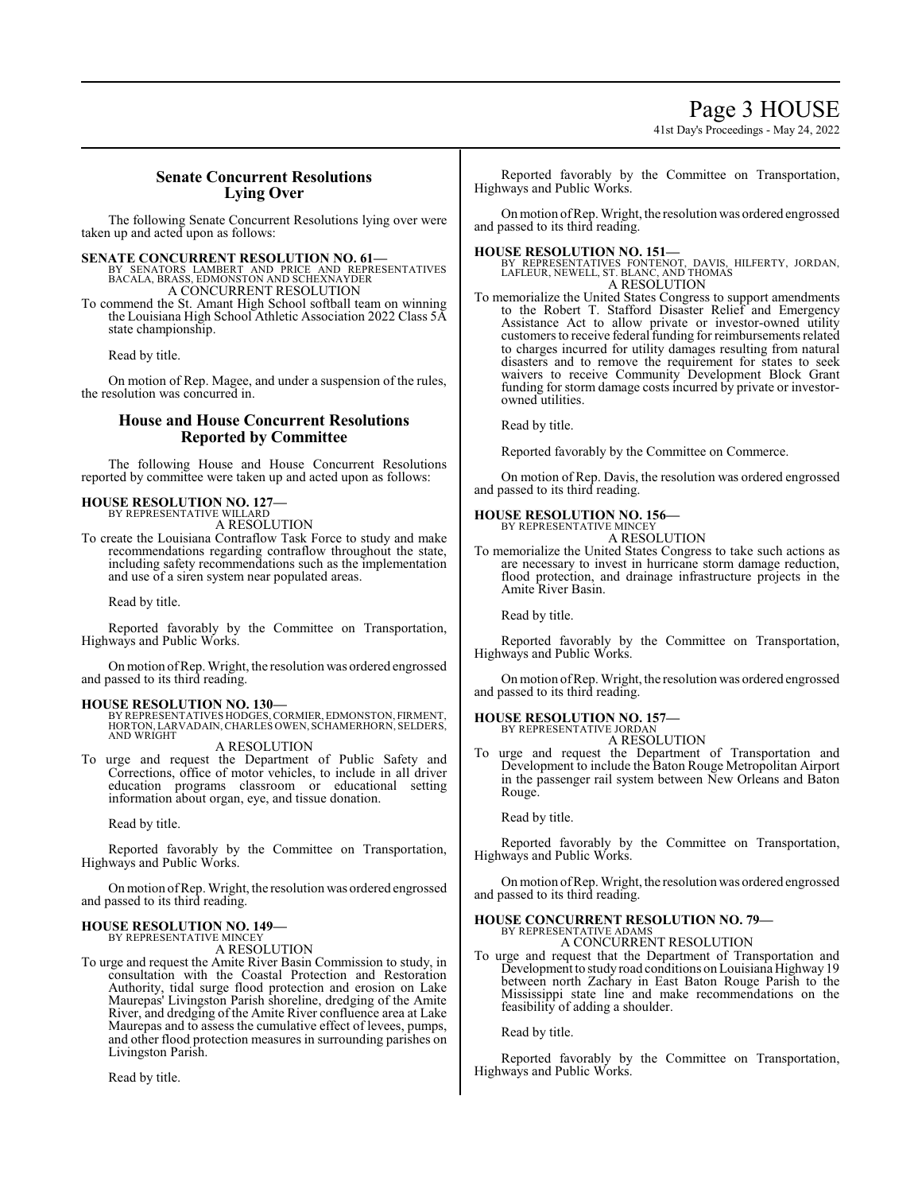## Senate Concurrent Resolutions Lying Over

The following Senate Concurrent Resolutions lying over were taken up and acted upon as follows:

**SENATE CONCURRENT RESOLUTION NO. 61—**
BY SENATORS LAMBERT AND PRICE AND REPRESENTATIVES BACALA, BRASS, EDMONSTON AND SCHEXNAYDER
A CONCURRENT RESOLUTION
To commend the St. Amant High School softball team on winning the Louisiana High School Athletic Association 2022 Class 5A state championship.

Read by title.

On motion of Rep. Magee, and under a suspension of the rules, the resolution was concurred in.

## House and House Concurrent Resolutions Reported by Committee

The following House and House Concurrent Resolutions reported by committee were taken up and acted upon as follows:

**HOUSE RESOLUTION NO. 127—**
BY REPRESENTATIVE WILLARD
A RESOLUTION
To create the Louisiana Contraflow Task Force to study and make recommendations regarding contraflow throughout the state, including safety recommendations such as the implementation and use of a siren system near populated areas.

Read by title.

Reported favorably by the Committee on Transportation, Highways and Public Works.

On motion of Rep. Wright, the resolution was ordered engrossed and passed to its third reading.

**HOUSE RESOLUTION NO. 130—**
BY REPRESENTATIVES HODGES, CORMIER, EDMONSTON, FIRMENT, HORTON, LARVADAIN, CHARLES OWEN, SCHAMERHORN, SELDERS, AND WRIGHT
A RESOLUTION
To urge and request the Department of Public Safety and Corrections, office of motor vehicles, to include in all driver education programs classroom or educational setting information about organ, eye, and tissue donation.

Read by title.

Reported favorably by the Committee on Transportation, Highways and Public Works.

On motion of Rep. Wright, the resolution was ordered engrossed and passed to its third reading.

**HOUSE RESOLUTION NO. 149—**
BY REPRESENTATIVE MINCEY
A RESOLUTION
To urge and request the Amite River Basin Commission to study, in consultation with the Coastal Protection and Restoration Authority, tidal surge flood protection and erosion on Lake Maurepas' Livingston Parish shoreline, dredging of the Amite River, and dredging of the Amite River confluence area at Lake Maurepas and to assess the cumulative effect of levees, pumps, and other flood protection measures in surrounding parishes on Livingston Parish.

Read by title.

Reported favorably by the Committee on Transportation, Highways and Public Works.

On motion of Rep. Wright, the resolution was ordered engrossed and passed to its third reading.

**HOUSE RESOLUTION NO. 151—**
BY REPRESENTATIVES FONTENOT, DAVIS, HILFERTY, JORDAN, LAFLEUR, NEWELL, ST. BLANC, AND THOMAS
A RESOLUTION
To memorialize the United States Congress to support amendments to the Robert T. Stafford Disaster Relief and Emergency Assistance Act to allow private or investor-owned utility customers to receive federal funding for reimbursements related to charges incurred for utility damages resulting from natural disasters and to remove the requirement for states to seek waivers to receive Community Development Block Grant funding for storm damage costs incurred by private or investor-owned utilities.

Read by title.

Reported favorably by the Committee on Commerce.

On motion of Rep. Davis, the resolution was ordered engrossed and passed to its third reading.

**HOUSE RESOLUTION NO. 156—**
BY REPRESENTATIVE MINCEY
A RESOLUTION
To memorialize the United States Congress to take such actions as are necessary to invest in hurricane storm damage reduction, flood protection, and drainage infrastructure projects in the Amite River Basin.

Read by title.

Reported favorably by the Committee on Transportation, Highways and Public Works.

On motion of Rep. Wright, the resolution was ordered engrossed and passed to its third reading.

**HOUSE RESOLUTION NO. 157—**
BY REPRESENTATIVE JORDAN
A RESOLUTION
To urge and request the Department of Transportation and Development to include the Baton Rouge Metropolitan Airport in the passenger rail system between New Orleans and Baton Rouge.

Read by title.

Reported favorably by the Committee on Transportation, Highways and Public Works.

On motion of Rep. Wright, the resolution was ordered engrossed and passed to its third reading.

**HOUSE CONCURRENT RESOLUTION NO. 79—**
BY REPRESENTATIVE ADAMS
A CONCURRENT RESOLUTION
To urge and request that the Department of Transportation and Development to study road conditions on Louisiana Highway 19 between north Zachary in East Baton Rouge Parish to the Mississippi state line and make recommendations on the feasibility of adding a shoulder.

Read by title.

Reported favorably by the Committee on Transportation, Highways and Public Works.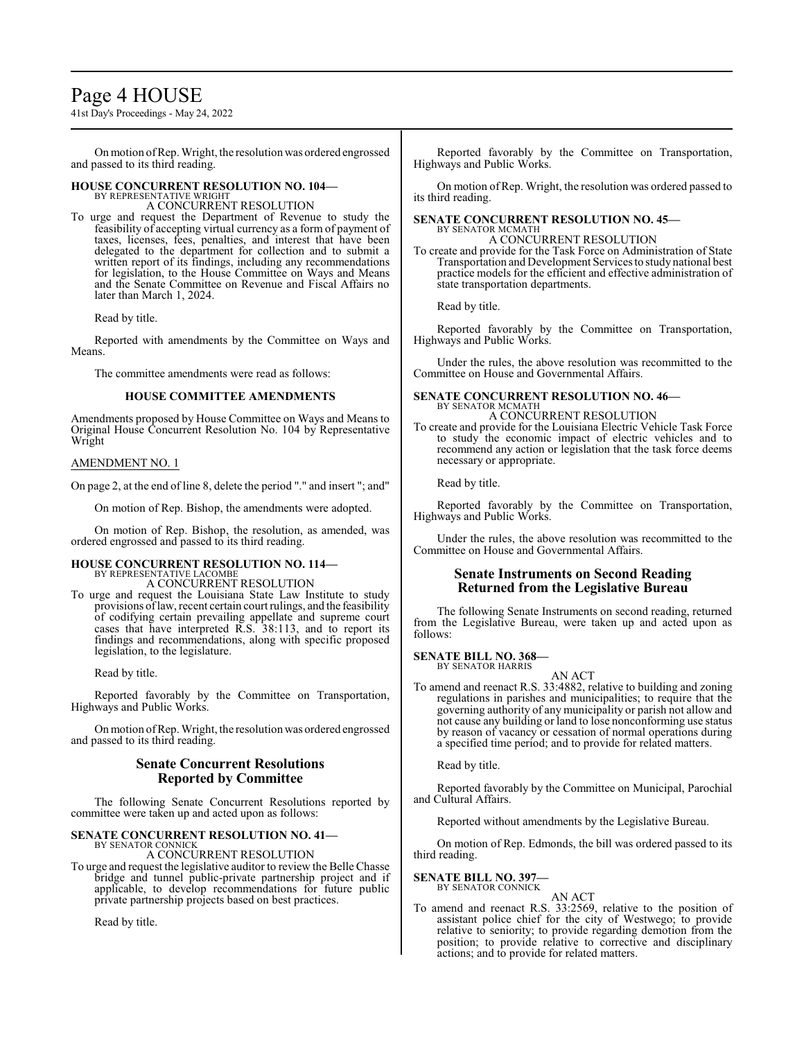On motion of Rep. Wright, the resolution was ordered engrossed and passed to its third reading.

**HOUSE CONCURRENT RESOLUTION NO. 104—**
BY REPRESENTATIVE WRIGHT
A CONCURRENT RESOLUTION

To urge and request the Department of Revenue to study the feasibility of accepting virtual currency as a form of payment of taxes, licenses, fees, penalties, and interest that have been delegated to the department for collection and to submit a written report of its findings, including any recommendations for legislation, to the House Committee on Ways and Means and the Senate Committee on Revenue and Fiscal Affairs no later than March 1, 2024.

Read by title.

Reported with amendments by the Committee on Ways and Means.

The committee amendments were read as follows:

**HOUSE COMMITTEE AMENDMENTS**

Amendments proposed by House Committee on Ways and Means to Original House Concurrent Resolution No. 104 by Representative Wright

AMENDMENT NO. 1

On page 2, at the end of line 8, delete the period "." and insert "; and"

On motion of Rep. Bishop, the amendments were adopted.

On motion of Rep. Bishop, the resolution, as amended, was ordered engrossed and passed to its third reading.

**HOUSE CONCURRENT RESOLUTION NO. 114—**
BY REPRESENTATIVE LACOMBE
A CONCURRENT RESOLUTION

To urge and request the Louisiana State Law Institute to study provisions of law, recent certain court rulings, and the feasibility of codifying certain prevailing appellate and supreme court cases that have interpreted R.S. 38:113, and to report its findings and recommendations, along with specific proposed legislation, to the legislature.

Read by title.

Reported favorably by the Committee on Transportation, Highways and Public Works.

On motion of Rep. Wright, the resolution was ordered engrossed and passed to its third reading.

## Senate Concurrent Resolutions Reported by Committee

The following Senate Concurrent Resolutions reported by committee were taken up and acted upon as follows:

**SENATE CONCURRENT RESOLUTION NO. 41—**
BY SENATOR CONNICK
A CONCURRENT RESOLUTION

To urge and request the legislative auditor to review the Belle Chasse bridge and tunnel public-private partnership project and if applicable, to develop recommendations for future public private partnership projects based on best practices.

Read by title.

Reported favorably by the Committee on Transportation, Highways and Public Works.

On motion of Rep. Wright, the resolution was ordered passed to its third reading.

**SENATE CONCURRENT RESOLUTION NO. 45—**
BY SENATOR MCMATH
A CONCURRENT RESOLUTION

To create and provide for the Task Force on Administration of State Transportation and Development Services to study national best practice models for the efficient and effective administration of state transportation departments.

Read by title.

Reported favorably by the Committee on Transportation, Highways and Public Works.

Under the rules, the above resolution was recommitted to the Committee on House and Governmental Affairs.

**SENATE CONCURRENT RESOLUTION NO. 46—**
BY SENATOR MCMATH
A CONCURRENT RESOLUTION

To create and provide for the Louisiana Electric Vehicle Task Force to study the economic impact of electric vehicles and to recommend any action or legislation that the task force deems necessary or appropriate.

Read by title.

Reported favorably by the Committee on Transportation, Highways and Public Works.

Under the rules, the above resolution was recommitted to the Committee on House and Governmental Affairs.

## Senate Instruments on Second Reading Returned from the Legislative Bureau

The following Senate Instruments on second reading, returned from the Legislative Bureau, were taken up and acted upon as follows:

**SENATE BILL NO. 368—**
BY SENATOR HARRIS
AN ACT

To amend and reenact R.S. 33:4882, relative to building and zoning regulations in parishes and municipalities; to require that the governing authority of any municipality or parish not allow and not cause any building or land to lose nonconforming use status by reason of vacancy or cessation of normal operations during a specified time period; and to provide for related matters.

Read by title.

Reported favorably by the Committee on Municipal, Parochial and Cultural Affairs.

Reported without amendments by the Legislative Bureau.

On motion of Rep. Edmonds, the bill was ordered passed to its third reading.

**SENATE BILL NO. 397—**
BY SENATOR CONNICK
AN ACT

To amend and reenact R.S. 33:2569, relative to the position of assistant police chief for the city of Westwego; to provide relative to seniority; to provide regarding demotion from the position; to provide relative to corrective and disciplinary actions; and to provide for related matters.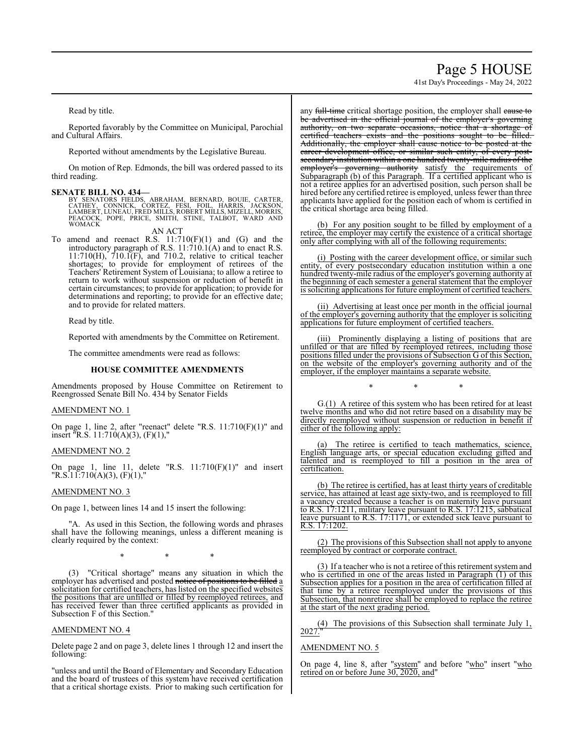Read by title.

Reported favorably by the Committee on Municipal, Parochial and Cultural Affairs.

Reported without amendments by the Legislative Bureau.

On motion of Rep. Edmonds, the bill was ordered passed to its third reading.

**SENATE BILL NO. 434—**

BY SENATORS FIELDS, ABRAHAM, BERNARD, BOUIE, CARTER, CATHEY, CONNICK, CORTEZ, FESI, FOIL, HARRIS, JACKSON, LAMBERT, LUNEAU, FRED MILLS, ROBERT MILLS, MIZELL, MORRIS, PEACOCK, POPE, PRICE, SMITH, STINE, TALBOT, WARD AND WOMACK

AN ACT

To amend and reenact R.S. 11:710(F)(1) and (G) and the introductory paragraph of R.S. 11:710.1(A) and to enact R.S. 11:710(H), 710.1(F), and 710.2, relative to critical teacher shortages; to provide for employment of retirees of the Teachers' Retirement System of Louisiana; to allow a retiree to return to work without suspension or reduction of benefit in certain circumstances; to provide for application; to provide for determinations and reporting; to provide for an effective date; and to provide for related matters.

Read by title.

Reported with amendments by the Committee on Retirement.

The committee amendments were read as follows:

**HOUSE COMMITTEE AMENDMENTS**

Amendments proposed by House Committee on Retirement to Reengrossed Senate Bill No. 434 by Senator Fields

AMENDMENT NO. 1

On page 1, line 2, after "reenact" delete "R.S. 11:710(F)(1)" and insert "R.S. 11:710(A)(3), (F)(1),"

AMENDMENT NO. 2

On page 1, line 11, delete "R.S. 11:710(F)(1)" and insert "R.S.11:710(A)(3), (F)(1),"

AMENDMENT NO. 3

On page 1, between lines 14 and 15 insert the following:

"A. As used in this Section, the following words and phrases shall have the following meanings, unless a different meaning is clearly required by the context:

\* \* \*

(3) "Critical shortage" means any situation in which the employer has advertised and posted ~~notice of positions to be filled~~ a solicitation for certified teachers, has listed on the specified websites the positions that are unfilled or filled by reemployed retirees, and has received fewer than three certified applicants as provided in Subsection F of this Section."

AMENDMENT NO. 4

Delete page 2 and on page 3, delete lines 1 through 12 and insert the following:

"unless and until the Board of Elementary and Secondary Education and the board of trustees of this system have received certification that a critical shortage exists. Prior to making such certification for any ~~full-time~~ critical shortage position, the employer shall ~~cause to be advertised in the official journal of the employer's governing authority, on two separate occasions, notice that a shortage of certified teachers exists and the positions sought to be filled. Additionally, the employer shall cause notice to be posted at the career development office, or similar such entity, of every post-secondary institution within a one hundred twenty-mile radius of the employer's governing authority~~ satisfy the requirements of Subparagraph (b) of this Paragraph. If a certified applicant who is not a retiree applies for an advertised position, such person shall be hired before any certified retiree is employed, unless fewer than three applicants have applied for the position each of whom is certified in the critical shortage area being filled.

(b) For any position sought to be filled by employment of a retiree, the employer may certify the existence of a critical shortage only after complying with all of the following requirements:

(i) Posting with the career development office, or similar such entity, of every postsecondary education institution within a one hundred twenty-mile radius of the employer's governing authority at the beginning of each semester a general statement that the employer is soliciting applications for future employment of certified teachers.

(ii) Advertising at least once per month in the official journal of the employer's governing authority that the employer is soliciting applications for future employment of certified teachers.

(iii) Prominently displaying a listing of positions that are unfilled or that are filled by reemployed retirees, including those positions filled under the provisions of Subsection G of this Section, on the website of the employer's governing authority and of the employer, if the employer maintains a separate website.

\* \* \*

G.(1) A retiree of this system who has been retired for at least twelve months and who did not retire based on a disability may be directly reemployed without suspension or reduction in benefit if either of the following apply:

(a) The retiree is certified to teach mathematics, science, English language arts, or special education excluding gifted and talented and is reemployed to fill a position in the area of certification.

(b) The retiree is certified, has at least thirty years of creditable service, has attained at least age sixty-two, and is reemployed to fill a vacancy created because a teacher is on maternity leave pursuant to R.S. 17:1211, military leave pursuant to R.S. 17:1215, sabbatical leave pursuant to R.S. 17:1171, or extended sick leave pursuant to R.S. 17:1202.

(2) The provisions of this Subsection shall not apply to anyone reemployed by contract or corporate contract.

(3) If a teacher who is not a retiree of this retirement system and who is certified in one of the areas listed in Paragraph (1) of this Subsection applies for a position in the area of certification filled at that time by a retiree reemployed under the provisions of this Subsection, that nonretiree shall be employed to replace the retiree at the start of the next grading period.

(4) The provisions of this Subsection shall terminate July 1, 2027."

AMENDMENT NO. 5

On page 4, line 8, after "system" and before "who" insert "who retired on or before June 30, 2020, and"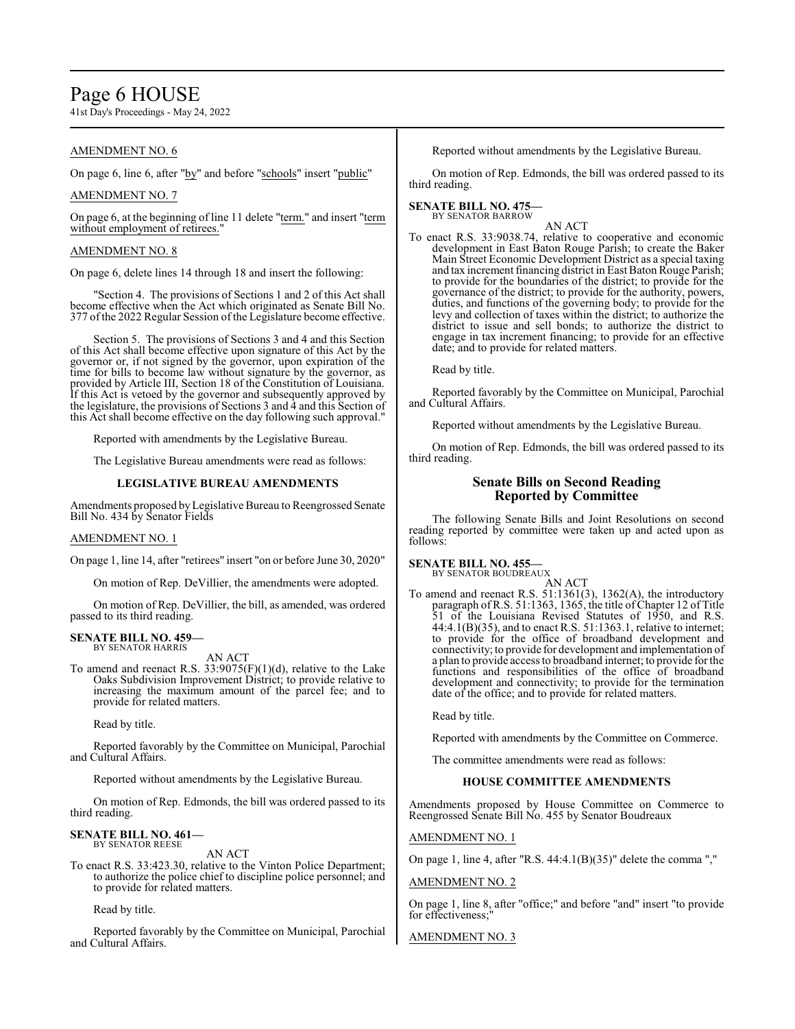AMENDMENT NO. 6

On page 6, line 6, after "by" and before "schools" insert "public"

AMENDMENT NO. 7

On page 6, at the beginning of line 11 delete "term." and insert "term without employment of retirees."

AMENDMENT NO. 8

On page 6, delete lines 14 through 18 and insert the following:

"Section 4. The provisions of Sections 1 and 2 of this Act shall become effective when the Act which originated as Senate Bill No. 377 of the 2022 Regular Session of the Legislature become effective.

Section 5. The provisions of Sections 3 and 4 and this Section of this Act shall become effective upon signature of this Act by the governor or, if not signed by the governor, upon expiration of the time for bills to become law without signature by the governor, as provided by Article III, Section 18 of the Constitution of Louisiana. If this Act is vetoed by the governor and subsequently approved by the legislature, the provisions of Sections 3 and 4 and this Section of this Act shall become effective on the day following such approval."

Reported with amendments by the Legislative Bureau.

The Legislative Bureau amendments were read as follows:

**LEGISLATIVE BUREAU AMENDMENTS**

Amendments proposed by Legislative Bureau to Reengrossed Senate Bill No. 434 by Senator Fields

AMENDMENT NO. 1

On page 1, line 14, after "retirees" insert "on or before June 30, 2020"

On motion of Rep. DeVillier, the amendments were adopted.

On motion of Rep. DeVillier, the bill, as amended, was ordered passed to its third reading.

**SENATE BILL NO. 459—**
BY SENATOR HARRIS

AN ACT

To amend and reenact R.S. 33:9075(F)(1)(d), relative to the Lake Oaks Subdivision Improvement District; to provide relative to increasing the maximum amount of the parcel fee; and to provide for related matters.

Read by title.

Reported favorably by the Committee on Municipal, Parochial and Cultural Affairs.

Reported without amendments by the Legislative Bureau.

On motion of Rep. Edmonds, the bill was ordered passed to its third reading.

**SENATE BILL NO. 461—**
BY SENATOR REESE

AN ACT

To enact R.S. 33:423.30, relative to the Vinton Police Department; to authorize the police chief to discipline police personnel; and to provide for related matters.

Read by title.

Reported favorably by the Committee on Municipal, Parochial and Cultural Affairs.

Reported without amendments by the Legislative Bureau.

On motion of Rep. Edmonds, the bill was ordered passed to its third reading.

**SENATE BILL NO. 475—**
BY SENATOR BARROW

AN ACT

To enact R.S. 33:9038.74, relative to cooperative and economic development in East Baton Rouge Parish; to create the Baker Main Street Economic Development District as a special taxing and tax increment financing district in East Baton Rouge Parish; to provide for the boundaries of the district; to provide for the governance of the district; to provide for the authority, powers, duties, and functions of the governing body; to provide for the levy and collection of taxes within the district; to authorize the district to issue and sell bonds; to authorize the district to engage in tax increment financing; to provide for an effective date; and to provide for related matters.

Read by title.

Reported favorably by the Committee on Municipal, Parochial and Cultural Affairs.

Reported without amendments by the Legislative Bureau.

On motion of Rep. Edmonds, the bill was ordered passed to its third reading.

## Senate Bills on Second Reading Reported by Committee

The following Senate Bills and Joint Resolutions on second reading reported by committee were taken up and acted upon as follows:

**SENATE BILL NO. 455—**
BY SENATOR BOUDREAUX

AN ACT

To amend and reenact R.S. 51:1361(3), 1362(A), the introductory paragraph of R.S. 51:1363, 1365, the title of Chapter 12 of Title 51 of the Louisiana Revised Statutes of 1950, and R.S. 44:4.1(B)(35), and to enact R.S. 51:1363.1, relative to internet; to provide for the office of broadband development and connectivity; to provide for development and implementation of a plan to provide access to broadband internet; to provide for the functions and responsibilities of the office of broadband development and connectivity; to provide for the termination date of the office; and to provide for related matters.

Read by title.

Reported with amendments by the Committee on Commerce.

The committee amendments were read as follows:

**HOUSE COMMITTEE AMENDMENTS**

Amendments proposed by House Committee on Commerce to Reengrossed Senate Bill No. 455 by Senator Boudreaux

AMENDMENT NO. 1

On page 1, line 4, after "R.S. 44:4.1(B)(35)" delete the comma ","

AMENDMENT NO. 2

On page 1, line 8, after "office;" and before "and" insert "to provide for effectiveness;"

AMENDMENT NO. 3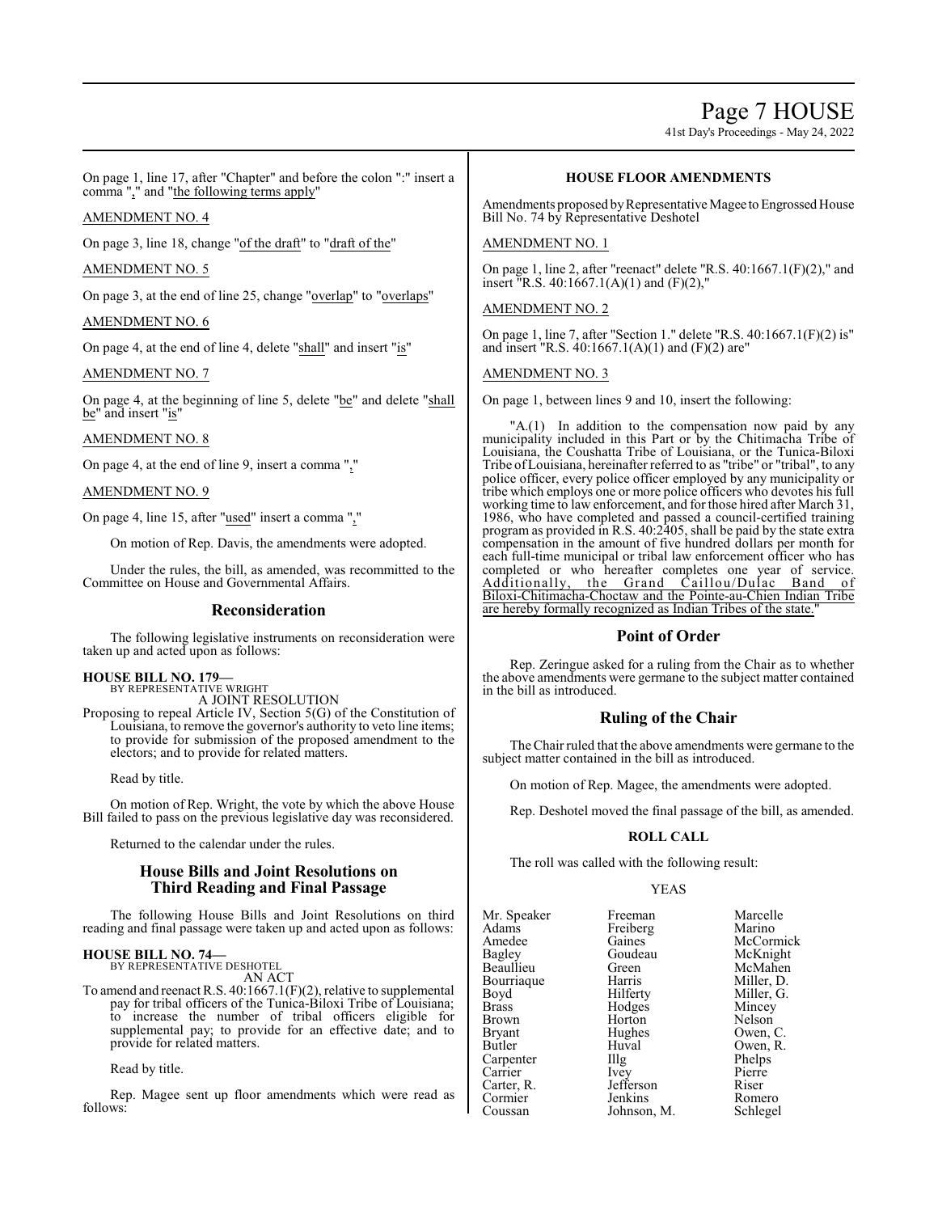On page 1, line 17, after "Chapter" and before the colon ":" insert a comma "," and "the following terms apply"

AMENDMENT NO. 4

On page 3, line 18, change "of the draft" to "draft of the"

AMENDMENT NO. 5

On page 3, at the end of line 25, change "overlap" to "overlaps"

AMENDMENT NO. 6

On page 4, at the end of line 4, delete "shall" and insert "is"

AMENDMENT NO. 7

On page 4, at the beginning of line 5, delete "be" and delete "shall be" and insert "is"

AMENDMENT NO. 8

On page 4, at the end of line 9, insert a comma ","

AMENDMENT NO. 9

On page 4, line 15, after "used" insert a comma ","

On motion of Rep. Davis, the amendments were adopted.

Under the rules, the bill, as amended, was recommitted to the Committee on House and Governmental Affairs.

## Reconsideration

The following legislative instruments on reconsideration were taken up and acted upon as follows:

**HOUSE BILL NO. 179—**
BY REPRESENTATIVE WRIGHT
A JOINT RESOLUTION

Proposing to repeal Article IV, Section 5(G) of the Constitution of Louisiana, to remove the governor's authority to veto line items; to provide for submission of the proposed amendment to the electors; and to provide for related matters.

Read by title.

On motion of Rep. Wright, the vote by which the above House Bill failed to pass on the previous legislative day was reconsidered.

Returned to the calendar under the rules.

## House Bills and Joint Resolutions on Third Reading and Final Passage

The following House Bills and Joint Resolutions on third reading and final passage were taken up and acted upon as follows:

**HOUSE BILL NO. 74—**
BY REPRESENTATIVE DESHOTEL
AN ACT

To amend and reenact R.S. 40:1667.1(F)(2), relative to supplemental pay for tribal officers of the Tunica-Biloxi Tribe of Louisiana; to increase the number of tribal officers eligible for supplemental pay; to provide for an effective date; and to provide for related matters.

Read by title.

Rep. Magee sent up floor amendments which were read as follows:

**HOUSE FLOOR AMENDMENTS**

Amendments proposed by Representative Magee to Engrossed House Bill No. 74 by Representative Deshotel

AMENDMENT NO. 1

On page 1, line 2, after "reenact" delete "R.S. 40:1667.1(F)(2)," and insert "R.S. 40:1667.1(A)(1) and (F)(2),"

AMENDMENT NO. 2

On page 1, line 7, after "Section 1." delete "R.S. 40:1667.1(F)(2) is" and insert "R.S. 40:1667.1(A)(1) and (F)(2) are"

AMENDMENT NO. 3

On page 1, between lines 9 and 10, insert the following:

"A.(1) In addition to the compensation now paid by any municipality included in this Part or by the Chitimacha Tribe of Louisiana, the Coushatta Tribe of Louisiana, or the Tunica-Biloxi Tribe of Louisiana, hereinafter referred to as "tribe" or "tribal", to any police officer, every police officer employed by any municipality or tribe which employs one or more police officers who devotes his full working time to law enforcement, and for those hired after March 31, 1986, who have completed and passed a council-certified training program as provided in R.S. 40:2405, shall be paid by the state extra compensation in the amount of five hundred dollars per month for each full-time municipal or tribal law enforcement officer who has completed or who hereafter completes one year of service. Additionally, the Grand Caillou/Dulac Band of Biloxi-Chitimacha-Choctaw and the Pointe-au-Chien Indian Tribe are hereby formally recognized as Indian Tribes of the state."

## Point of Order

Rep. Zeringue asked for a ruling from the Chair as to whether the above amendments were germane to the subject matter contained in the bill as introduced.

## Ruling of the Chair

The Chair ruled that the above amendments were germane to the subject matter contained in the bill as introduced.

On motion of Rep. Magee, the amendments were adopted.

Rep. Deshotel moved the final passage of the bill, as amended.

**ROLL CALL**

The roll was called with the following result:

YEAS

| | | |
|---|---|---|
| Mr. Speaker | Freeman | Marcelle |
| Adams | Freiberg | Marino |
| Amedee | Gaines | McCormick |
| Bagley | Goudeau | McKnight |
| Beaullieu | Green | McMahen |
| Bourriaque | Harris | Miller, D. |
| Boyd | Hilferty | Miller, G. |
| Brass | Hodges | Mincey |
| Brown | Horton | Nelson |
| Bryant | Hughes | Owen, C. |
| Butler | Huval | Owen, R. |
| Carpenter | Illg | Phelps |
| Carrier | Ivey | Pierre |
| Carter, R. | Jefferson | Riser |
| Cormier | Jenkins | Romero |
| Coussan | Johnson, M. | Schlegel |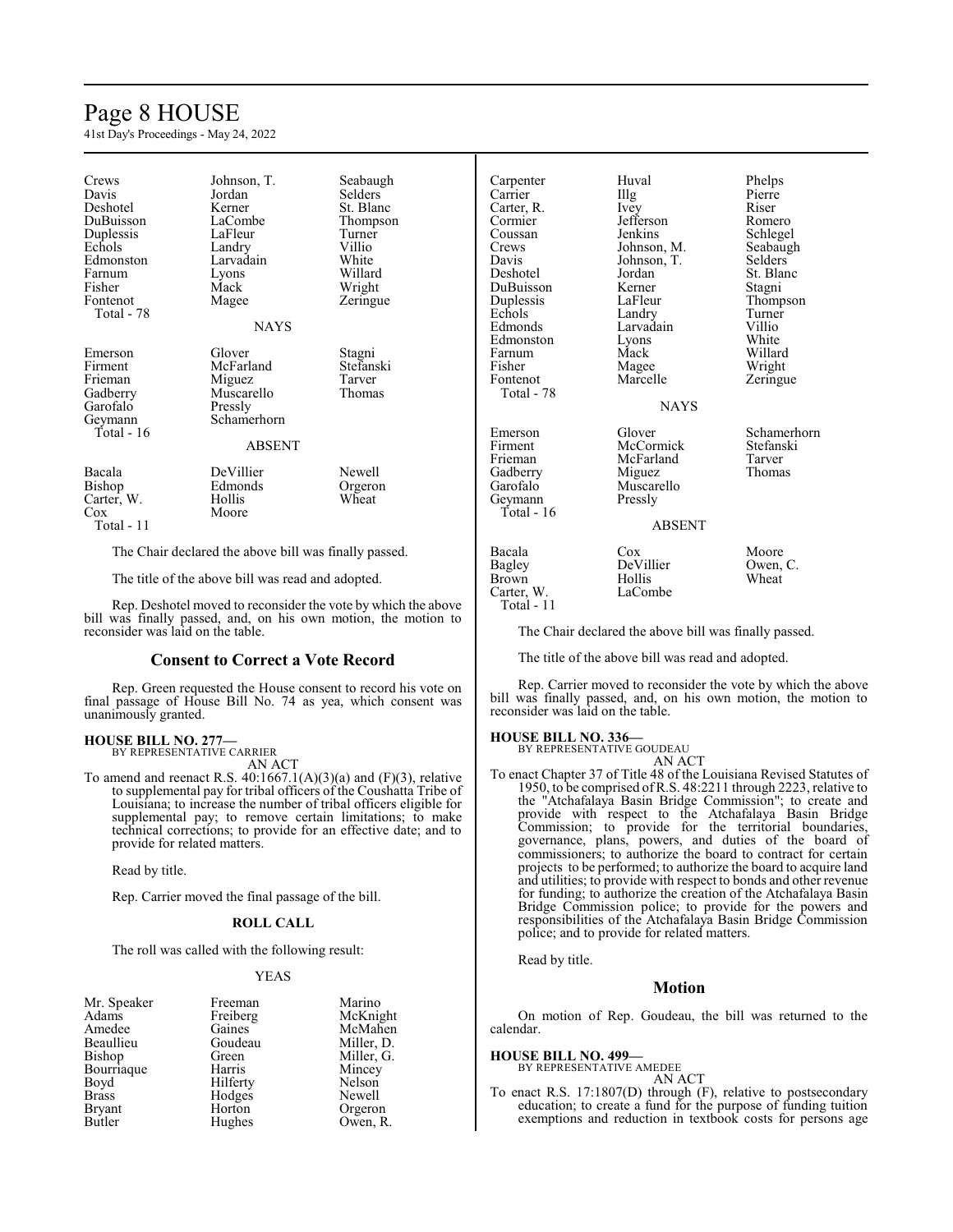| | | |
|---|---|---|
| Crews | Johnson, T. | Seabaugh |
| Davis | Jordan | Selders |
| Deshotel | Kerner | St. Blanc |
| DuBuisson | LaCombe | Thompson |
| Duplessis | LaFleur | Turner |
| Echols | Landry | Villio |
| Edmonston | Larvadain | White |
| Farnum | Lyons | Willard |
| Fisher | Mack | Wright |
| Fontenot | Magee | Zeringue |
| Total - 78 | | |

NAYS

| | | |
|---|---|---|
| Emerson | Glover | Stagni |
| Firment | McFarland | Stefanski |
| Frieman | Miguez | Tarver |
| Gadberry | Muscarello | Thomas |
| Garofalo | Pressly | |
| Geymann | Schamerhorn | |
| Total - 16 | | |

ABSENT

| | | |
|---|---|---|
| Bacala | DeVillier | Newell |
| Bishop | Edmonds | Orgeron |
| Carter, W. | Hollis | Wheat |
| Cox | Moore | |
| Total - 11 | | |

The Chair declared the above bill was finally passed.

The title of the above bill was read and adopted.

Rep. Deshotel moved to reconsider the vote by which the above bill was finally passed, and, on his own motion, the motion to reconsider was laid on the table.

## Consent to Correct a Vote Record

Rep. Green requested the House consent to record his vote on final passage of House Bill No. 74 as yea, which consent was unanimously granted.

**HOUSE BILL NO. 277—**
BY REPRESENTATIVE CARRIER
AN ACT

To amend and reenact R.S. 40:1667.1(A)(3)(a) and (F)(3), relative to supplemental pay for tribal officers of the Coushatta Tribe of Louisiana; to increase the number of tribal officers eligible for supplemental pay; to remove certain limitations; to make technical corrections; to provide for an effective date; and to provide for related matters.

Read by title.

Rep. Carrier moved the final passage of the bill.

### ROLL CALL

The roll was called with the following result:

YEAS

| | | |
|---|---|---|
| Mr. Speaker | Freeman | Marino |
| Adams | Freiberg | McKnight |
| Amedee | Gaines | McMahen |
| Beaullieu | Goudeau | Miller, D. |
| Bishop | Green | Miller, G. |
| Bourriaque | Harris | Mincey |
| Boyd | Hilferty | Nelson |
| Brass | Hodges | Newell |
| Bryant | Horton | Orgeron |
| Butler | Hughes | Owen, R. |
| Carpenter | Huval | Phelps |
| Carrier | Illg | Pierre |
| Carter, R. | Ivey | Riser |
| Cormier | Jefferson | Romero |
| Coussan | Jenkins | Schlegel |
| Crews | Johnson, M. | Seabaugh |
| Davis | Johnson, T. | Selders |
| Deshotel | Jordan | St. Blanc |
| DuBuisson | Kerner | Stagni |
| Duplessis | LaFleur | Thompson |
| Echols | Landry | Turner |
| Edmonds | Larvadain | Villio |
| Edmonston | Lyons | White |
| Farnum | Mack | Willard |
| Fisher | Magee | Wright |
| Fontenot | Marcelle | Zeringue |
| Total - 78 | | |

NAYS

| | | |
|---|---|---|
| Emerson | Glover | Schamerhorn |
| Firment | McCormick | Stefanski |
| Frieman | McFarland | Tarver |
| Gadberry | Miguez | Thomas |
| Garofalo | Muscarello | |
| Geymann | Pressly | |
| Total - 16 | | |

ABSENT

| | | |
|---|---|---|
| Bacala | Cox | Moore |
| Bagley | DeVillier | Owen, C. |
| Brown | Hollis | Wheat |
| Carter, W. | LaCombe | |
| Total - 11 | | |

The Chair declared the above bill was finally passed.

The title of the above bill was read and adopted.

Rep. Carrier moved to reconsider the vote by which the above bill was finally passed, and, on his own motion, the motion to reconsider was laid on the table.

**HOUSE BILL NO. 336—**
BY REPRESENTATIVE GOUDEAU
AN ACT

To enact Chapter 37 of Title 48 of the Louisiana Revised Statutes of 1950, to be comprised of R.S. 48:2211 through 2223, relative to the "Atchafalaya Basin Bridge Commission"; to create and provide with respect to the Atchafalaya Basin Bridge Commission; to provide for the territorial boundaries, governance, plans, powers, and duties of the board of commissioners; to authorize the board to contract for certain projects to be performed; to authorize the board to acquire land and utilities; to provide with respect to bonds and other revenue for funding; to authorize the creation of the Atchafalaya Basin Bridge Commission police; to provide for the powers and responsibilities of the Atchafalaya Basin Bridge Commission police; and to provide for related matters.

Read by title.

## Motion

On motion of Rep. Goudeau, the bill was returned to the calendar.

**HOUSE BILL NO. 499—**
BY REPRESENTATIVE AMEDEE
AN ACT

To enact R.S. 17:1807(D) through (F), relative to postsecondary education; to create a fund for the purpose of funding tuition exemptions and reduction in textbook costs for persons age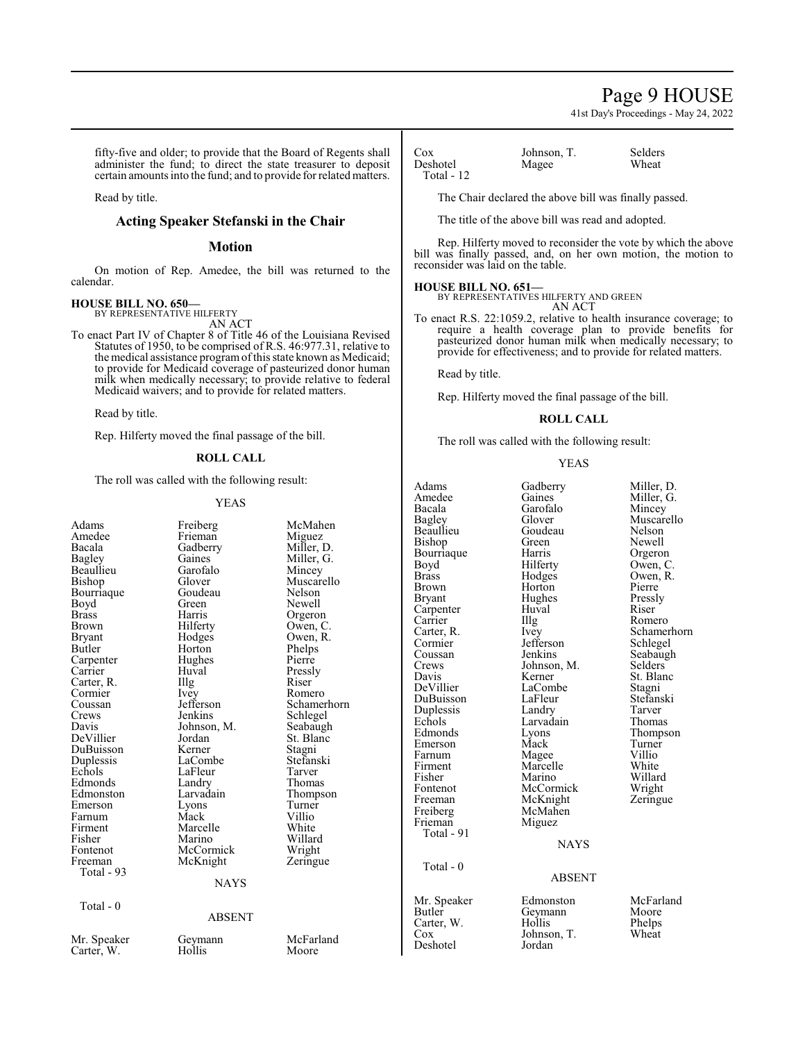fifty-five and older; to provide that the Board of Regents shall administer the fund; to direct the state treasurer to deposit certain amounts into the fund; and to provide for related matters.

Read by title.

## Acting Speaker Stefanski in the Chair

## Motion

On motion of Rep. Amedee, the bill was returned to the calendar.

**HOUSE BILL NO. 650—**
BY REPRESENTATIVE HILFERTY
AN ACT

To enact Part IV of Chapter 8 of Title 46 of the Louisiana Revised Statutes of 1950, to be comprised of R.S. 46:977.31, relative to the medical assistance program of this state known as Medicaid; to provide for Medicaid coverage of pasteurized donor human milk when medically necessary; to provide relative to federal Medicaid waivers; and to provide for related matters.

Read by title.

Rep. Hilferty moved the final passage of the bill.

**ROLL CALL**

The roll was called with the following result:

YEAS

| | | |
|---|---|---|
| Adams | Freiberg | McMahen |
| Amedee | Frieman | Miguez |
| Bacala | Gadberry | Miller, D. |
| Bagley | Gaines | Miller, G. |
| Beaullieu | Garofalo | Mincey |
| Bishop | Glover | Muscarello |
| Bourriaque | Goudeau | Nelson |
| Boyd | Green | Newell |
| Brass | Harris | Orgeron |
| Brown | Hilferty | Owen, C. |
| Bryant | Hodges | Owen, R. |
| Butler | Horton | Phelps |
| Carpenter | Hughes | Pierre |
| Carrier | Huval | Pressly |
| Carter, R. | Illg | Riser |
| Cormier | Ivey | Romero |
| Coussan | Jefferson | Schamerhorn |
| Crews | Jenkins | Schlegel |
| Davis | Johnson, M. | Seabaugh |
| DeVillier | Jordan | St. Blanc |
| DuBuisson | Kerner | Stagni |
| Duplessis | LaCombe | Stefanski |
| Echols | LaFleur | Tarver |
| Edmonds | Landry | Thomas |
| Edmonston | Larvadain | Thompson |
| Emerson | Lyons | Turner |
| Farnum | Mack | Villio |
| Firment | Marcelle | White |
| Fisher | Marino | Willard |
| Fontenot | McCormick | Wright |
| Freeman | McKnight | Zeringue |

Total - 93

NAYS

Total - 0

ABSENT

| | | |
|---|---|---|
| Mr. Speaker | Geymann | McFarland |
| Carter, W. | Hollis | Moore |
| Cox | Johnson, T. | Selders |
| Deshotel | Magee | Wheat |

Total - 12

The Chair declared the above bill was finally passed.

The title of the above bill was read and adopted.

Rep. Hilferty moved to reconsider the vote by which the above bill was finally passed, and, on her own motion, the motion to reconsider was laid on the table.

**HOUSE BILL NO. 651—**
BY REPRESENTATIVES HILFERTY AND GREEN
AN ACT

To enact R.S. 22:1059.2, relative to health insurance coverage; to require a health coverage plan to provide benefits for pasteurized donor human milk when medically necessary; to provide for effectiveness; and to provide for related matters.

Read by title.

Rep. Hilferty moved the final passage of the bill.

**ROLL CALL**

The roll was called with the following result:

YEAS

| | | |
|---|---|---|
| Adams | Gadberry | Miller, D. |
| Amedee | Gaines | Miller, G. |
| Bacala | Garofalo | Mincey |
| Bagley | Glover | Muscarello |
| Beaullieu | Goudeau | Nelson |
| Bishop | Green | Newell |
| Bourriaque | Harris | Orgeron |
| Boyd | Hilferty | Owen, C. |
| Brass | Hodges | Owen, R. |
| Brown | Horton | Pierre |
| Bryant | Hughes | Pressly |
| Carpenter | Huval | Riser |
| Carrier | Illg | Romero |
| Carter, R. | Ivey | Schamerhorn |
| Cormier | Jefferson | Schlegel |
| Coussan | Jenkins | Seabaugh |
| Crews | Johnson, M. | Selders |
| Davis | Kerner | St. Blanc |
| DeVillier | LaCombe | Stagni |
| DuBuisson | LaFleur | Stefanski |
| Duplessis | Landry | Tarver |
| Echols | Larvadain | Thomas |
| Edmonds | Lyons | Thompson |
| Emerson | Mack | Turner |
| Farnum | Magee | Villio |
| Firment | Marcelle | White |
| Fisher | Marino | Willard |
| Fontenot | McCormick | Wright |
| Freeman | McKnight | Zeringue |
| Freiberg | McMahen | |
| Frieman | Miguez | |

Total - 91

NAYS

Total - 0

ABSENT

| | | |
|---|---|---|
| Mr. Speaker | Edmonston | McFarland |
| Butler | Geymann | Moore |
| Carter, W. | Hollis | Phelps |
| Cox | Johnson, T. | Wheat |
| Deshotel | Jordan | |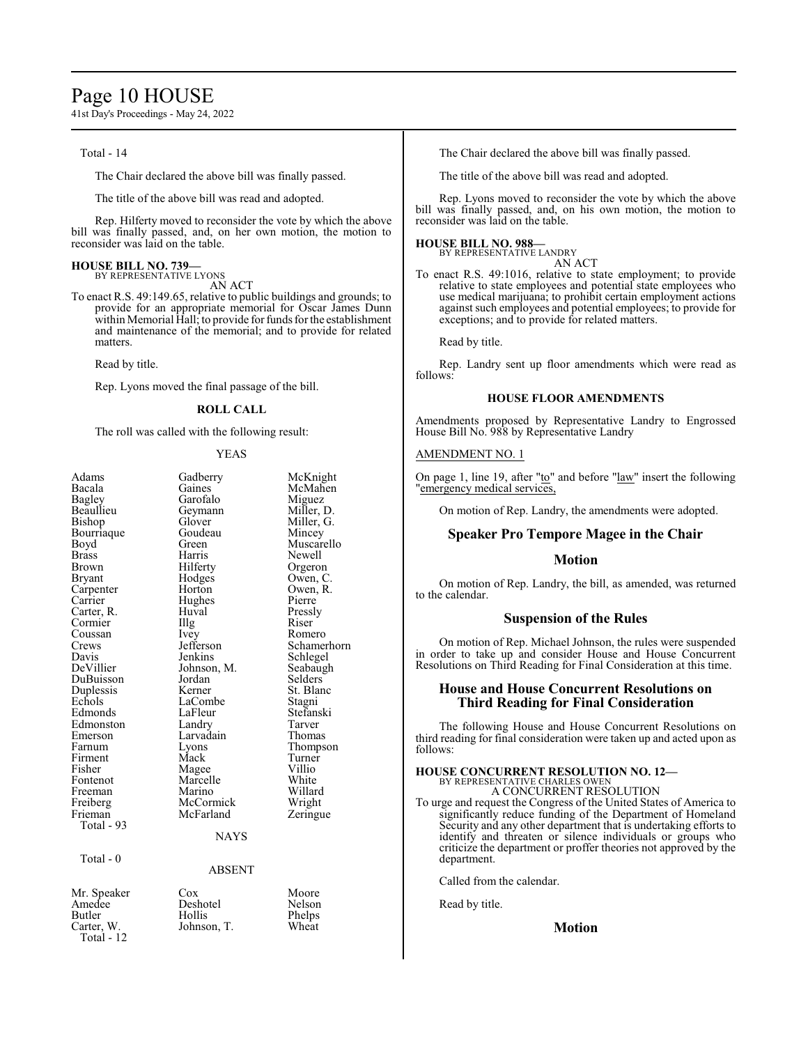Total - 14

The Chair declared the above bill was finally passed.

The title of the above bill was read and adopted.

Rep. Hilferty moved to reconsider the vote by which the above bill was finally passed, and, on her own motion, the motion to reconsider was laid on the table.

**HOUSE BILL NO. 739—**
BY REPRESENTATIVE LYONS
AN ACT

To enact R.S. 49:149.65, relative to public buildings and grounds; to provide for an appropriate memorial for Oscar James Dunn within Memorial Hall; to provide for funds for the establishment and maintenance of the memorial; and to provide for related matters.

Read by title.

Rep. Lyons moved the final passage of the bill.

### ROLL CALL

The roll was called with the following result:

YEAS

| | | |
|---|---|---|
| Adams | Gadberry | McKnight |
| Bacala | Gaines | McMahen |
| Bagley | Garofalo | Miguez |
| Beaullieu | Geymann | Miller, D. |
| Bishop | Glover | Miller, G. |
| Bourriaque | Goudeau | Mincey |
| Boyd | Green | Muscarello |
| Brass | Harris | Newell |
| Brown | Hilferty | Orgeron |
| Bryant | Hodges | Owen, C. |
| Carpenter | Horton | Owen, R. |
| Carrier | Hughes | Pierre |
| Carter, R. | Huval | Pressly |
| Cormier | Illg | Riser |
| Coussan | Ivey | Romero |
| Crews | Jefferson | Schamerhorn |
| Davis | Jenkins | Schlegel |
| DeVillier | Johnson, M. | Seabaugh |
| DuBuisson | Jordan | Selders |
| Duplessis | Kerner | St. Blanc |
| Echols | LaCombe | Stagni |
| Edmonds | LaFleur | Stefanski |
| Edmonston | Landry | Tarver |
| Emerson | Larvadain | Thomas |
| Farnum | Lyons | Thompson |
| Firment | Mack | Turner |
| Fisher | Magee | Villio |
| Fontenot | Marcelle | White |
| Freeman | Marino | Willard |
| Freiberg | McCormick | Wright |
| Frieman | McFarland | Zeringue |

Total - 93

NAYS

Total - 0

ABSENT

| | | |
|---|---|---|
| Mr. Speaker | Cox | Moore |
| Amedee | Deshotel | Nelson |
| Butler | Hollis | Phelps |
| Carter, W. | Johnson, T. | Wheat |

Total - 12

The Chair declared the above bill was finally passed.

The title of the above bill was read and adopted.

Rep. Lyons moved to reconsider the vote by which the above bill was finally passed, and, on his own motion, the motion to reconsider was laid on the table.

**HOUSE BILL NO. 988—**
BY REPRESENTATIVE LANDRY
AN ACT

To enact R.S. 49:1016, relative to state employment; to provide relative to state employees and potential state employees who use medical marijuana; to prohibit certain employment actions against such employees and potential employees; to provide for exceptions; and to provide for related matters.

Read by title.

Rep. Landry sent up floor amendments which were read as follows:

### HOUSE FLOOR AMENDMENTS

Amendments proposed by Representative Landry to Engrossed House Bill No. 988 by Representative Landry

AMENDMENT NO. 1

On page 1, line 19, after "to" and before "law" insert the following "emergency medical services,

On motion of Rep. Landry, the amendments were adopted.

## Speaker Pro Tempore Magee in the Chair

## Motion

On motion of Rep. Landry, the bill, as amended, was returned to the calendar.

## Suspension of the Rules

On motion of Rep. Michael Johnson, the rules were suspended in order to take up and consider House and House Concurrent Resolutions on Third Reading for Final Consideration at this time.

## House and House Concurrent Resolutions on Third Reading for Final Consideration

The following House and House Concurrent Resolutions on third reading for final consideration were taken up and acted upon as follows:

**HOUSE CONCURRENT RESOLUTION NO. 12—**
BY REPRESENTATIVE CHARLES OWEN
A CONCURRENT RESOLUTION

To urge and request the Congress of the United States of America to significantly reduce funding of the Department of Homeland Security and any other department that is undertaking efforts to identify and threaten or silence individuals or groups who criticize the department or proffer theories not approved by the department.

Called from the calendar.

Read by title.

## Motion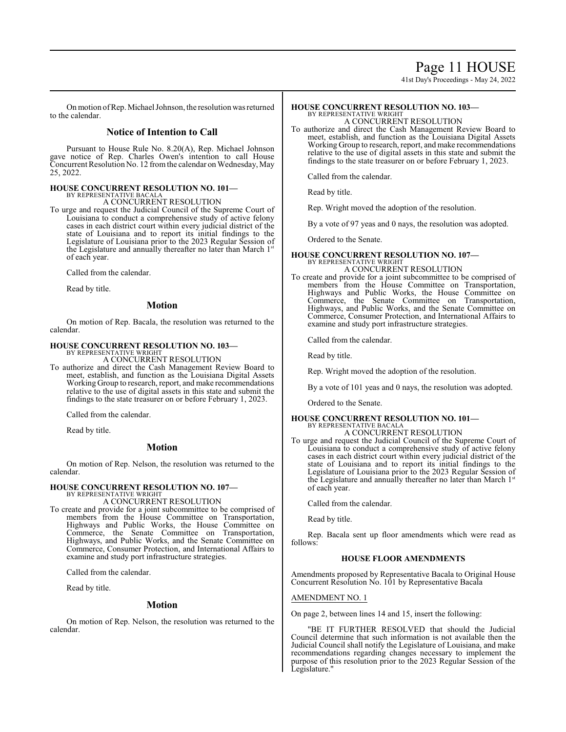On motion of Rep. Michael Johnson, the resolution was returned to the calendar.

## Notice of Intention to Call

Pursuant to House Rule No. 8.20(A), Rep. Michael Johnson gave notice of Rep. Charles Owen's intention to call House Concurrent Resolution No. 12 from the calendar on Wednesday, May 25, 2022.

**HOUSE CONCURRENT RESOLUTION NO. 101—**
BY REPRESENTATIVE BACALA
A CONCURRENT RESOLUTION

To urge and request the Judicial Council of the Supreme Court of Louisiana to conduct a comprehensive study of active felony cases in each district court within every judicial district of the state of Louisiana and to report its initial findings to the Legislature of Louisiana prior to the 2023 Regular Session of the Legislature and annually thereafter no later than March 1st of each year.

Called from the calendar.

Read by title.

## Motion

On motion of Rep. Bacala, the resolution was returned to the calendar.

**HOUSE CONCURRENT RESOLUTION NO. 103—**
BY REPRESENTATIVE WRIGHT
A CONCURRENT RESOLUTION

To authorize and direct the Cash Management Review Board to meet, establish, and function as the Louisiana Digital Assets Working Group to research, report, and make recommendations relative to the use of digital assets in this state and submit the findings to the state treasurer on or before February 1, 2023.

Called from the calendar.

Read by title.

## Motion

On motion of Rep. Nelson, the resolution was returned to the calendar.

**HOUSE CONCURRENT RESOLUTION NO. 107—**
BY REPRESENTATIVE WRIGHT
A CONCURRENT RESOLUTION

To create and provide for a joint subcommittee to be comprised of members from the House Committee on Transportation, Highways and Public Works, the House Committee on Commerce, the Senate Committee on Transportation, Highways, and Public Works, and the Senate Committee on Commerce, Consumer Protection, and International Affairs to examine and study port infrastructure strategies.

Called from the calendar.

Read by title.

## Motion

On motion of Rep. Nelson, the resolution was returned to the calendar.

**HOUSE CONCURRENT RESOLUTION NO. 103—**
BY REPRESENTATIVE WRIGHT
A CONCURRENT RESOLUTION

To authorize and direct the Cash Management Review Board to meet, establish, and function as the Louisiana Digital Assets Working Group to research, report, and make recommendations relative to the use of digital assets in this state and submit the findings to the state treasurer on or before February 1, 2023.

Called from the calendar.

Read by title.

Rep. Wright moved the adoption of the resolution.

By a vote of 97 yeas and 0 nays, the resolution was adopted.

Ordered to the Senate.

**HOUSE CONCURRENT RESOLUTION NO. 107—**
BY REPRESENTATIVE WRIGHT
A CONCURRENT RESOLUTION

To create and provide for a joint subcommittee to be comprised of members from the House Committee on Transportation, Highways and Public Works, the House Committee on Commerce, the Senate Committee on Transportation, Highways, and Public Works, and the Senate Committee on Commerce, Consumer Protection, and International Affairs to examine and study port infrastructure strategies.

Called from the calendar.

Read by title.

Rep. Wright moved the adoption of the resolution.

By a vote of 101 yeas and 0 nays, the resolution was adopted.

Ordered to the Senate.

**HOUSE CONCURRENT RESOLUTION NO. 101—**
BY REPRESENTATIVE BACALA
A CONCURRENT RESOLUTION

To urge and request the Judicial Council of the Supreme Court of Louisiana to conduct a comprehensive study of active felony cases in each district court within every judicial district of the state of Louisiana and to report its initial findings to the Legislature of Louisiana prior to the 2023 Regular Session of the Legislature and annually thereafter no later than March 1st of each year.

Called from the calendar.

Read by title.

Rep. Bacala sent up floor amendments which were read as follows:

**HOUSE FLOOR AMENDMENTS**

Amendments proposed by Representative Bacala to Original House Concurrent Resolution No. 101 by Representative Bacala

AMENDMENT NO. 1

On page 2, between lines 14 and 15, insert the following:

"BE IT FURTHER RESOLVED that should the Judicial Council determine that such information is not available then the Judicial Council shall notify the Legislature of Louisiana, and make recommendations regarding changes necessary to implement the purpose of this resolution prior to the 2023 Regular Session of the Legislature."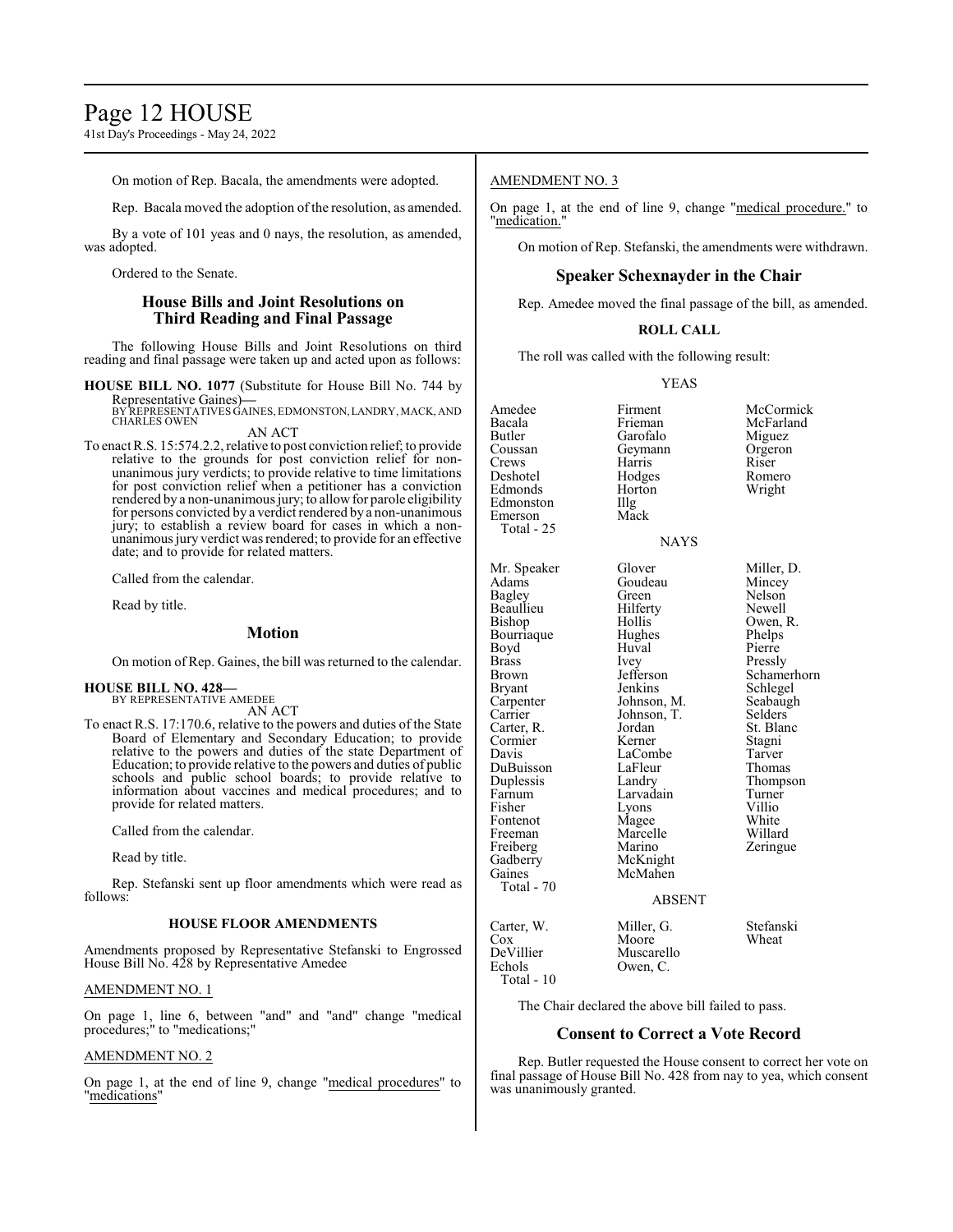On motion of Rep. Bacala, the amendments were adopted.

Rep. Bacala moved the adoption of the resolution, as amended.

By a vote of 101 yeas and 0 nays, the resolution, as amended, was adopted.

Ordered to the Senate.

## House Bills and Joint Resolutions on Third Reading and Final Passage

The following House Bills and Joint Resolutions on third reading and final passage were taken up and acted upon as follows:

**HOUSE BILL NO. 1077** (Substitute for House Bill No. 744 by Representative Gaines)—
BY REPRESENTATIVES GAINES, EDMONSTON, LANDRY, MACK, AND CHARLES OWEN

AN ACT

To enact R.S. 15:574.2.2, relative to post conviction relief; to provide relative to the grounds for post conviction relief for non-unanimous jury verdicts; to provide relative to time limitations for post conviction relief when a petitioner has a conviction rendered by a non-unanimous jury; to allow for parole eligibility for persons convicted by a verdict rendered by a non-unanimous jury; to establish a review board for cases in which a non-unanimous jury verdict was rendered; to provide for an effective date; and to provide for related matters.

Called from the calendar.

Read by title.

## Motion

On motion of Rep. Gaines, the bill was returned to the calendar.

**HOUSE BILL NO. 428—**
BY REPRESENTATIVE AMEDEE

AN ACT

To enact R.S. 17:170.6, relative to the powers and duties of the State Board of Elementary and Secondary Education; to provide relative to the powers and duties of the state Department of Education; to provide relative to the powers and duties of public schools and public school boards; to provide relative to information about vaccines and medical procedures; and to provide for related matters.

Called from the calendar.

Read by title.

Rep. Stefanski sent up floor amendments which were read as follows:

### HOUSE FLOOR AMENDMENTS

Amendments proposed by Representative Stefanski to Engrossed House Bill No. 428 by Representative Amedee

AMENDMENT NO. 1

On page 1, line 6, between "and" and "and" change "medical procedures;" to "medications;"

AMENDMENT NO. 2

On page 1, at the end of line 9, change "medical procedures" to "medications"

AMENDMENT NO. 3

On page 1, at the end of line 9, change "medical procedure." to "medication."

On motion of Rep. Stefanski, the amendments were withdrawn.

## Speaker Schexnayder in the Chair

Rep. Amedee moved the final passage of the bill, as amended.

### ROLL CALL

The roll was called with the following result:

YEAS

| | | |
|---|---|---|
| Amedee | Firment | McCormick |
| Bacala | Frieman | McFarland |
| Butler | Garofalo | Miguez |
| Coussan | Geymann | Orgeron |
| Crews | Harris | Riser |
| Deshotel | Hodges | Romero |
| Edmonds | Horton | Wright |
| Edmonston | Illg | |
| Emerson | Mack | |
| Total - 25 | | |

NAYS

| | | |
|---|---|---|
| Mr. Speaker | Glover | Miller, D. |
| Adams | Goudeau | Mincey |
| Bagley | Green | Nelson |
| Beaullieu | Hilferty | Newell |
| Bishop | Hollis | Owen, R. |
| Bourriaque | Hughes | Phelps |
| Boyd | Huval | Pierre |
| Brass | Ivey | Pressly |
| Brown | Jefferson | Schamerhorn |
| Bryant | Jenkins | Schlegel |
| Carpenter | Johnson, M. | Seabaugh |
| Carrier | Johnson, T. | Selders |
| Carter, R. | Jordan | St. Blanc |
| Cormier | Kerner | Stagni |
| Davis | LaCombe | Tarver |
| DuBuisson | LaFleur | Thomas |
| Duplessis | Landry | Thompson |
| Farnum | Larvadain | Turner |
| Fisher | Lyons | Villio |
| Fontenot | Magee | White |
| Freeman | Marcelle | Willard |
| Freiberg | Marino | Zeringue |
| Gadberry | McKnight | |
| Gaines | McMahen | |
| Total - 70 | | |

ABSENT

| | | |
|---|---|---|
| Carter, W. | Miller, G. | Stefanski |
| Cox | Moore | Wheat |
| DeVillier | Muscarello | |
| Echols | Owen, C. | |
| Total - 10 | | |

The Chair declared the above bill failed to pass.

## Consent to Correct a Vote Record

Rep. Butler requested the House consent to correct her vote on final passage of House Bill No. 428 from nay to yea, which consent was unanimously granted.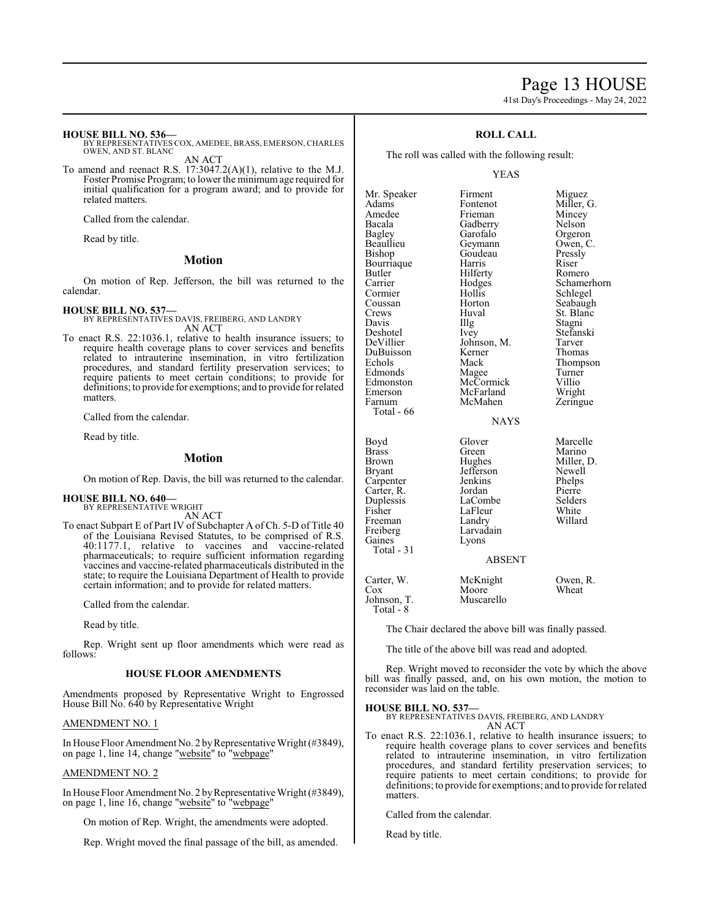**HOUSE BILL NO. 536—**
BY REPRESENTATIVES COX, AMEDEE, BRASS, EMERSON, CHARLES OWEN, AND ST. BLANC

AN ACT

To amend and reenact R.S. 17:3047.2(A)(1), relative to the M.J. Foster Promise Program; to lower the minimum age required for initial qualification for a program award; and to provide for related matters.

Called from the calendar.

Read by title.

## Motion

On motion of Rep. Jefferson, the bill was returned to the calendar.

**HOUSE BILL NO. 537—**
BY REPRESENTATIVES DAVIS, FREIBERG, AND LANDRY

AN ACT

To enact R.S. 22:1036.1, relative to health insurance issuers; to require health coverage plans to cover services and benefits related to intrauterine insemination, in vitro fertilization procedures, and standard fertility preservation services; to require patients to meet certain conditions; to provide for definitions; to provide for exemptions; and to provide for related matters.

Called from the calendar.

Read by title.

## Motion

On motion of Rep. Davis, the bill was returned to the calendar.

**HOUSE BILL NO. 640—**
BY REPRESENTATIVE WRIGHT

AN ACT

To enact Subpart E of Part IV of Subchapter A of Ch. 5-D of Title 40 of the Louisiana Revised Statutes, to be comprised of R.S. 40:1177.1, relative to vaccines and vaccine-related pharmaceuticals; to require sufficient information regarding vaccines and vaccine-related pharmaceuticals distributed in the state; to require the Louisiana Department of Health to provide certain information; and to provide for related matters.

Called from the calendar.

Read by title.

Rep. Wright sent up floor amendments which were read as follows:

### HOUSE FLOOR AMENDMENTS

Amendments proposed by Representative Wright to Engrossed House Bill No. 640 by Representative Wright

AMENDMENT NO. 1

In House Floor Amendment No. 2 by Representative Wright (#3849), on page 1, line 14, change "website" to "webpage"

AMENDMENT NO. 2

In House Floor Amendment No. 2 by Representative Wright (#3849), on page 1, line 16, change "website" to "webpage"

On motion of Rep. Wright, the amendments were adopted.

Rep. Wright moved the final passage of the bill, as amended.

### ROLL CALL

The roll was called with the following result:

YEAS

| | | |
|---|---|---|
| Mr. Speaker | Firment | Miguez |
| Adams | Fontenot | Miller, G. |
| Amedee | Frieman | Mincey |
| Bacala | Gadberry | Nelson |
| Bagley | Garofalo | Orgeron |
| Beaullieu | Geymann | Owen, C. |
| Bishop | Goudeau | Pressly |
| Bourriaque | Harris | Riser |
| Butler | Hilferty | Romero |
| Carrier | Hodges | Schamerhorn |
| Cormier | Hollis | Schlegel |
| Coussan | Horton | Seabaugh |
| Crews | Huval | St. Blanc |
| Davis | Illg | Stagni |
| Deshotel | Ivey | Stefanski |
| DeVillier | Johnson, M. | Tarver |
| DuBuisson | Kerner | Thomas |
| Echols | Mack | Thompson |
| Edmonds | Magee | Turner |
| Edmonston | McCormick | Villio |
| Emerson | McFarland | Wright |
| Farnum | McMahen | Zeringue |
| Total - 66 | | |

NAYS

| | | |
|---|---|---|
| Boyd | Glover | Marcelle |
| Brass | Green | Marino |
| Brown | Hughes | Miller, D. |
| Bryant | Jefferson | Newell |
| Carpenter | Jenkins | Phelps |
| Carter, R. | Jordan | Pierre |
| Duplessis | LaCombe | Selders |
| Fisher | LaFleur | White |
| Freeman | Landry | Willard |
| Freiberg | Larvadain | |
| Gaines | Lyons | |
| Total - 31 | | |

ABSENT

| | | |
|---|---|---|
| Carter, W. | McKnight | Owen, R. |
| Cox | Moore | Wheat |
| Johnson, T. | Muscarello | |
| Total - 8 | | |

The Chair declared the above bill was finally passed.

The title of the above bill was read and adopted.

Rep. Wright moved to reconsider the vote by which the above bill was finally passed, and, on his own motion, the motion to reconsider was laid on the table.

**HOUSE BILL NO. 537—**
BY REPRESENTATIVES DAVIS, FREIBERG, AND LANDRY

AN ACT

To enact R.S. 22:1036.1, relative to health insurance issuers; to require health coverage plans to cover services and benefits related to intrauterine insemination, in vitro fertilization procedures, and standard fertility preservation services; to require patients to meet certain conditions; to provide for definitions; to provide for exemptions; and to provide for related matters.

Called from the calendar.

Read by title.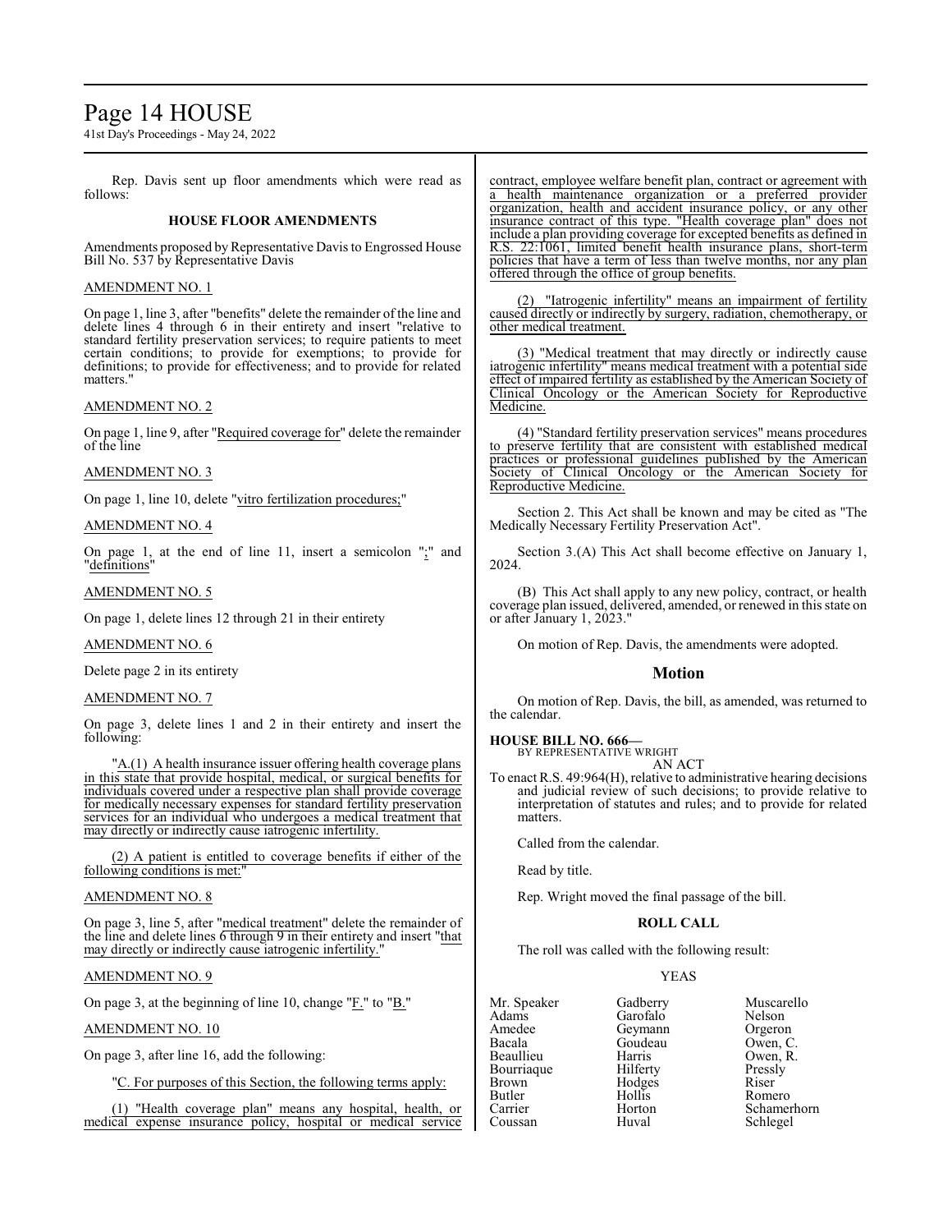Rep. Davis sent up floor amendments which were read as follows:

### HOUSE FLOOR AMENDMENTS

Amendments proposed by Representative Davis to Engrossed House Bill No. 537 by Representative Davis

AMENDMENT NO. 1

On page 1, line 3, after "benefits" delete the remainder of the line and delete lines 4 through 6 in their entirety and insert "relative to standard fertility preservation services; to require patients to meet certain conditions; to provide for exemptions; to provide for definitions; to provide for effectiveness; and to provide for related matters."

AMENDMENT NO. 2

On page 1, line 9, after "Required coverage for" delete the remainder of the line

AMENDMENT NO. 3

On page 1, line 10, delete "vitro fertilization procedures;"

AMENDMENT NO. 4

On page 1, at the end of line 11, insert a semicolon ";" and "definitions"

AMENDMENT NO. 5

On page 1, delete lines 12 through 21 in their entirety

AMENDMENT NO. 6

Delete page 2 in its entirety

AMENDMENT NO. 7

On page 3, delete lines 1 and 2 in their entirety and insert the following:

"A.(1) A health insurance issuer offering health coverage plans in this state that provide hospital, medical, or surgical benefits for individuals covered under a respective plan shall provide coverage for medically necessary expenses for standard fertility preservation services for an individual who undergoes a medical treatment that may directly or indirectly cause iatrogenic infertility.

(2) A patient is entitled to coverage benefits if either of the following conditions is met:"

AMENDMENT NO. 8

On page 3, line 5, after "medical treatment" delete the remainder of the line and delete lines 6 through 9 in their entirety and insert "that may directly or indirectly cause iatrogenic infertility."

AMENDMENT NO. 9

On page 3, at the beginning of line 10, change "F." to "B."

AMENDMENT NO. 10

On page 3, after line 16, add the following:

"C. For purposes of this Section, the following terms apply:

(1) "Health coverage plan" means any hospital, health, or medical expense insurance policy, hospital or medical service contract, employee welfare benefit plan, contract or agreement with a health maintenance organization or a preferred provider organization, health and accident insurance policy, or any other insurance contract of this type. "Health coverage plan" does not include a plan providing coverage for excepted benefits as defined in R.S. 22:1061, limited benefit health insurance plans, short-term policies that have a term of less than twelve months, nor any plan offered through the office of group benefits.

(2) "Iatrogenic infertility" means an impairment of fertility caused directly or indirectly by surgery, radiation, chemotherapy, or other medical treatment.

(3) "Medical treatment that may directly or indirectly cause iatrogenic infertility" means medical treatment with a potential side effect of impaired fertility as established by the American Society of Clinical Oncology or the American Society for Reproductive Medicine.

(4) "Standard fertility preservation services" means procedures to preserve fertility that are consistent with established medical practices or professional guidelines published by the American Society of Clinical Oncology or the American Society for Reproductive Medicine.

Section 2. This Act shall be known and may be cited as "The Medically Necessary Fertility Preservation Act".

Section 3.(A) This Act shall become effective on January 1, 2024.

(B) This Act shall apply to any new policy, contract, or health coverage plan issued, delivered, amended, or renewed in this state on or after January 1, 2023."

On motion of Rep. Davis, the amendments were adopted.

## Motion

On motion of Rep. Davis, the bill, as amended, was returned to the calendar.

**HOUSE BILL NO. 666—**
BY REPRESENTATIVE WRIGHT
AN ACT
To enact R.S. 49:964(H), relative to administrative hearing decisions and judicial review of such decisions; to provide relative to interpretation of statutes and rules; and to provide for related matters.

Called from the calendar.

Read by title.

Rep. Wright moved the final passage of the bill.

### ROLL CALL

The roll was called with the following result:

YEAS

| | | |
|---|---|---|
| Mr. Speaker | Gadberry | Muscarello |
| Adams | Garofalo | Nelson |
| Amedee | Geymann | Orgeron |
| Bacala | Goudeau | Owen, C. |
| Beaullieu | Harris | Owen, R. |
| Bourriaque | Hilferty | Pressly |
| Brown | Hodges | Riser |
| Butler | Hollis | Romero |
| Carrier | Horton | Schamerhorn |
| Coussan | Huval | Schlegel |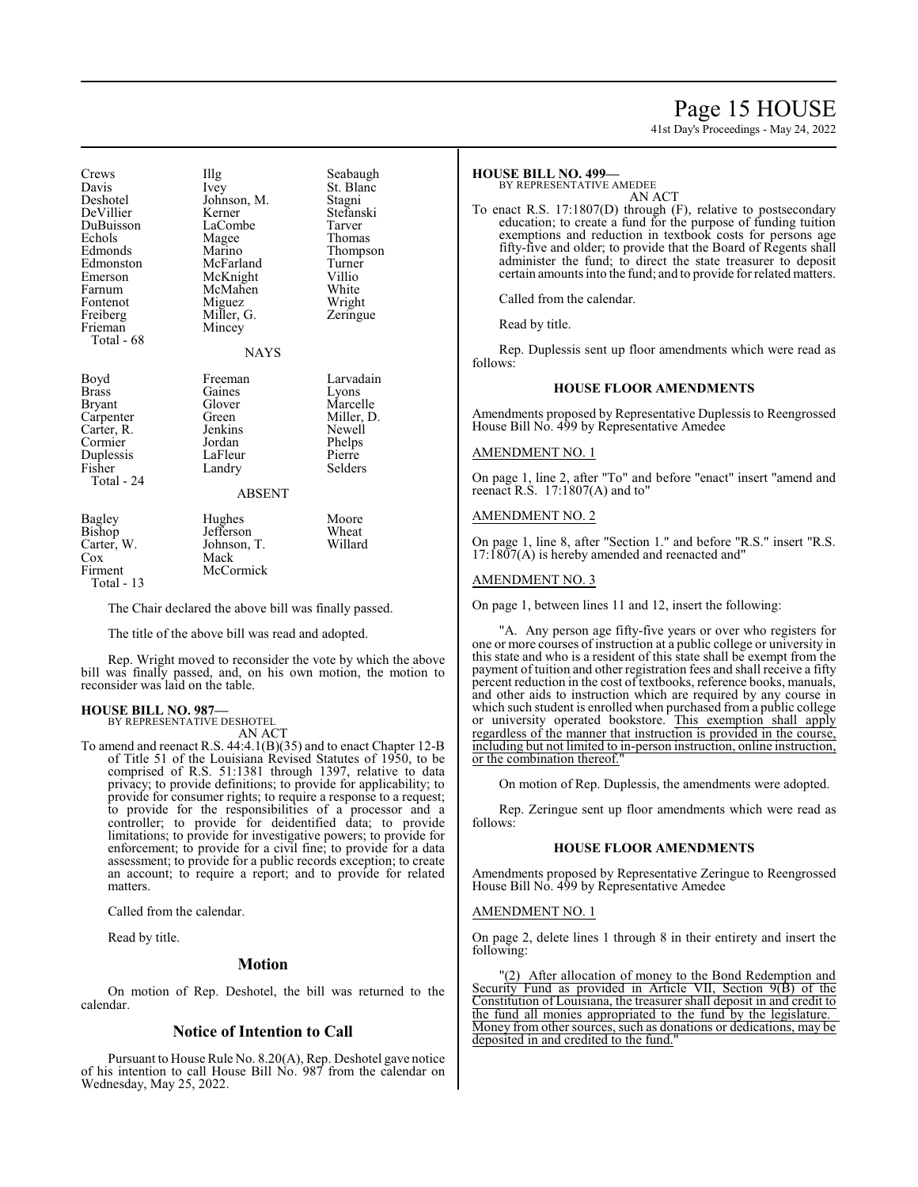| Crews | Illg | Seabaugh |
|---|---|---|
| Davis | Ivey | St. Blanc |
| Deshotel | Johnson, M. | Stagni |
| DeVillier | Kerner | Stefanski |
| DuBuisson | LaCombe | Tarver |
| Echols | Magee | Thomas |
| Edmonds | Marino | Thompson |
| Edmonston | McFarland | Turner |
| Emerson | McKnight | Villio |
| Farnum | McMahen | White |
| Fontenot | Miguez | Wright |
| Freiberg | Miller, G. | Zeringue |
| Frieman | Mincey | |

Total - 68

NAYS

| Boyd | Freeman | Larvadain |
|---|---|---|
| Brass | Gaines | Lyons |
| Bryant | Glover | Marcelle |
| Carpenter | Green | Miller, D. |
| Carter, R. | Jenkins | Newell |
| Cormier | Jordan | Phelps |
| Duplessis | LaFleur | Pierre |
| Fisher | Landry | Selders |

Total - 24

ABSENT

| Bagley | Hughes | Moore |
|---|---|---|
| Bishop | Jefferson | Wheat |
| Carter, W. | Johnson, T. | Willard |
| Cox | Mack | |
| Firment | McCormick | |

Total - 13

The Chair declared the above bill was finally passed.

The title of the above bill was read and adopted.

Rep. Wright moved to reconsider the vote by which the above bill was finally passed, and, on his own motion, the motion to reconsider was laid on the table.

**HOUSE BILL NO. 987—**
BY REPRESENTATIVE DESHOTEL
AN ACT

To amend and reenact R.S. 44:4.1(B)(35) and to enact Chapter 12-B of Title 51 of the Louisiana Revised Statutes of 1950, to be comprised of R.S. 51:1381 through 1397, relative to data privacy; to provide definitions; to provide for applicability; to provide for consumer rights; to require a response to a request; to provide for the responsibilities of a processor and a controller; to provide for deidentified data; to provide limitations; to provide for investigative powers; to provide for enforcement; to provide for a civil fine; to provide for a data assessment; to provide for a public records exception; to create an account; to require a report; and to provide for related matters.

Called from the calendar.

Read by title.

## Motion

On motion of Rep. Deshotel, the bill was returned to the calendar.

## Notice of Intention to Call

Pursuant to House Rule No. 8.20(A), Rep. Deshotel gave notice of his intention to call House Bill No. 987 from the calendar on Wednesday, May 25, 2022.

**HOUSE BILL NO. 499—**
BY REPRESENTATIVE AMEDEE
AN ACT

To enact R.S. 17:1807(D) through (F), relative to postsecondary education; to create a fund for the purpose of funding tuition exemptions and reduction in textbook costs for persons age fifty-five and older; to provide that the Board of Regents shall administer the fund; to direct the state treasurer to deposit certain amounts into the fund; and to provide for related matters.

Called from the calendar.

Read by title.

Rep. Duplessis sent up floor amendments which were read as follows:

### HOUSE FLOOR AMENDMENTS

Amendments proposed by Representative Duplessis to Reengrossed House Bill No. 499 by Representative Amedee

AMENDMENT NO. 1

On page 1, line 2, after "To" and before "enact" insert "amend and reenact R.S. 17:1807(A) and to"

AMENDMENT NO. 2

On page 1, line 8, after "Section 1." and before "R.S." insert "R.S. 17:1807(A) is hereby amended and reenacted and"

AMENDMENT NO. 3

On page 1, between lines 11 and 12, insert the following:

"A. Any person age fifty-five years or over who registers for one or more courses of instruction at a public college or university in this state and who is a resident of this state shall be exempt from the payment of tuition and other registration fees and shall receive a fifty percent reduction in the cost of textbooks, reference books, manuals, and other aids to instruction which are required by any course in which such student is enrolled when purchased from a public college or university operated bookstore. This exemption shall apply regardless of the manner that instruction is provided in the course, including but not limited to in-person instruction, online instruction, or the combination thereof."

On motion of Rep. Duplessis, the amendments were adopted.

Rep. Zeringue sent up floor amendments which were read as follows:

### HOUSE FLOOR AMENDMENTS

Amendments proposed by Representative Zeringue to Reengrossed House Bill No. 499 by Representative Amedee

AMENDMENT NO. 1

On page 2, delete lines 1 through 8 in their entirety and insert the following:

"(2) After allocation of money to the Bond Redemption and Security Fund as provided in Article VII, Section 9(B) of the Constitution of Louisiana, the treasurer shall deposit in and credit to the fund all monies appropriated to the fund by the legislature. Money from other sources, such as donations or dedications, may be deposited in and credited to the fund."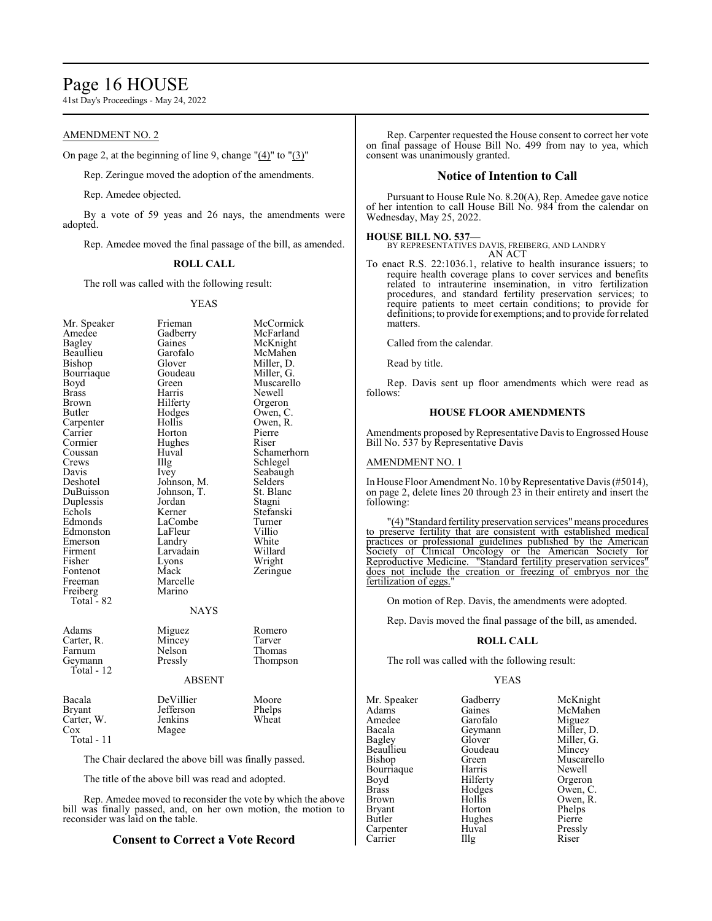AMENDMENT NO. 2

On page 2, at the beginning of line 9, change "(4)" to "(3)"

Rep. Zeringue moved the adoption of the amendments.

Rep. Amedee objected.

By a vote of 59 yeas and 26 nays, the amendments were adopted.

Rep. Amedee moved the final passage of the bill, as amended.

**ROLL CALL**

The roll was called with the following result:

YEAS

| | | |
|---|---|---|
| Mr. Speaker | Frieman | McCormick |
| Amedee | Gadberry | McFarland |
| Bagley | Gaines | McKnight |
| Beaullieu | Garofalo | McMahen |
| Bishop | Glover | Miller, D. |
| Bourriaque | Goudeau | Miller, G. |
| Boyd | Green | Muscarello |
| Brass | Harris | Newell |
| Brown | Hilferty | Orgeron |
| Butler | Hodges | Owen, C. |
| Carpenter | Hollis | Owen, R. |
| Carrier | Horton | Pierre |
| Cormier | Hughes | Riser |
| Coussan | Huval | Schamerhorn |
| Crews | Illg | Schlegel |
| Davis | Ivey | Seabaugh |
| Deshotel | Johnson, M. | Selders |
| DuBuisson | Johnson, T. | St. Blanc |
| Duplessis | Jordan | Stagni |
| Echols | Kerner | Stefanski |
| Edmonds | LaCombe | Turner |
| Edmonston | LaFleur | Villio |
| Emerson | Landry | White |
| Firment | Larvadain | Willard |
| Fisher | Lyons | Wright |
| Fontenot | Mack | Zeringue |
| Freeman | Marcelle | |
| Freiberg | Marino | |

Total - 82

NAYS

| | | |
|---|---|---|
| Adams | Miguez | Romero |
| Carter, R. | Mincey | Tarver |
| Farnum | Nelson | Thomas |
| Geymann | Pressly | Thompson |

Total - 12

ABSENT

| | | |
|---|---|---|
| Bacala | DeVillier | Moore |
| Bryant | Jefferson | Phelps |
| Carter, W. | Jenkins | Wheat |
| Cox | Magee | |

Total - 11

The Chair declared the above bill was finally passed.

The title of the above bill was read and adopted.

Rep. Amedee moved to reconsider the vote by which the above bill was finally passed, and, on her own motion, the motion to reconsider was laid on the table.

## Consent to Correct a Vote Record

Rep. Carpenter requested the House consent to correct her vote on final passage of House Bill No. 499 from nay to yea, which consent was unanimously granted.

## Notice of Intention to Call

Pursuant to House Rule No. 8.20(A), Rep. Amedee gave notice of her intention to call House Bill No. 984 from the calendar on Wednesday, May 25, 2022.

**HOUSE BILL NO. 537—**
BY REPRESENTATIVES DAVIS, FREIBERG, AND LANDRY
AN ACT

To enact R.S. 22:1036.1, relative to health insurance issuers; to require health coverage plans to cover services and benefits related to intrauterine insemination, in vitro fertilization procedures, and standard fertility preservation services; to require patients to meet certain conditions; to provide for definitions; to provide for exemptions; and to provide for related matters.

Called from the calendar.

Read by title.

Rep. Davis sent up floor amendments which were read as follows:

**HOUSE FLOOR AMENDMENTS**

Amendments proposed by Representative Davis to Engrossed House Bill No. 537 by Representative Davis

AMENDMENT NO. 1

In House Floor Amendment No. 10 by Representative Davis (#5014), on page 2, delete lines 20 through 23 in their entirety and insert the following:

"(4) "Standard fertility preservation services" means procedures to preserve fertility that are consistent with established medical practices or professional guidelines published by the American Society of Clinical Oncology or the American Society for Reproductive Medicine. "Standard fertility preservation services" does not include the creation or freezing of embryos nor the fertilization of eggs."

On motion of Rep. Davis, the amendments were adopted.

Rep. Davis moved the final passage of the bill, as amended.

**ROLL CALL**

The roll was called with the following result:

YEAS

| | | |
|---|---|---|
| Mr. Speaker | Gadberry | McKnight |
| Adams | Gaines | McMahen |
| Amedee | Garofalo | Miguez |
| Bacala | Geymann | Miller, D. |
| Bagley | Glover | Miller, G. |
| Beaullieu | Goudeau | Mincey |
| Bishop | Green | Muscarello |
| Bourriaque | Harris | Newell |
| Boyd | Hilferty | Orgeron |
| Brass | Hodges | Owen, C. |
| Brown | Hollis | Owen, R. |
| Bryant | Horton | Phelps |
| Butler | Hughes | Pierre |
| Carpenter | Huval | Pressly |
| Carrier | Illg | Riser |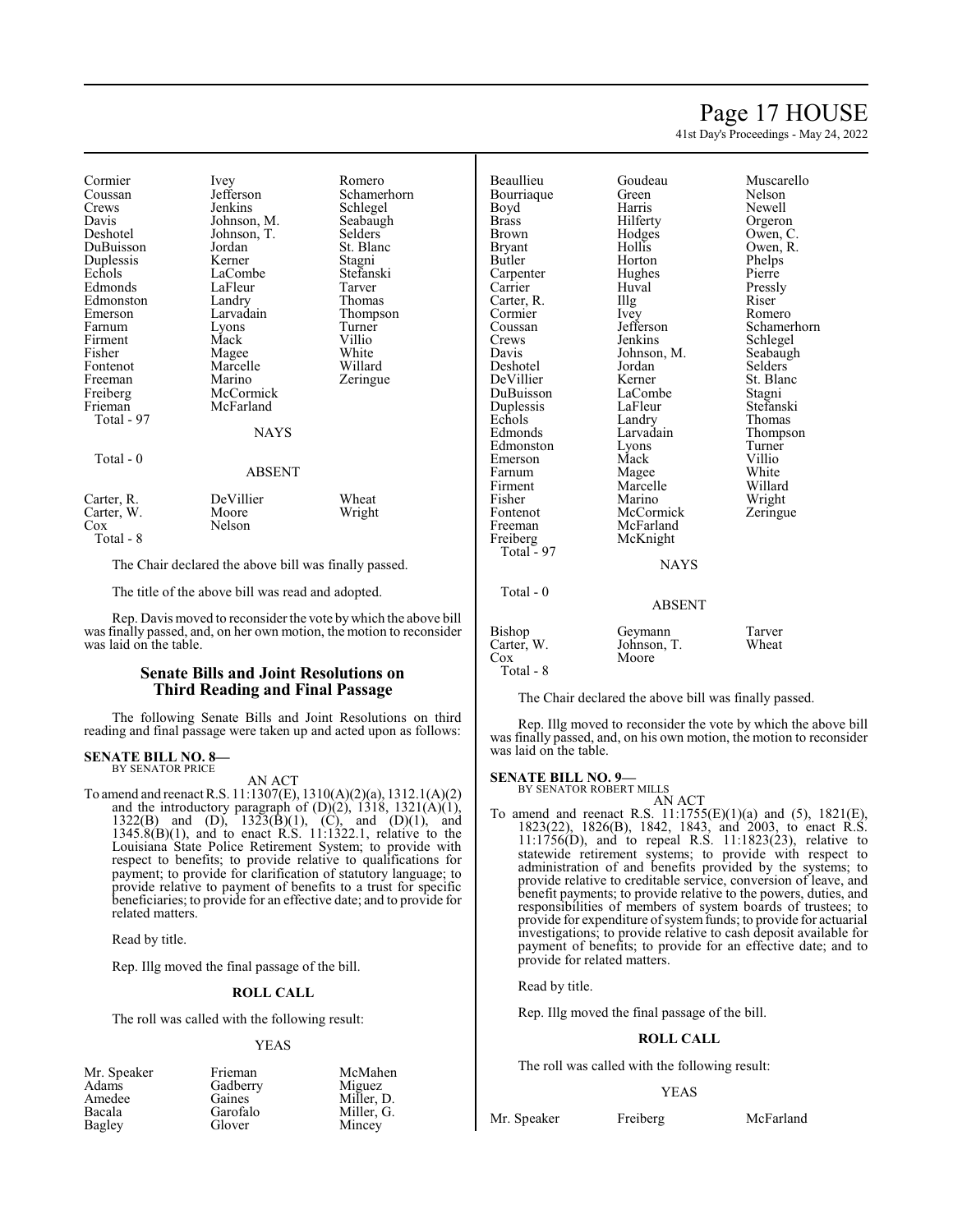| Cormier | Ivey | Romero |
|---|---|---|
| Coussan | Jefferson | Schamerhorn |
| Crews | Jenkins | Schlegel |
| Davis | Johnson, M. | Seabaugh |
| Deshotel | Johnson, T. | Selders |
| DuBuisson | Jordan | St. Blanc |
| Duplessis | Kerner | Stagni |
| Echols | LaCombe | Stefanski |
| Edmonds | LaFleur | Tarver |
| Edmonston | Landry | Thomas |
| Emerson | Larvadain | Thompson |
| Farnum | Lyons | Turner |
| Firment | Mack | Villio |
| Fisher | Magee | White |
| Fontenot | Marcelle | Willard |
| Freeman | Marino | Zeringue |
| Freiberg | McCormick | |
| Frieman | McFarland | |
| Total - 97 | | |

NAYS

Total - 0

ABSENT

| Carter, R. | DeVillier | Wheat |
|---|---|---|
| Carter, W. | Moore | Wright |
| Cox | Nelson | |
| Total - 8 | | |

The Chair declared the above bill was finally passed.

The title of the above bill was read and adopted.

Rep. Davis moved to reconsider the vote by which the above bill was finally passed, and, on her own motion, the motion to reconsider was laid on the table.

## Senate Bills and Joint Resolutions on Third Reading and Final Passage

The following Senate Bills and Joint Resolutions on third reading and final passage were taken up and acted upon as follows:

**SENATE BILL NO. 8—**
BY SENATOR PRICE

AN ACT

To amend and reenact R.S. 11:1307(E), 1310(A)(2)(a), 1312.1(A)(2) and the introductory paragraph of (D)(2), 1318, 1321(A)(1), 1322(B) and (D), 1323(B)(1), (C), and (D)(1), and 1345.8(B)(1), and to enact R.S. 11:1322.1, relative to the Louisiana State Police Retirement System; to provide with respect to benefits; to provide relative to qualifications for payment; to provide for clarification of statutory language; to provide relative to payment of benefits to a trust for specific beneficiaries; to provide for an effective date; and to provide for related matters.

Read by title.

Rep. Illg moved the final passage of the bill.

**ROLL CALL**

The roll was called with the following result:

YEAS

| Mr. Speaker | Frieman | McMahen |
|---|---|---|
| Adams | Gadberry | Miguez |
| Amedee | Gaines | Miller, D. |
| Bacala | Garofalo | Miller, G. |
| Bagley | Glover | Mincey |
| Beaullieu | Goudeau | Muscarello |
| Bourriaque | Green | Nelson |
| Boyd | Harris | Newell |
| Brass | Hilferty | Orgeron |
| Brown | Hodges | Owen, C. |
| Bryant | Hollis | Owen, R. |
| Butler | Horton | Phelps |
| Carpenter | Hughes | Pierre |
| Carrier | Huval | Pressly |
| Carter, R. | Illg | Riser |
| Cormier | Ivey | Romero |
| Coussan | Jefferson | Schamerhorn |
| Crews | Jenkins | Schlegel |
| Davis | Johnson, M. | Seabaugh |
| Deshotel | Jordan | Selders |
| DeVillier | Kerner | St. Blanc |
| DuBuisson | LaCombe | Stagni |
| Duplessis | LaFleur | Stefanski |
| Echols | Landry | Thomas |
| Edmonds | Larvadain | Thompson |
| Edmonston | Lyons | Turner |
| Emerson | Mack | Villio |
| Farnum | Magee | White |
| Firment | Marcelle | Willard |
| Fisher | Marino | Wright |
| Fontenot | McCormick | Zeringue |
| Freeman | McFarland | |
| Freiberg | McKnight | |
| Total - 97 | | |

NAYS

Total - 0

ABSENT

| Bishop | Geymann | Tarver |
|---|---|---|
| Carter, W. | Johnson, T. | Wheat |
| Cox | Moore | |
| Total - 8 | | |

The Chair declared the above bill was finally passed.

Rep. Illg moved to reconsider the vote by which the above bill was finally passed, and, on his own motion, the motion to reconsider was laid on the table.

**SENATE BILL NO. 9—**
BY SENATOR ROBERT MILLS

AN ACT

To amend and reenact R.S. 11:1755(E)(1)(a) and (5), 1821(E), 1823(22), 1826(B), 1842, 1843, and 2003, to enact R.S. 11:1756(D), and to repeal R.S. 11:1823(23), relative to statewide retirement systems; to provide with respect to administration of and benefits provided by the systems; to provide relative to creditable service, conversion of leave, and benefit payments; to provide relative to the powers, duties, and responsibilities of members of system boards of trustees; to provide for expenditure of system funds; to provide for actuarial investigations; to provide relative to cash deposit available for payment of benefits; to provide for an effective date; and to provide for related matters.

Read by title.

Rep. Illg moved the final passage of the bill.

**ROLL CALL**

The roll was called with the following result:

YEAS

| Mr. Speaker | Freiberg | McFarland |
|---|---|---|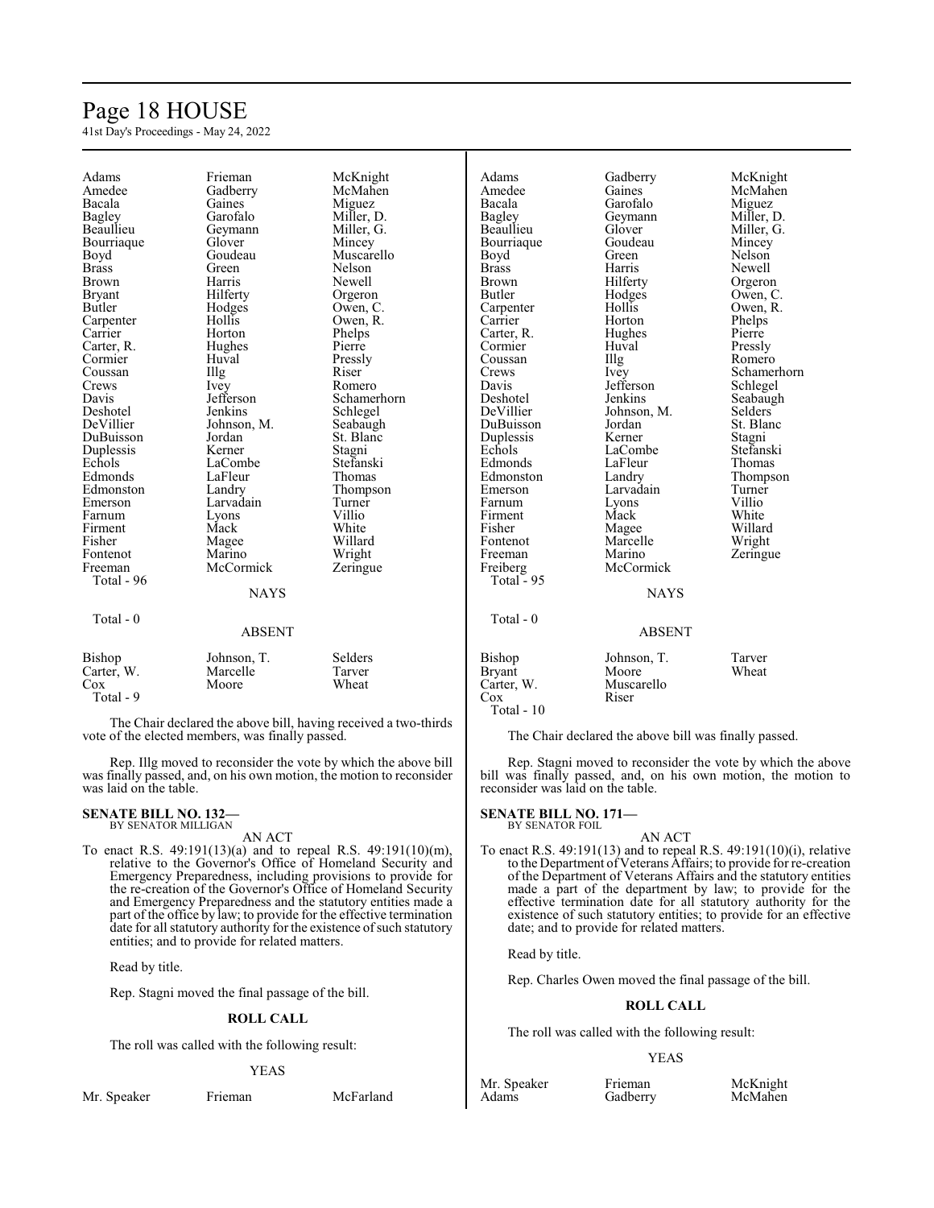| | | |
|---|---|---|
| Adams | Frieman | McKnight |
| Amedee | Gadberry | McMahen |
| Bacala | Gaines | Miguez |
| Bagley | Garofalo | Miller, D. |
| Beaullieu | Geymann | Miller, G. |
| Bourriaque | Glover | Mincey |
| Boyd | Goudeau | Muscarello |
| Brass | Green | Nelson |
| Brown | Harris | Newell |
| Bryant | Hilferty | Orgeron |
| Butler | Hodges | Owen, C. |
| Carpenter | Hollis | Owen, R. |
| Carrier | Horton | Phelps |
| Carter, R. | Hughes | Pierre |
| Cormier | Huval | Pressly |
| Coussan | Illg | Riser |
| Crews | Ivey | Romero |
| Davis | Jefferson | Schamerhorn |
| Deshotel | Jenkins | Schlegel |
| DeVillier | Johnson, M. | Seabaugh |
| DuBuisson | Jordan | St. Blanc |
| Duplessis | Kerner | Stagni |
| Echols | LaCombe | Stefanski |
| Edmonds | LaFleur | Thomas |
| Edmonston | Landry | Thompson |
| Emerson | Larvadain | Turner |
| Farnum | Lyons | Villio |
| Firment | Mack | White |
| Fisher | Magee | Willard |
| Fontenot | Marino | Wright |
| Freeman | McCormick | Zeringue |

Total - 96

NAYS

Total - 0

ABSENT

| | | |
|---|---|---|
| Bishop | Johnson, T. | Selders |
| Carter, W. | Marcelle | Tarver |
| Cox | Moore | Wheat |

Total - 9

The Chair declared the above bill, having received a two-thirds vote of the elected members, was finally passed.

Rep. Illg moved to reconsider the vote by which the above bill was finally passed, and, on his own motion, the motion to reconsider was laid on the table.

**SENATE BILL NO. 132—**
BY SENATOR MILLIGAN

AN ACT

To enact R.S. 49:191(13)(a) and to repeal R.S. 49:191(10)(m), relative to the Governor's Office of Homeland Security and Emergency Preparedness, including provisions to provide for the re-creation of the Governor's Office of Homeland Security and Emergency Preparedness and the statutory entities made a part of the office by law; to provide for the effective termination date for all statutory authority for the existence of such statutory entities; and to provide for related matters.

Read by title.

Rep. Stagni moved the final passage of the bill.

**ROLL CALL**

The roll was called with the following result:

YEAS

| | | |
|---|---|---|
| Mr. Speaker | Frieman | McFarland |
| Adams | Gadberry | McKnight |
| Amedee | Gaines | McMahen |
| Bacala | Garofalo | Miguez |
| Bagley | Geymann | Miller, D. |
| Beaullieu | Glover | Miller, G. |
| Bourriaque | Goudeau | Mincey |
| Boyd | Green | Nelson |
| Brass | Harris | Newell |
| Brown | Hilferty | Orgeron |
| Butler | Hodges | Owen, C. |
| Carpenter | Hollis | Owen, R. |
| Carrier | Horton | Phelps |
| Carter, R. | Hughes | Pierre |
| Cormier | Huval | Pressly |
| Coussan | Illg | Romero |
| Crews | Ivey | Schamerhorn |
| Davis | Jefferson | Schlegel |
| Deshotel | Jenkins | Seabaugh |
| DeVillier | Johnson, M. | Selders |
| DuBuisson | Jordan | St. Blanc |
| Duplessis | Kerner | Stagni |
| Echols | LaCombe | Stefanski |
| Edmonds | LaFleur | Thomas |
| Edmonston | Landry | Thompson |
| Emerson | Larvadain | Turner |
| Farnum | Lyons | Villio |
| Firment | Mack | White |
| Fisher | Magee | Willard |
| Fontenot | Marcelle | Wright |
| Freeman | Marino | Zeringue |
| Freiberg | McCormick | |

Total - 95

NAYS

Total - 0

ABSENT

| | | |
|---|---|---|
| Bishop | Johnson, T. | Tarver |
| Bryant | Moore | Wheat |
| Carter, W. | Muscarello | |
| Cox | Riser | |

Total - 10

The Chair declared the above bill was finally passed.

Rep. Stagni moved to reconsider the vote by which the above bill was finally passed, and, on his own motion, the motion to reconsider was laid on the table.

**SENATE BILL NO. 171—**
BY SENATOR FOIL

AN ACT

To enact R.S. 49:191(13) and to repeal R.S. 49:191(10)(i), relative to the Department of Veterans Affairs; to provide for re-creation of the Department of Veterans Affairs and the statutory entities made a part of the department by law; to provide for the effective termination date for all statutory authority for the existence of such statutory entities; to provide for an effective date; and to provide for related matters.

Read by title.

Rep. Charles Owen moved the final passage of the bill.

**ROLL CALL**

The roll was called with the following result:

YEAS

| | | |
|---|---|---|
| Mr. Speaker | Frieman | McKnight |
| Adams | Gadberry | McMahen |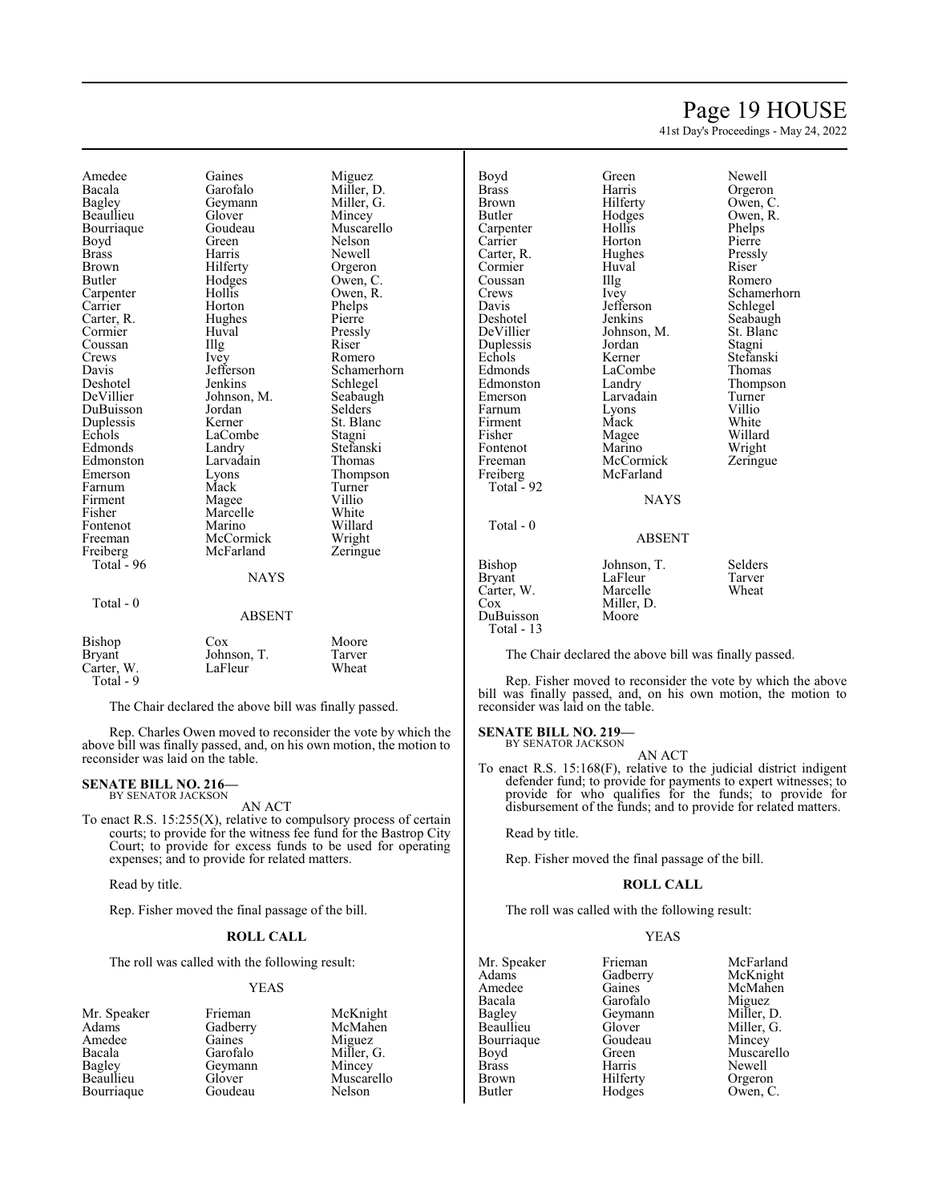| | | |
|---|---|---|
| Amedee | Gaines | Miguez |
| Bacala | Garofalo | Miller, D. |
| Bagley | Geymann | Miller, G. |
| Beaullieu | Glover | Mincey |
| Bourriaque | Goudeau | Muscarello |
| Boyd | Green | Nelson |
| Brass | Harris | Newell |
| Brown | Hilferty | Orgeron |
| Butler | Hodges | Owen, C. |
| Carpenter | Hollis | Owen, R. |
| Carrier | Horton | Phelps |
| Carter, R. | Hughes | Pierre |
| Cormier | Huval | Pressly |
| Coussan | Illg | Riser |
| Crews | Ivey | Romero |
| Davis | Jefferson | Schamerhorn |
| Deshotel | Jenkins | Schlegel |
| DeVillier | Johnson, M. | Seabaugh |
| DuBuisson | Jordan | Selders |
| Duplessis | Kerner | St. Blanc |
| Echols | LaCombe | Stagni |
| Edmonds | Landry | Stefanski |
| Edmonston | Larvadain | Thomas |
| Emerson | Lyons | Thompson |
| Farnum | Mack | Turner |
| Firment | Magee | Villio |
| Fisher | Marcelle | White |
| Fontenot | Marino | Willard |
| Freeman | McCormick | Wright |
| Freiberg | McFarland | Zeringue |

Total - 96

NAYS

Total - 0

ABSENT

| | | |
|---|---|---|
| Bishop | Cox | Moore |
| Bryant | Johnson, T. | Tarver |
| Carter, W. | LaFleur | Wheat |

Total - 9

The Chair declared the above bill was finally passed.

Rep. Charles Owen moved to reconsider the vote by which the above bill was finally passed, and, on his own motion, the motion to reconsider was laid on the table.

**SENATE BILL NO. 216—**
BY SENATOR JACKSON

AN ACT

To enact R.S. 15:255(X), relative to compulsory process of certain courts; to provide for the witness fee fund for the Bastrop City Court; to provide for excess funds to be used for operating expenses; and to provide for related matters.

Read by title.

Rep. Fisher moved the final passage of the bill.

**ROLL CALL**

The roll was called with the following result:

YEAS

| | | |
|---|---|---|
| Mr. Speaker | Frieman | McKnight |
| Adams | Gadberry | McMahen |
| Amedee | Gaines | Miguez |
| Bacala | Garofalo | Miller, G. |
| Bagley | Geymann | Mincey |
| Beaullieu | Glover | Muscarello |
| Bourriaque | Goudeau | Nelson |
| Boyd | Green | Newell |
| Brass | Harris | Orgeron |
| Brown | Hilferty | Owen, C. |
| Butler | Hodges | Owen, R. |
| Carpenter | Hollis | Phelps |
| Carrier | Horton | Pierre |
| Carter, R. | Hughes | Pressly |
| Cormier | Huval | Riser |
| Coussan | Illg | Romero |
| Crews | Ivey | Schamerhorn |
| Davis | Jefferson | Schlegel |
| Deshotel | Jenkins | Seabaugh |
| DeVillier | Johnson, M. | St. Blanc |
| Duplessis | Jordan | Stagni |
| Echols | Kerner | Stefanski |
| Edmonds | LaCombe | Thomas |
| Edmonston | Landry | Thompson |
| Emerson | Larvadain | Turner |
| Farnum | Lyons | Villio |
| Firment | Mack | White |
| Fisher | Magee | Willard |
| Fontenot | Marino | Wright |
| Freeman | McCormick | Zeringue |
| Freiberg | McFarland | |

Total - 92

NAYS

Total - 0

ABSENT

| | | |
|---|---|---|
| Bishop | Johnson, T. | Selders |
| Bryant | LaFleur | Tarver |
| Carter, W. | Marcelle | Wheat |
| Cox | Miller, D. | |
| DuBuisson | Moore | |

Total - 13

The Chair declared the above bill was finally passed.

Rep. Fisher moved to reconsider the vote by which the above bill was finally passed, and, on his own motion, the motion to reconsider was laid on the table.

**SENATE BILL NO. 219—**
BY SENATOR JACKSON

AN ACT

To enact R.S. 15:168(F), relative to the judicial district indigent defender fund; to provide for payments to expert witnesses; to provide for who qualifies for the funds; to provide for disbursement of the funds; and to provide for related matters.

Read by title.

Rep. Fisher moved the final passage of the bill.

**ROLL CALL**

The roll was called with the following result:

YEAS

| | | |
|---|---|---|
| Mr. Speaker | Frieman | McFarland |
| Adams | Gadberry | McKnight |
| Amedee | Gaines | McMahen |
| Bacala | Garofalo | Miguez |
| Bagley | Geymann | Miller, D. |
| Beaullieu | Glover | Miller, G. |
| Bourriaque | Goudeau | Mincey |
| Boyd | Green | Muscarello |
| Brass | Harris | Newell |
| Brown | Hilferty | Orgeron |
| Butler | Hodges | Owen, C. |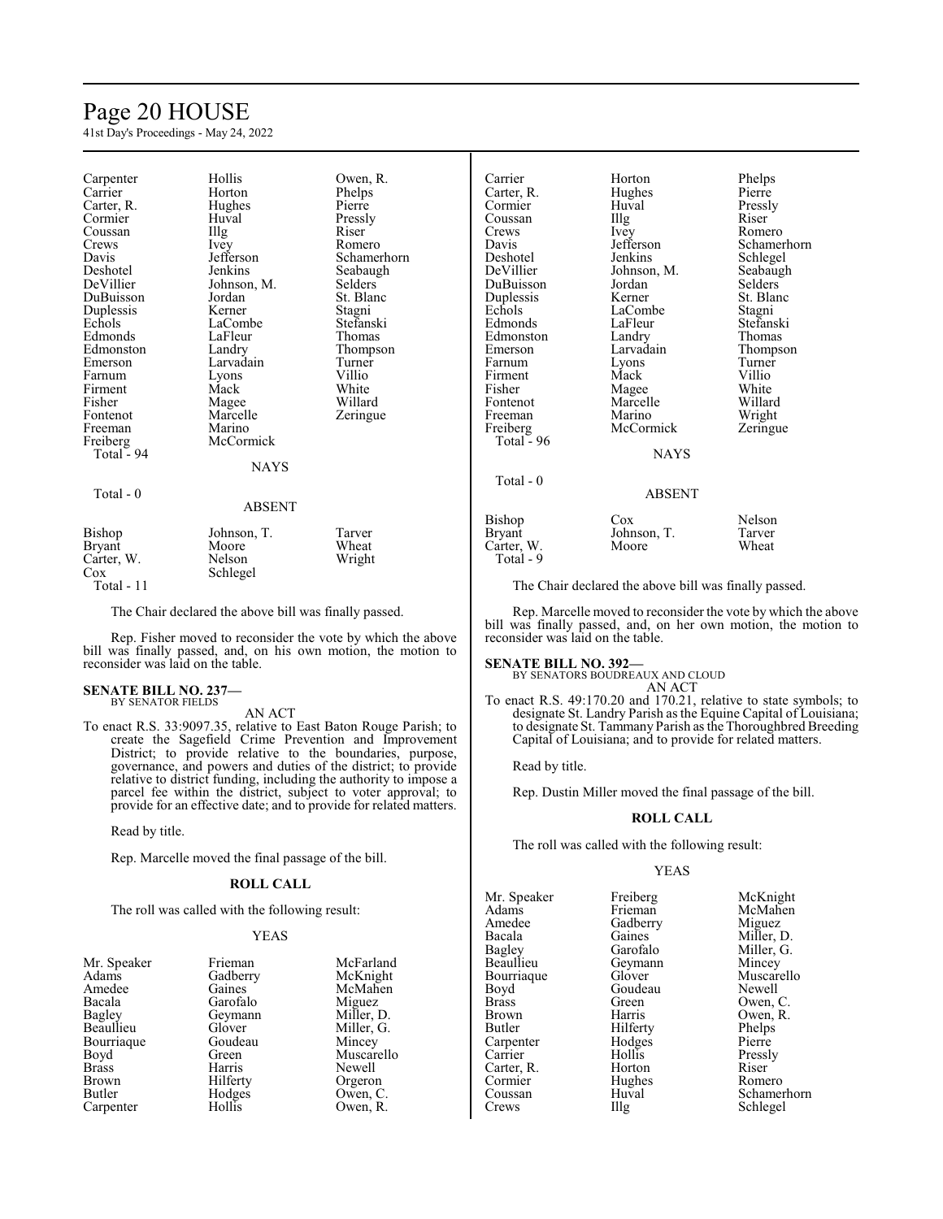| | | |
|---|---|---|
| Carpenter | Hollis | Owen, R. |
| Carrier | Horton | Phelps |
| Carter, R. | Hughes | Pierre |
| Cormier | Huval | Pressly |
| Coussan | Illg | Riser |
| Crews | Ivey | Romero |
| Davis | Jefferson | Schamerhorn |
| Deshotel | Jenkins | Seabaugh |
| DeVillier | Johnson, M. | Selders |
| DuBuisson | Jordan | St. Blanc |
| Duplessis | Kerner | Stagni |
| Echols | LaCombe | Stefanski |
| Edmonds | LaFleur | Thomas |
| Edmonston | Landry | Thompson |
| Emerson | Larvadain | Turner |
| Farnum | Lyons | Villio |
| Firment | Mack | White |
| Fisher | Magee | Willard |
| Fontenot | Marcelle | Zeringue |
| Freeman | Marino | |
| Freiberg | McCormick | |

Total - 94

NAYS

Total - 0

ABSENT

| | | |
|---|---|---|
| Bishop | Johnson, T. | Tarver |
| Bryant | Moore | Wheat |
| Carter, W. | Nelson | Wright |
| Cox | Schlegel | |

Total - 11

The Chair declared the above bill was finally passed.

Rep. Fisher moved to reconsider the vote by which the above bill was finally passed, and, on his own motion, the motion to reconsider was laid on the table.

**SENATE BILL NO. 237—**
BY SENATOR FIELDS

AN ACT

To enact R.S. 33:9097.35, relative to East Baton Rouge Parish; to create the Sagefield Crime Prevention and Improvement District; to provide relative to the boundaries, purpose, governance, and powers and duties of the district; to provide relative to district funding, including the authority to impose a parcel fee within the district, subject to voter approval; to provide for an effective date; and to provide for related matters.

Read by title.

Rep. Marcelle moved the final passage of the bill.

**ROLL CALL**

The roll was called with the following result:

YEAS

| | | |
|---|---|---|
| Mr. Speaker | Frieman | McFarland |
| Adams | Gadberry | McKnight |
| Amedee | Gaines | McMahen |
| Bacala | Garofalo | Miguez |
| Bagley | Geymann | Miller, D. |
| Beaullieu | Glover | Miller, G. |
| Bourriaque | Goudeau | Mincey |
| Boyd | Green | Muscarello |
| Brass | Harris | Newell |
| Brown | Hilferty | Orgeron |
| Butler | Hodges | Owen, C. |
| Carpenter | Hollis | Owen, R. |
| Carrier | Horton | Phelps |
| Carter, R. | Hughes | Pierre |
| Cormier | Huval | Pressly |
| Coussan | Illg | Riser |
| Crews | Ivey | Romero |
| Davis | Jefferson | Schamerhorn |
| Deshotel | Jenkins | Schlegel |
| DeVillier | Johnson, M. | Seabaugh |
| DuBuisson | Jordan | Selders |
| Duplessis | Kerner | St. Blanc |
| Echols | LaCombe | Stagni |
| Edmonds | LaFleur | Stefanski |
| Edmonston | Landry | Thomas |
| Emerson | Larvadain | Thompson |
| Farnum | Lyons | Turner |
| Firment | Mack | Villio |
| Fisher | Magee | White |
| Fontenot | Marcelle | Willard |
| Freeman | Marino | Wright |
| Freiberg | McCormick | Zeringue |

Total - 96

NAYS

Total - 0

ABSENT

| | | |
|---|---|---|
| Bishop | Cox | Nelson |
| Bryant | Johnson, T. | Tarver |
| Carter, W. | Moore | Wheat |

Total - 9

The Chair declared the above bill was finally passed.

Rep. Marcelle moved to reconsider the vote by which the above bill was finally passed, and, on her own motion, the motion to reconsider was laid on the table.

**SENATE BILL NO. 392—**
BY SENATORS BOUDREAUX AND CLOUD

AN ACT

To enact R.S. 49:170.20 and 170.21, relative to state symbols; to designate St. Landry Parish as the Equine Capital of Louisiana; to designate St. Tammany Parish as the Thoroughbred Breeding Capital of Louisiana; and to provide for related matters.

Read by title.

Rep. Dustin Miller moved the final passage of the bill.

**ROLL CALL**

The roll was called with the following result:

YEAS

| | | |
|---|---|---|
| Mr. Speaker | Freiberg | McKnight |
| Adams | Frieman | McMahen |
| Amedee | Gadberry | Miguez |
| Bacala | Gaines | Miller, D. |
| Bagley | Garofalo | Miller, G. |
| Beaullieu | Geymann | Mincey |
| Bourriaque | Glover | Muscarello |
| Boyd | Goudeau | Newell |
| Brass | Green | Owen, C. |
| Brown | Harris | Owen, R. |
| Butler | Hilferty | Phelps |
| Carpenter | Hodges | Pierre |
| Carrier | Hollis | Pressly |
| Carter, R. | Horton | Riser |
| Cormier | Hughes | Romero |
| Coussan | Huval | Schamerhorn |
| Crews | Illg | Schlegel |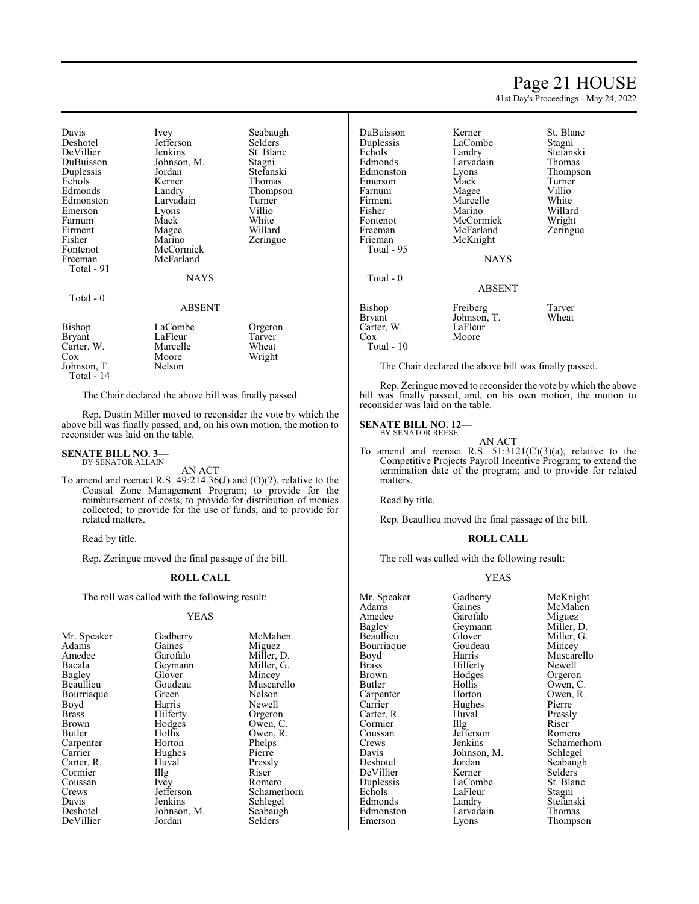| | | |
|---|---|---|
| Davis | Ivey | Seabaugh |
| Deshotel | Jefferson | Selders |
| DeVillier | Jenkins | St. Blanc |
| DuBuisson | Johnson, M. | Stagni |
| Duplessis | Jordan | Stefanski |
| Echols | Kerner | Thomas |
| Edmonds | Landry | Thompson |
| Edmonston | Larvadain | Turner |
| Emerson | Lyons | Villio |
| Farnum | Mack | White |
| Firment | Magee | Willard |
| Fisher | Marino | Zeringue |
| Fontenot | McCormick | |
| Freeman | McFarland | |

Total - 91

NAYS

Total - 0

ABSENT

| | | |
|---|---|---|
| Bishop | LaCombe | Orgeron |
| Bryant | LaFleur | Tarver |
| Carter, W. | Marcelle | Wheat |
| Cox | Moore | Wright |
| Johnson, T. | Nelson | |

Total - 14

The Chair declared the above bill was finally passed.

Rep. Dustin Miller moved to reconsider the vote by which the above bill was finally passed, and, on his own motion, the motion to reconsider was laid on the table.

**SENATE BILL NO. 3—**
BY SENATOR ALLAIN

AN ACT

To amend and reenact R.S. 49:214.36(J) and (O)(2), relative to the Coastal Zone Management Program; to provide for the reimbursement of costs; to provide for distribution of monies collected; to provide for the use of funds; and to provide for related matters.

Read by title.

Rep. Zeringue moved the final passage of the bill.

**ROLL CALL**

The roll was called with the following result:

YEAS

| | | |
|---|---|---|
| Mr. Speaker | Gadberry | McMahen |
| Adams | Gaines | Miguez |
| Amedee | Garofalo | Miller, D. |
| Bacala | Geymann | Miller, G. |
| Bagley | Glover | Mincey |
| Beaullieu | Goudeau | Muscarello |
| Bourriaque | Green | Nelson |
| Boyd | Harris | Newell |
| Brass | Hilferty | Orgeron |
| Brown | Hodges | Owen, C. |
| Butler | Hollis | Owen, R. |
| Carpenter | Horton | Phelps |
| Carrier | Hughes | Pierre |
| Carter, R. | Huval | Pressly |
| Cormier | Illg | Riser |
| Coussan | Ivey | Romero |
| Crews | Jefferson | Schamerhorn |
| Davis | Jenkins | Schlegel |
| Deshotel | Johnson, M. | Seabaugh |
| DeVillier | Jordan | Selders |
| DuBuisson | Kerner | St. Blanc |
| Duplessis | LaCombe | Stagni |
| Echols | Landry | Stefanski |
| Edmonds | Larvadain | Thomas |
| Edmonston | Lyons | Thompson |
| Emerson | Mack | Turner |
| Farnum | Magee | Villio |
| Firment | Marcelle | White |
| Fisher | Marino | Willard |
| Fontenot | McCormick | Wright |
| Freeman | McFarland | Zeringue |
| Frieman | McKnight | |

Total - 95

NAYS

Total - 0

ABSENT

| | | |
|---|---|---|
| Bishop | Freiberg | Tarver |
| Bryant | Johnson, T. | Wheat |
| Carter, W. | LaFleur | |
| Cox | Moore | |

Total - 10

The Chair declared the above bill was finally passed.

Rep. Zeringue moved to reconsider the vote by which the above bill was finally passed, and, on his own motion, the motion to reconsider was laid on the table.

**SENATE BILL NO. 12—**
BY SENATOR REESE

AN ACT

To amend and reenact R.S. 51:3121(C)(3)(a), relative to the Competitive Projects Payroll Incentive Program; to extend the termination date of the program; and to provide for related matters.

Read by title.

Rep. Beaullieu moved the final passage of the bill.

**ROLL CALL**

The roll was called with the following result:

YEAS

| | | |
|---|---|---|
| Mr. Speaker | Gadberry | McKnight |
| Adams | Gaines | McMahen |
| Amedee | Garofalo | Miguez |
| Bagley | Geymann | Miller, D. |
| Beaullieu | Glover | Miller, G. |
| Bourriaque | Goudeau | Mincey |
| Boyd | Harris | Muscarello |
| Brass | Hilferty | Newell |
| Brown | Hodges | Orgeron |
| Butler | Hollis | Owen, C. |
| Carpenter | Horton | Owen, R. |
| Carrier | Hughes | Pierre |
| Carter, R. | Huval | Pressly |
| Cormier | Illg | Riser |
| Coussan | Jefferson | Romero |
| Crews | Jenkins | Schamerhorn |
| Davis | Johnson, M. | Schlegel |
| Deshotel | Jordan | Seabaugh |
| DeVillier | Kerner | Selders |
| Duplessis | LaCombe | St. Blanc |
| Echols | LaFleur | Stagni |
| Edmonds | Landry | Stefanski |
| Edmonston | Larvadain | Thomas |
| Emerson | Lyons | Thompson |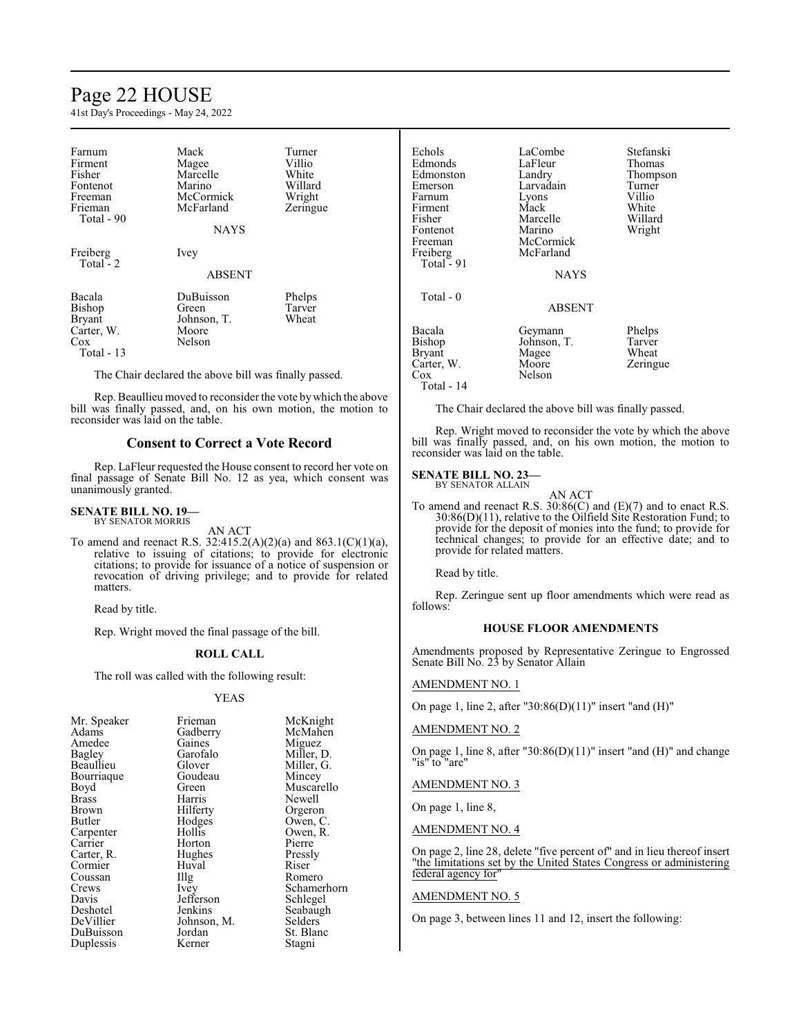| | | |
|---|---|---|
| Farnum | Mack | Turner |
| Firment | Magee | Villio |
| Fisher | Marcelle | White |
| Fontenot | Marino | Willard |
| Freeman | McCormick | Wright |
| Frieman | McFarland | Zeringue |
| Total - 90 | | |

NAYS

| | |
|---|---|
| Freiberg | Ivey |
| Total - 2 | |

ABSENT

| | | |
|---|---|---|
| Bacala | DuBuisson | Phelps |
| Bishop | Green | Tarver |
| Bryant | Johnson, T. | Wheat |
| Carter, W. | Moore | |
| Cox | Nelson | |
| Total - 13 | | |

The Chair declared the above bill was finally passed.

Rep. Beaullieu moved to reconsider the vote by which the above bill was finally passed, and, on his own motion, the motion to reconsider was laid on the table.

## Consent to Correct a Vote Record

Rep. LaFleur requested the House consent to record her vote on final passage of Senate Bill No. 12 as yea, which consent was unanimously granted.

**SENATE BILL NO. 19—**
BY SENATOR MORRIS

AN ACT

To amend and reenact R.S. 32:415.2(A)(2)(a) and 863.1(C)(1)(a), relative to issuing of citations; to provide for electronic citations; to provide for issuance of a notice of suspension or revocation of driving privilege; and to provide for related matters.

Read by title.

Rep. Wright moved the final passage of the bill.

**ROLL CALL**

The roll was called with the following result:

YEAS

| | | |
|---|---|---|
| Mr. Speaker | Frieman | McKnight |
| Adams | Gadberry | McMahen |
| Amedee | Gaines | Miguez |
| Bagley | Garofalo | Miller, D. |
| Beaullieu | Glover | Miller, G. |
| Bourriaque | Goudeau | Mincey |
| Boyd | Green | Muscarello |
| Brass | Harris | Newell |
| Brown | Hilferty | Orgeron |
| Butler | Hodges | Owen, C. |
| Carpenter | Hollis | Owen, R. |
| Carrier | Horton | Pierre |
| Carter, R. | Hughes | Pressly |
| Cormier | Huval | Riser |
| Coussan | Illg | Romero |
| Crews | Ivey | Schamerhorn |
| Davis | Jefferson | Schlegel |
| Deshotel | Jenkins | Seabaugh |
| DeVillier | Johnson, M. | Selders |
| DuBuisson | Jordan | St. Blanc |
| Duplessis | Kerner | Stagni |
| Echols | LaCombe | Stefanski |
| Edmonds | LaFleur | Thomas |
| Edmonston | Landry | Thompson |
| Emerson | Larvadain | Turner |
| Farnum | Lyons | Villio |
| Firment | Mack | White |
| Fisher | Marcelle | Willard |
| Fontenot | Marino | Wright |
| Freeman | McCormick | |
| Freiberg | McFarland | |
| Total - 91 | | |

NAYS

Total - 0

ABSENT

| | | |
|---|---|---|
| Bacala | Geymann | Phelps |
| Bishop | Johnson, T. | Tarver |
| Bryant | Magee | Wheat |
| Carter, W. | Moore | Zeringue |
| Cox | Nelson | |
| Total - 14 | | |

The Chair declared the above bill was finally passed.

Rep. Wright moved to reconsider the vote by which the above bill was finally passed, and, on his own motion, the motion to reconsider was laid on the table.

**SENATE BILL NO. 23—**
BY SENATOR ALLAIN

AN ACT

To amend and reenact R.S. 30:86(C) and (E)(7) and to enact R.S. 30:86(D)(11), relative to the Oilfield Site Restoration Fund; to provide for the deposit of monies into the fund; to provide for technical changes; to provide for an effective date; and to provide for related matters.

Read by title.

Rep. Zeringue sent up floor amendments which were read as follows:

**HOUSE FLOOR AMENDMENTS**

Amendments proposed by Representative Zeringue to Engrossed Senate Bill No. 23 by Senator Allain

AMENDMENT NO. 1

On page 1, line 2, after "30:86(D)(11)" insert "and (H)"

AMENDMENT NO. 2

On page 1, line 8, after "30:86(D)(11)" insert "and (H)" and change "is" to "are"

AMENDMENT NO. 3

On page 1, line 8,

AMENDMENT NO. 4

On page 2, line 28, delete "five percent of" and in lieu thereof insert "the limitations set by the United States Congress or administering federal agency for"

AMENDMENT NO. 5

On page 3, between lines 11 and 12, insert the following: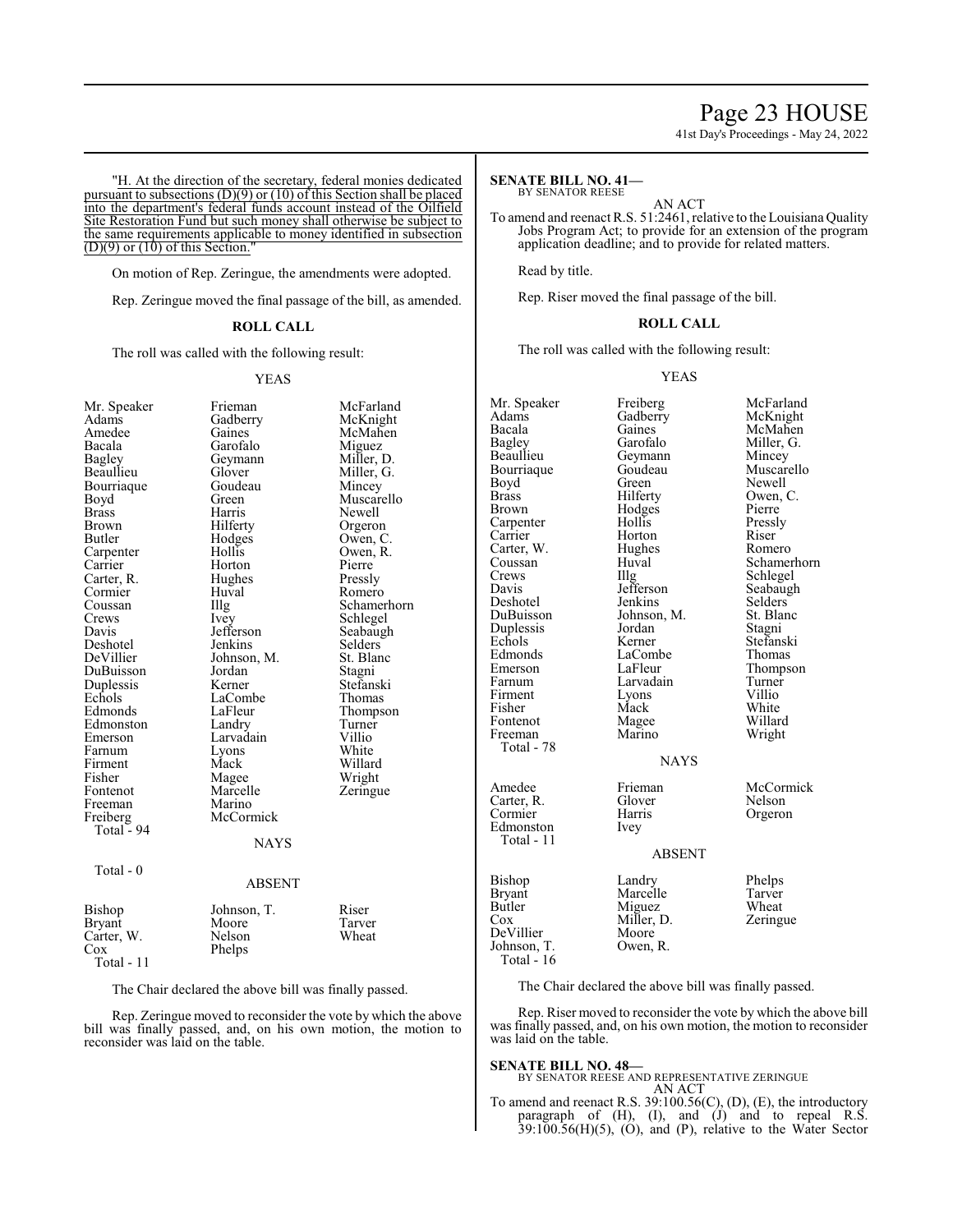"H. At the direction of the secretary, federal monies dedicated pursuant to subsections (D)(9) or (10) of this Section shall be placed into the department's federal funds account instead of the Oilfield Site Restoration Fund but such money shall otherwise be subject to the same requirements applicable to money identified in subsection (D)(9) or (10) of this Section."

On motion of Rep. Zeringue, the amendments were adopted.

Rep. Zeringue moved the final passage of the bill, as amended.

**ROLL CALL**

The roll was called with the following result:

YEAS

| | | |
|---|---|---|
| Mr. Speaker | Frieman | McFarland |
| Adams | Gadberry | McKnight |
| Amedee | Gaines | McMahen |
| Bacala | Garofalo | Miguez |
| Bagley | Geymann | Miller, D. |
| Beaullieu | Glover | Miller, G. |
| Bourriaque | Goudeau | Mincey |
| Boyd | Green | Muscarello |
| Brass | Harris | Newell |
| Brown | Hilferty | Orgeron |
| Butler | Hodges | Owen, C. |
| Carpenter | Hollis | Owen, R. |
| Carrier | Horton | Pierre |
| Carter, R. | Hughes | Pressly |
| Cormier | Huval | Romero |
| Coussan | Illg | Schamerhorn |
| Crews | Ivey | Schlegel |
| Davis | Jefferson | Seabaugh |
| Deshotel | Jenkins | Selders |
| DeVillier | Johnson, M. | St. Blanc |
| DuBuisson | Jordan | Stagni |
| Duplessis | Kerner | Stefanski |
| Echols | LaCombe | Thomas |
| Edmonds | LaFleur | Thompson |
| Edmonston | Landry | Turner |
| Emerson | Larvadain | Villio |
| Farnum | Lyons | White |
| Firment | Mack | Willard |
| Fisher | Magee | Wright |
| Fontenot | Marcelle | Zeringue |
| Freeman | Marino | |
| Freiberg | McCormick | |
| Total - 94 | | |

NAYS

Total - 0

ABSENT

| | | |
|---|---|---|
| Bishop | Johnson, T. | Riser |
| Bryant | Moore | Tarver |
| Carter, W. | Nelson | Wheat |
| Cox | Phelps | |
| Total - 11 | | |

The Chair declared the above bill was finally passed.

Rep. Zeringue moved to reconsider the vote by which the above bill was finally passed, and, on his own motion, the motion to reconsider was laid on the table.

**SENATE BILL NO. 41—**
BY SENATOR REESE

AN ACT

To amend and reenact R.S. 51:2461, relative to the Louisiana Quality Jobs Program Act; to provide for an extension of the program application deadline; and to provide for related matters.

Read by title.

Rep. Riser moved the final passage of the bill.

**ROLL CALL**

The roll was called with the following result:

YEAS

| | | |
|---|---|---|
| Mr. Speaker | Freiberg | McFarland |
| Adams | Gadberry | McKnight |
| Bacala | Gaines | McMahen |
| Bagley | Garofalo | Miller, G. |
| Beaullieu | Geymann | Mincey |
| Bourriaque | Goudeau | Muscarello |
| Boyd | Green | Newell |
| Brass | Hilferty | Owen, C. |
| Brown | Hodges | Pierre |
| Carpenter | Hollis | Pressly |
| Carrier | Horton | Riser |
| Carter, W. | Hughes | Romero |
| Coussan | Huval | Schamerhorn |
| Crews | Illg | Schlegel |
| Davis | Jefferson | Seabaugh |
| Deshotel | Jenkins | Selders |
| DuBuisson | Johnson, M. | St. Blanc |
| Duplessis | Jordan | Stagni |
| Echols | Kerner | Stefanski |
| Edmonds | LaCombe | Thomas |
| Emerson | LaFleur | Thompson |
| Farnum | Larvadain | Turner |
| Firment | Lyons | Villio |
| Fisher | Mack | White |
| Fontenot | Magee | Willard |
| Freeman | Marino | Wright |
| Total - 78 | | |

NAYS

| | | |
|---|---|---|
| Amedee | Frieman | McCormick |
| Carter, R. | Glover | Nelson |
| Cormier | Harris | Orgeron |
| Edmonston | Ivey | |
| Total - 11 | | |

ABSENT

| | | |
|---|---|---|
| Bishop | Landry | Phelps |
| Bryant | Marcelle | Tarver |
| Butler | Miguez | Wheat |
| Cox | Miller, D. | Zeringue |
| DeVillier | Moore | |
| Johnson, T. | Owen, R. | |
| Total - 16 | | |

The Chair declared the above bill was finally passed.

Rep. Riser moved to reconsider the vote by which the above bill was finally passed, and, on his own motion, the motion to reconsider was laid on the table.

**SENATE BILL NO. 48—**
BY SENATOR REESE AND REPRESENTATIVE ZERINGUE

AN ACT

To amend and reenact R.S. 39:100.56(C), (D), (E), the introductory paragraph of (H), (I), and (J) and to repeal R.S. 39:100.56(H)(5), (O), and (P), relative to the Water Sector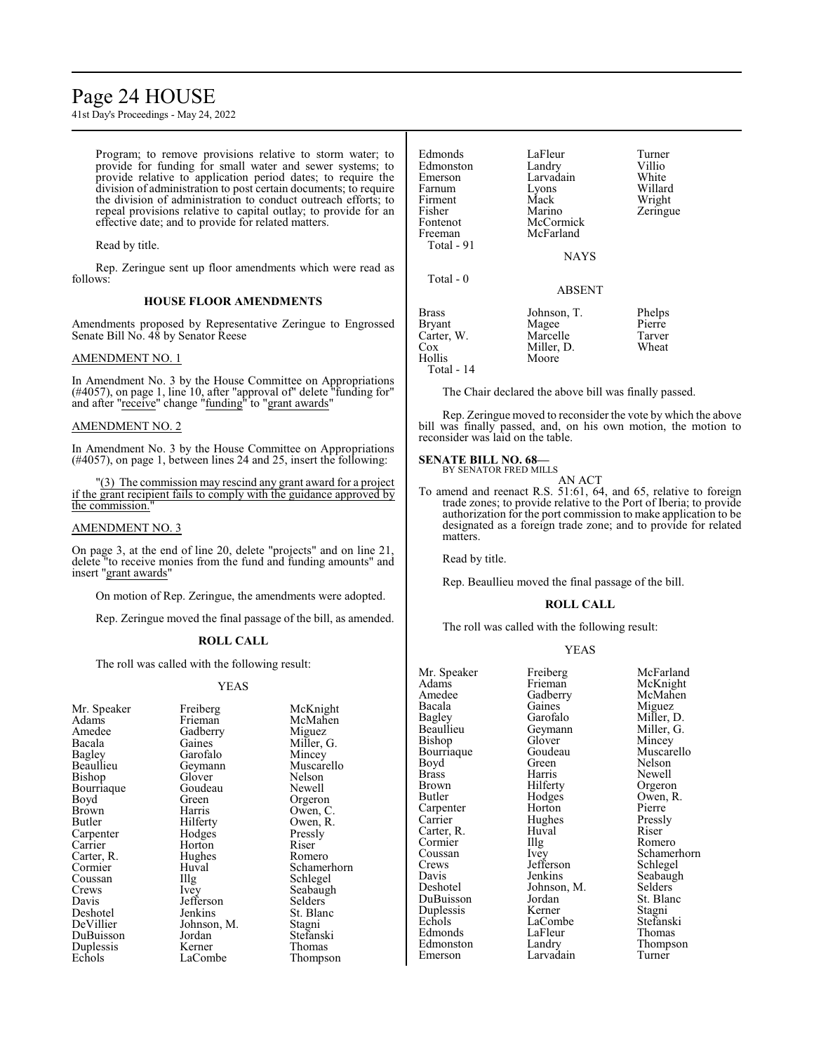Program; to remove provisions relative to storm water; to provide for funding for small water and sewer systems; to provide relative to application period dates; to require the division of administration to post certain documents; to require the division of administration to conduct outreach efforts; to repeal provisions relative to capital outlay; to provide for an effective date; and to provide for related matters.

Read by title.

Rep. Zeringue sent up floor amendments which were read as follows:

### HOUSE FLOOR AMENDMENTS

Amendments proposed by Representative Zeringue to Engrossed Senate Bill No. 48 by Senator Reese

AMENDMENT NO. 1

In Amendment No. 3 by the House Committee on Appropriations (#4057), on page 1, line 10, after "approval of" delete "funding for" and after "receive" change "funding" to "grant awards"

AMENDMENT NO. 2

In Amendment No. 3 by the House Committee on Appropriations (#4057), on page 1, between lines 24 and 25, insert the following:

"(3) The commission may rescind any grant award for a project if the grant recipient fails to comply with the guidance approved by the commission."

AMENDMENT NO. 3

On page 3, at the end of line 20, delete "projects" and on line 21, delete "to receive monies from the fund and funding amounts" and insert "grant awards"

On motion of Rep. Zeringue, the amendments were adopted.

Rep. Zeringue moved the final passage of the bill, as amended.

### ROLL CALL

The roll was called with the following result:

YEAS

| | | |
|---|---|---|
| Mr. Speaker | Freiberg | McKnight |
| Adams | Frieman | McMahen |
| Amedee | Gadberry | Miguez |
| Bacala | Gaines | Miller, G. |
| Bagley | Garofalo | Mincey |
| Beaullieu | Geymann | Muscarello |
| Bishop | Glover | Nelson |
| Bourriaque | Goudeau | Newell |
| Boyd | Green | Orgeron |
| Brown | Harris | Owen, C. |
| Butler | Hilferty | Owen, R. |
| Carpenter | Hodges | Pressly |
| Carrier | Horton | Riser |
| Carter, R. | Hughes | Romero |
| Cormier | Huval | Schamerhorn |
| Coussan | Illg | Schlegel |
| Crews | Ivey | Seabaugh |
| Davis | Jefferson | Selders |
| Deshotel | Jenkins | St. Blanc |
| DeVillier | Johnson, M. | Stagni |
| DuBuisson | Jordan | Stefanski |
| Duplessis | Kerner | Thomas |
| Echols | LaCombe | Thompson |
| Edmonds | LaFleur | Turner |
| Edmonston | Landry | Villio |
| Emerson | Larvadain | White |
| Farnum | Lyons | Willard |
| Firment | Mack | Wright |
| Fisher | Marino | Zeringue |
| Fontenot | McCormick | |
| Freeman | McFarland | |

Total - 91

NAYS

Total - 0

ABSENT

| | | |
|---|---|---|
| Brass | Johnson, T. | Phelps |
| Bryant | Magee | Pierre |
| Carter, W. | Marcelle | Tarver |
| Cox | Miller, D. | Wheat |
| Hollis | Moore | |

Total - 14

The Chair declared the above bill was finally passed.

Rep. Zeringue moved to reconsider the vote by which the above bill was finally passed, and, on his own motion, the motion to reconsider was laid on the table.

**SENATE BILL NO. 68—**
BY SENATOR FRED MILLS

AN ACT

To amend and reenact R.S. 51:61, 64, and 65, relative to foreign trade zones; to provide relative to the Port of Iberia; to provide authorization for the port commission to make application to be designated as a foreign trade zone; and to provide for related matters.

Read by title.

Rep. Beaullieu moved the final passage of the bill.

### ROLL CALL

The roll was called with the following result:

YEAS

| | | |
|---|---|---|
| Mr. Speaker | Freiberg | McFarland |
| Adams | Frieman | McKnight |
| Amedee | Gadberry | McMahen |
| Bacala | Gaines | Miguez |
| Bagley | Garofalo | Miller, D. |
| Beaullieu | Geymann | Miller, G. |
| Bishop | Glover | Mincey |
| Bourriaque | Goudeau | Muscarello |
| Boyd | Green | Nelson |
| Brass | Harris | Newell |
| Brown | Hilferty | Orgeron |
| Butler | Hodges | Owen, R. |
| Carpenter | Horton | Pierre |
| Carrier | Hughes | Pressly |
| Carter, R. | Huval | Riser |
| Cormier | Illg | Romero |
| Coussan | Ivey | Schamerhorn |
| Crews | Jefferson | Schlegel |
| Davis | Jenkins | Seabaugh |
| Deshotel | Johnson, M. | Selders |
| DuBuisson | Jordan | St. Blanc |
| Duplessis | Kerner | Stagni |
| Echols | LaCombe | Stefanski |
| Edmonds | LaFleur | Thomas |
| Edmonston | Landry | Thompson |
| Emerson | Larvadain | Turner |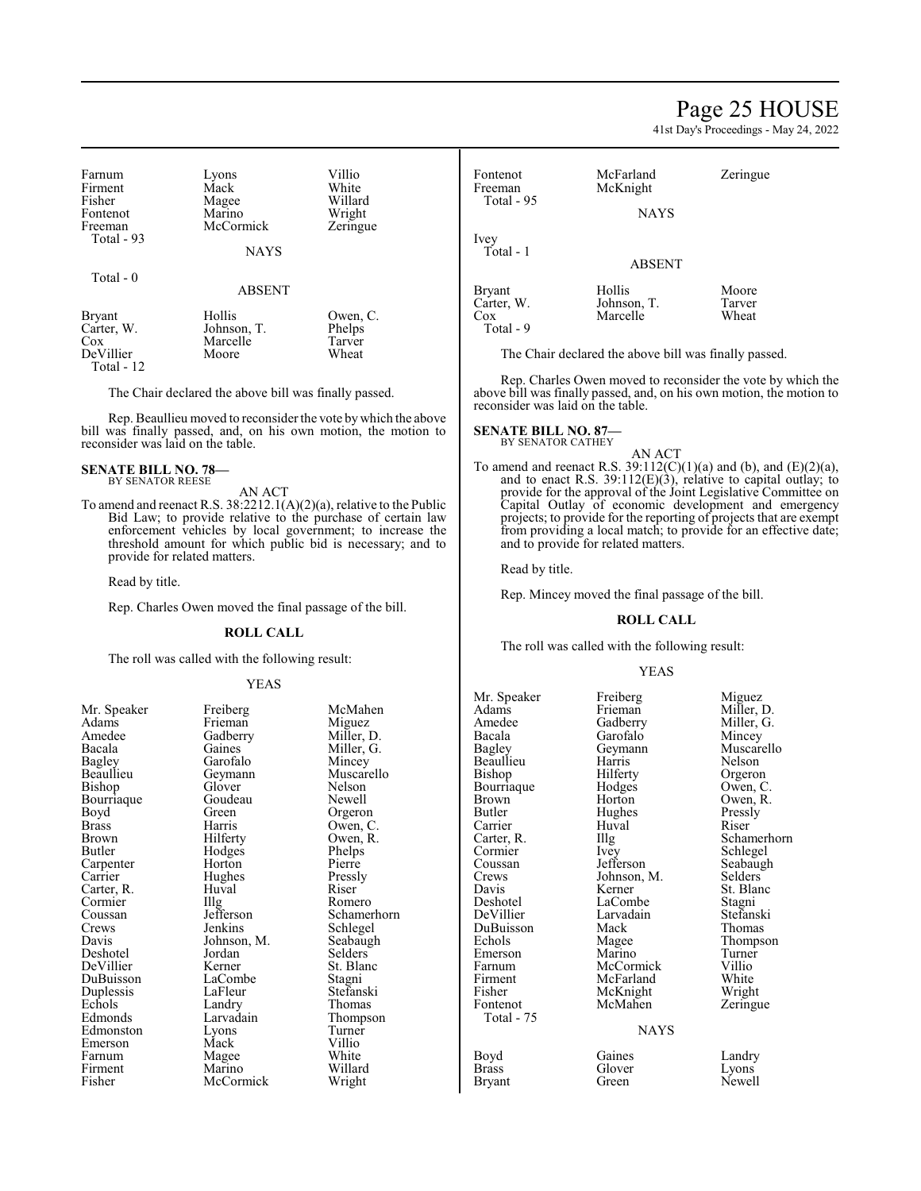| | | |
|---|---|---|
| Farnum | Lyons | Villio |
| Firment | Mack | White |
| Fisher | Magee | Willard |
| Fontenot | Marino | Wright |
| Freeman | McCormick | Zeringue |
| Total - 93 | | |

NAYS

Total - 0

ABSENT

| | | |
|---|---|---|
| Bryant | Hollis | Owen, C. |
| Carter, W. | Johnson, T. | Phelps |
| Cox | Marcelle | Tarver |
| DeVillier | Moore | Wheat |
| Total - 12 | | |

The Chair declared the above bill was finally passed.

Rep. Beaullieu moved to reconsider the vote by which the above bill was finally passed, and, on his own motion, the motion to reconsider was laid on the table.

**SENATE BILL NO. 78—**
BY SENATOR REESE

AN ACT

To amend and reenact R.S. 38:2212.1(A)(2)(a), relative to the Public Bid Law; to provide relative to the purchase of certain law enforcement vehicles by local government; to increase the threshold amount for which public bid is necessary; and to provide for related matters.

Read by title.

Rep. Charles Owen moved the final passage of the bill.

**ROLL CALL**

The roll was called with the following result:

YEAS

| | | |
|---|---|---|
| Mr. Speaker | Freiberg | McMahen |
| Adams | Frieman | Miguez |
| Amedee | Gadberry | Miller, D. |
| Bacala | Gaines | Miller, G. |
| Bagley | Garofalo | Mincey |
| Beaullieu | Geymann | Muscarello |
| Bishop | Glover | Nelson |
| Bourriaque | Goudeau | Newell |
| Boyd | Green | Orgeron |
| Brass | Harris | Owen, C. |
| Brown | Hilferty | Owen, R. |
| Butler | Hodges | Phelps |
| Carpenter | Horton | Pierre |
| Carrier | Hughes | Pressly |
| Carter, R. | Huval | Riser |
| Cormier | Illg | Romero |
| Coussan | Jefferson | Schamerhorn |
| Crews | Jenkins | Schlegel |
| Davis | Johnson, M. | Seabaugh |
| Deshotel | Jordan | Selders |
| DeVillier | Kerner | St. Blanc |
| DuBuisson | LaCombe | Stagni |
| Duplessis | LaFleur | Stefanski |
| Echols | Landry | Thomas |
| Edmonds | Larvadain | Thompson |
| Edmonston | Lyons | Turner |
| Emerson | Mack | Villio |
| Farnum | Magee | White |
| Firment | Marino | Willard |
| Fisher | McCormick | Wright |
| Fontenot | McFarland | Zeringue |
| Freeman | McKnight | |
| Total - 95 | | |

NAYS

| | | |
|---|---|---|
| Ivey | | |
| Total - 1 | | |

ABSENT

| | | |
|---|---|---|
| Bryant | Hollis | Moore |
| Carter, W. | Johnson, T. | Tarver |
| Cox | Marcelle | Wheat |
| Total - 9 | | |

The Chair declared the above bill was finally passed.

Rep. Charles Owen moved to reconsider the vote by which the above bill was finally passed, and, on his own motion, the motion to reconsider was laid on the table.

**SENATE BILL NO. 87—**
BY SENATOR CATHEY

AN ACT

To amend and reenact R.S. 39:112(C)(1)(a) and (b), and (E)(2)(a), and to enact R.S. 39:112(E)(3), relative to capital outlay; to provide for the approval of the Joint Legislative Committee on Capital Outlay of economic development and emergency projects; to provide for the reporting of projects that are exempt from providing a local match; to provide for an effective date; and to provide for related matters.

Read by title.

Rep. Mincey moved the final passage of the bill.

**ROLL CALL**

The roll was called with the following result:

YEAS

| | | |
|---|---|---|
| Mr. Speaker | Freiberg | Miguez |
| Adams | Frieman | Miller, D. |
| Amedee | Gadberry | Miller, G. |
| Bacala | Garofalo | Mincey |
| Bagley | Geymann | Muscarello |
| Beaullieu | Harris | Nelson |
| Bishop | Hilferty | Orgeron |
| Bourriaque | Hodges | Owen, C. |
| Brown | Horton | Owen, R. |
| Butler | Hughes | Pressly |
| Carrier | Huval | Riser |
| Carter, R. | Illg | Schamerhorn |
| Cormier | Ivey | Schlegel |
| Coussan | Jefferson | Seabaugh |
| Crews | Johnson, M. | Selders |
| Davis | Kerner | St. Blanc |
| Deshotel | LaCombe | Stagni |
| DeVillier | Larvadain | Stefanski |
| DuBuisson | Mack | Thomas |
| Echols | Magee | Thompson |
| Emerson | Marino | Turner |
| Farnum | McCormick | Villio |
| Firment | McFarland | White |
| Fisher | McKnight | Wright |
| Fontenot | McMahen | Zeringue |
| Total - 75 | | |

NAYS

| | | |
|---|---|---|
| Boyd | Gaines | Landry |
| Brass | Glover | Lyons |
| Bryant | Green | Newell |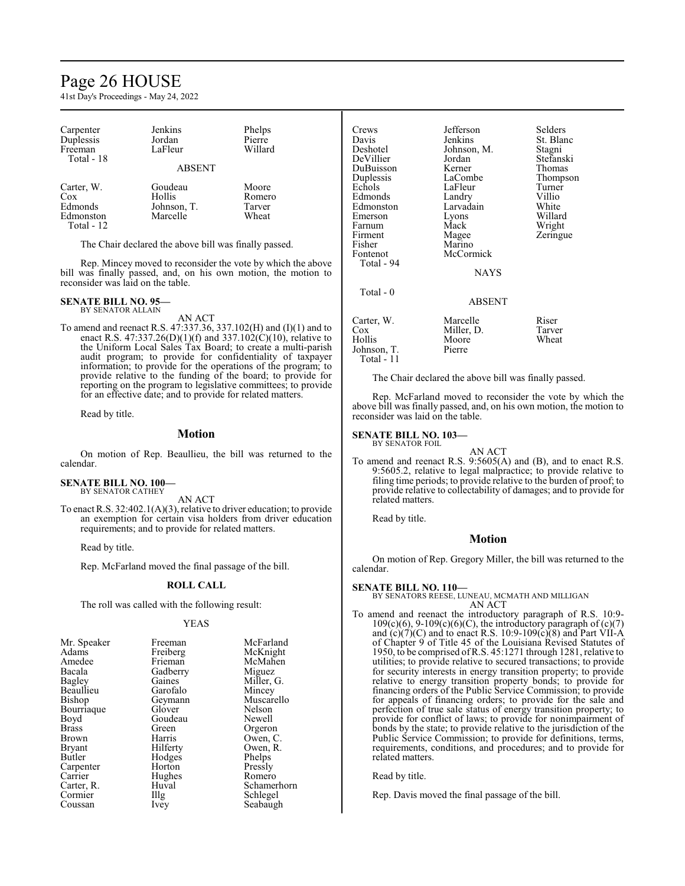| | | |
|---|---|---|
| Carpenter | Jenkins | Phelps |
| Duplessis | Jordan | Pierre |
| Freeman | LaFleur | Willard |
| Total - 18 | | |

ABSENT

| | | |
|---|---|---|
| Carter, W. | Goudeau | Moore |
| Cox | Hollis | Romero |
| Edmonds | Johnson, T. | Tarver |
| Edmonston | Marcelle | Wheat |
| Total - 12 | | |

The Chair declared the above bill was finally passed.

Rep. Mincey moved to reconsider the vote by which the above bill was finally passed, and, on his own motion, the motion to reconsider was laid on the table.

**SENATE BILL NO. 95—**
BY SENATOR ALLAIN

AN ACT

To amend and reenact R.S. 47:337.36, 337.102(H) and (I)(1) and to enact R.S. 47:337.26(D)(1)(f) and 337.102(C)(10), relative to the Uniform Local Sales Tax Board; to create a multi-parish audit program; to provide for confidentiality of taxpayer information; to provide for the operations of the program; to provide relative to the funding of the board; to provide for reporting on the program to legislative committees; to provide for an effective date; and to provide for related matters.

Read by title.

## Motion

On motion of Rep. Beaullieu, the bill was returned to the calendar.

**SENATE BILL NO. 100—**
BY SENATOR CATHEY

AN ACT

To enact R.S. 32:402.1(A)(3), relative to driver education; to provide an exemption for certain visa holders from driver education requirements; and to provide for related matters.

Read by title.

Rep. McFarland moved the final passage of the bill.

## ROLL CALL

The roll was called with the following result:

YEAS

| | | |
|---|---|---|
| Mr. Speaker | Freeman | McFarland |
| Adams | Freiberg | McKnight |
| Amedee | Frieman | McMahen |
| Bacala | Gadberry | Miguez |
| Bagley | Gaines | Miller, G. |
| Beaullieu | Garofalo | Mincey |
| Bishop | Geymann | Muscarello |
| Bourriaque | Glover | Nelson |
| Boyd | Goudeau | Newell |
| Brass | Green | Orgeron |
| Brown | Harris | Owen, C. |
| Bryant | Hilferty | Owen, R. |
| Butler | Hodges | Phelps |
| Carpenter | Horton | Pressly |
| Carrier | Hughes | Romero |
| Carter, R. | Huval | Schamerhorn |
| Cormier | Illg | Schlegel |
| Coussan | Ivey | Seabaugh |
| Crews | Jefferson | Selders |
| Davis | Jenkins | St. Blanc |
| Deshotel | Johnson, M. | Stagni |
| DeVillier | Jordan | Stefanski |
| DuBuisson | Kerner | Thomas |
| Duplessis | LaCombe | Thompson |
| Echols | LaFleur | Turner |
| Edmonds | Landry | Villio |
| Edmonston | Larvadain | White |
| Emerson | Lyons | Willard |
| Farnum | Mack | Wright |
| Firment | Magee | Zeringue |
| Fisher | Marino | |
| Fontenot | McCormick | |
| Total - 94 | | |

NAYS

Total - 0

ABSENT

| | | |
|---|---|---|
| Carter, W. | Marcelle | Riser |
| Cox | Miller, D. | Tarver |
| Hollis | Moore | Wheat |
| Johnson, T. | Pierre | |
| Total - 11 | | |

The Chair declared the above bill was finally passed.

Rep. McFarland moved to reconsider the vote by which the above bill was finally passed, and, on his own motion, the motion to reconsider was laid on the table.

**SENATE BILL NO. 103—**
BY SENATOR FOIL

AN ACT

To amend and reenact R.S. 9:5605(A) and (B), and to enact R.S. 9:5605.2, relative to legal malpractice; to provide relative to filing time periods; to provide relative to the burden of proof; to provide relative to collectability of damages; and to provide for related matters.

Read by title.

## Motion

On motion of Rep. Gregory Miller, the bill was returned to the calendar.

**SENATE BILL NO. 110—**
BY SENATORS REESE, LUNEAU, MCMATH AND MILLIGAN

AN ACT

To amend and reenact the introductory paragraph of R.S. 10:9-109(c)(6), 9-109(c)(6)(C), the introductory paragraph of (c)(7) and (c)(7)(C) and to enact R.S. 10:9-109(c)(8) and Part VII-A of Chapter 9 of Title 45 of the Louisiana Revised Statutes of 1950, to be comprised of R.S. 45:1271 through 1281, relative to utilities; to provide relative to secured transactions; to provide for security interests in energy transition property; to provide relative to energy transition property bonds; to provide for financing orders of the Public Service Commission; to provide for appeals of financing orders; to provide for the sale and perfection of true sale status of energy transition property; to provide for conflict of laws; to provide for nonimpairment of bonds by the state; to provide relative to the jurisdiction of the Public Service Commission; to provide for definitions, terms, requirements, conditions, and procedures; and to provide for related matters.

Read by title.

Rep. Davis moved the final passage of the bill.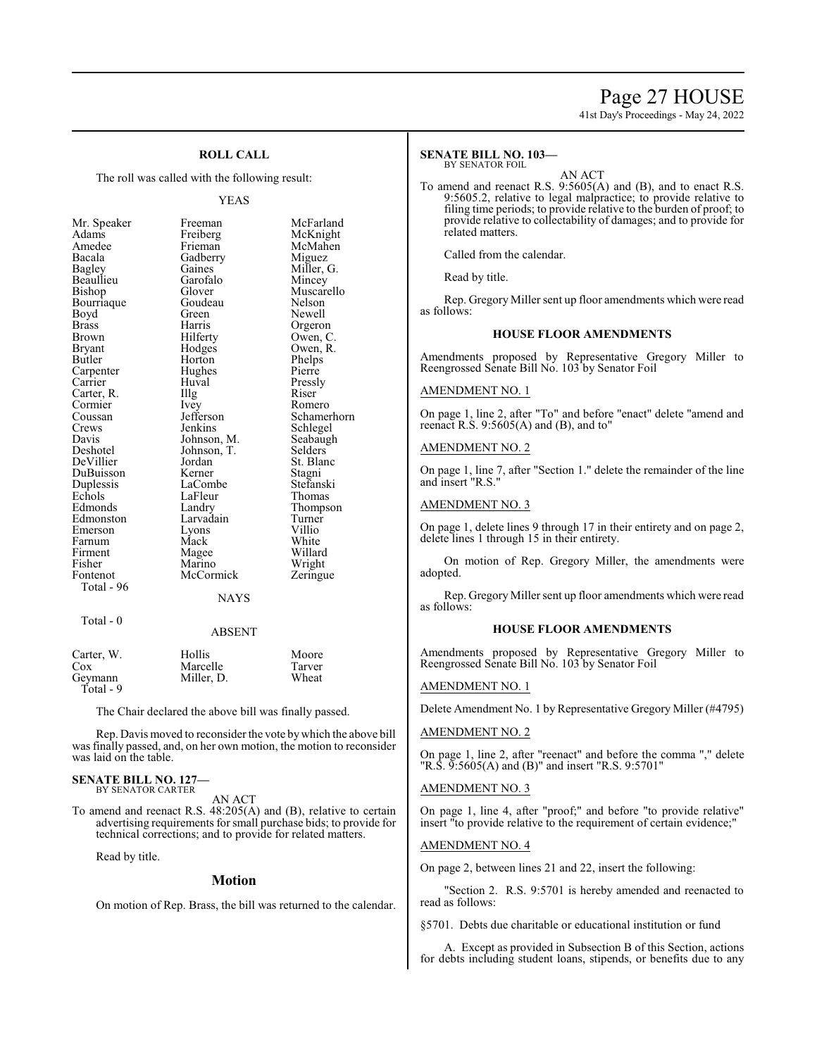### ROLL CALL

The roll was called with the following result:

YEAS

| | | |
|---|---|---|
| Mr. Speaker | Freeman | McFarland |
| Adams | Freiberg | McKnight |
| Amedee | Frieman | McMahen |
| Bacala | Gadberry | Miguez |
| Bagley | Gaines | Miller, G. |
| Beaullieu | Garofalo | Mincey |
| Bishop | Glover | Muscarello |
| Bourriaque | Goudeau | Nelson |
| Boyd | Green | Newell |
| Brass | Harris | Orgeron |
| Brown | Hilferty | Owen, C. |
| Bryant | Hodges | Owen, R. |
| Butler | Horton | Phelps |
| Carpenter | Hughes | Pierre |
| Carrier | Huval | Pressly |
| Carter, R. | Illg | Riser |
| Cormier | Ivey | Romero |
| Coussan | Jefferson | Schamerhorn |
| Crews | Jenkins | Schlegel |
| Davis | Johnson, M. | Seabaugh |
| Deshotel | Johnson, T. | Selders |
| DeVillier | Jordan | St. Blanc |
| DuBuisson | Kerner | Stagni |
| Duplessis | LaCombe | Stefanski |
| Echols | LaFleur | Thomas |
| Edmonds | Landry | Thompson |
| Edmonston | Larvadain | Turner |
| Emerson | Lyons | Villio |
| Farnum | Mack | White |
| Firment | Magee | Willard |
| Fisher | Marino | Wright |
| Fontenot | McCormick | Zeringue |

Total - 96

NAYS

Total - 0

ABSENT

| | | |
|---|---|---|
| Carter, W. | Hollis | Moore |
| Cox | Marcelle | Tarver |
| Geymann | Miller, D. | Wheat |

Total - 9

The Chair declared the above bill was finally passed.

Rep. Davis moved to reconsider the vote by which the above bill was finally passed, and, on her own motion, the motion to reconsider was laid on the table.

**SENATE BILL NO. 127—**
BY SENATOR CARTER

AN ACT

To amend and reenact R.S. 48:205(A) and (B), relative to certain advertising requirements for small purchase bids; to provide for technical corrections; and to provide for related matters.

Read by title.

## Motion

On motion of Rep. Brass, the bill was returned to the calendar.

**SENATE BILL NO. 103—**
BY SENATOR FOIL

AN ACT

To amend and reenact R.S. 9:5605(A) and (B), and to enact R.S. 9:5605.2, relative to legal malpractice; to provide relative to filing time periods; to provide relative to the burden of proof; to provide relative to collectability of damages; and to provide for related matters.

Called from the calendar.

Read by title.

Rep. Gregory Miller sent up floor amendments which were read as follows:

### HOUSE FLOOR AMENDMENTS

Amendments proposed by Representative Gregory Miller to Reengrossed Senate Bill No. 103 by Senator Foil

AMENDMENT NO. 1

On page 1, line 2, after "To" and before "enact" delete "amend and reenact R.S. 9:5605(A) and (B), and to"

AMENDMENT NO. 2

On page 1, line 7, after "Section 1." delete the remainder of the line and insert "R.S."

AMENDMENT NO. 3

On page 1, delete lines 9 through 17 in their entirety and on page 2, delete lines 1 through 15 in their entirety.

On motion of Rep. Gregory Miller, the amendments were adopted.

Rep. Gregory Miller sent up floor amendments which were read as follows:

### HOUSE FLOOR AMENDMENTS

Amendments proposed by Representative Gregory Miller to Reengrossed Senate Bill No. 103 by Senator Foil

AMENDMENT NO. 1

Delete Amendment No. 1 by Representative Gregory Miller (#4795)

AMENDMENT NO. 2

On page 1, line 2, after "reenact" and before the comma "," delete "R.S. 9:5605(A) and (B)" and insert "R.S. 9:5701"

AMENDMENT NO. 3

On page 1, line 4, after "proof;" and before "to provide relative" insert "to provide relative to the requirement of certain evidence;"

AMENDMENT NO. 4

On page 2, between lines 21 and 22, insert the following:

"Section 2. R.S. 9:5701 is hereby amended and reenacted to read as follows:

§5701. Debts due charitable or educational institution or fund

A. Except as provided in Subsection B of this Section, actions for debts including student loans, stipends, or benefits due to any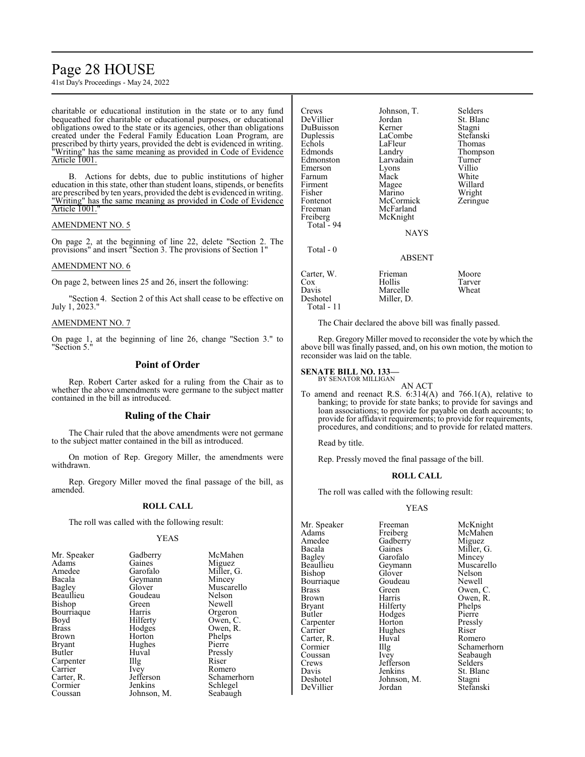charitable or educational institution in the state or to any fund bequeathed for charitable or educational purposes, or educational obligations owed to the state or its agencies, other than obligations created under the Federal Family Education Loan Program, are prescribed by thirty years, provided the debt is evidenced in writing. "Writing" has the same meaning as provided in Code of Evidence Article 1001.

B. Actions for debts, due to public institutions of higher education in this state, other than student loans, stipends, or benefits are prescribed by ten years, provided the debt is evidenced in writing. "Writing" has the same meaning as provided in Code of Evidence Article 1001."

AMENDMENT NO. 5

On page 2, at the beginning of line 22, delete "Section 2. The provisions" and insert "Section 3. The provisions of Section 1"

AMENDMENT NO. 6

On page 2, between lines 25 and 26, insert the following:

"Section 4. Section 2 of this Act shall cease to be effective on July 1, 2023."

AMENDMENT NO. 7

On page 1, at the beginning of line 26, change "Section 3." to "Section 5."

## Point of Order

Rep. Robert Carter asked for a ruling from the Chair as to whether the above amendments were germane to the subject matter contained in the bill as introduced.

## Ruling of the Chair

The Chair ruled that the above amendments were not germane to the subject matter contained in the bill as introduced.

On motion of Rep. Gregory Miller, the amendments were withdrawn.

Rep. Gregory Miller moved the final passage of the bill, as amended.

**ROLL CALL**

The roll was called with the following result:

YEAS

| | | |
|---|---|---|
| Mr. Speaker | Gadberry | McMahen |
| Adams | Gaines | Miguez |
| Amedee | Garofalo | Miller, G. |
| Bacala | Geymann | Mincey |
| Bagley | Glover | Muscarello |
| Beaullieu | Goudeau | Nelson |
| Bishop | Green | Newell |
| Bourriaque | Harris | Orgeron |
| Boyd | Hilferty | Owen, C. |
| Brass | Hodges | Owen, R. |
| Brown | Horton | Phelps |
| Bryant | Hughes | Pierre |
| Butler | Huval | Pressly |
| Carpenter | Illg | Riser |
| Carrier | Ivey | Romero |
| Carter, R. | Jefferson | Schamerhorn |
| Cormier | Jenkins | Schlegel |
| Coussan | Johnson, M. | Seabaugh |
| Crews | Johnson, T. | Selders |
| DeVillier | Jordan | St. Blanc |
| DuBuisson | Kerner | Stagni |
| Duplessis | LaCombe | Stefanski |
| Echols | LaFleur | Thomas |
| Edmonds | Landry | Thompson |
| Edmonston | Larvadain | Turner |
| Emerson | Lyons | Villio |
| Farnum | Mack | White |
| Firment | Magee | Willard |
| Fisher | Marino | Wright |
| Fontenot | McCormick | Zeringue |
| Freeman | McFarland | |
| Freiberg | McKnight | |

Total - 94

NAYS

Total - 0

ABSENT

| | | |
|---|---|---|
| Carter, W. | Frieman | Moore |
| Cox | Hollis | Tarver |
| Davis | Marcelle | Wheat |
| Deshotel | Miller, D. | |

Total - 11

The Chair declared the above bill was finally passed.

Rep. Gregory Miller moved to reconsider the vote by which the above bill was finally passed, and, on his own motion, the motion to reconsider was laid on the table.

**SENATE BILL NO. 133—**
BY SENATOR MILLIGAN

AN ACT

To amend and reenact R.S. 6:314(A) and 766.1(A), relative to banking; to provide for state banks; to provide for savings and loan associations; to provide for payable on death accounts; to provide for affidavit requirements; to provide for requirements, procedures, and conditions; and to provide for related matters.

Read by title.

Rep. Pressly moved the final passage of the bill.

**ROLL CALL**

The roll was called with the following result:

YEAS

| | | |
|---|---|---|
| Mr. Speaker | Freeman | McKnight |
| Adams | Freiberg | McMahen |
| Amedee | Gadberry | Miguez |
| Bacala | Gaines | Miller, G. |
| Bagley | Garofalo | Mincey |
| Beaullieu | Geymann | Muscarello |
| Bishop | Glover | Nelson |
| Bourriaque | Goudeau | Newell |
| Brass | Green | Owen, C. |
| Brown | Harris | Owen, R. |
| Bryant | Hilferty | Phelps |
| Butler | Hodges | Pierre |
| Carpenter | Horton | Pressly |
| Carrier | Hughes | Riser |
| Carter, R. | Huval | Romero |
| Cormier | Illg | Schamerhorn |
| Coussan | Ivey | Seabaugh |
| Crews | Jefferson | Selders |
| Davis | Jenkins | St. Blanc |
| Deshotel | Johnson, M. | Stagni |
| DeVillier | Jordan | Stefanski |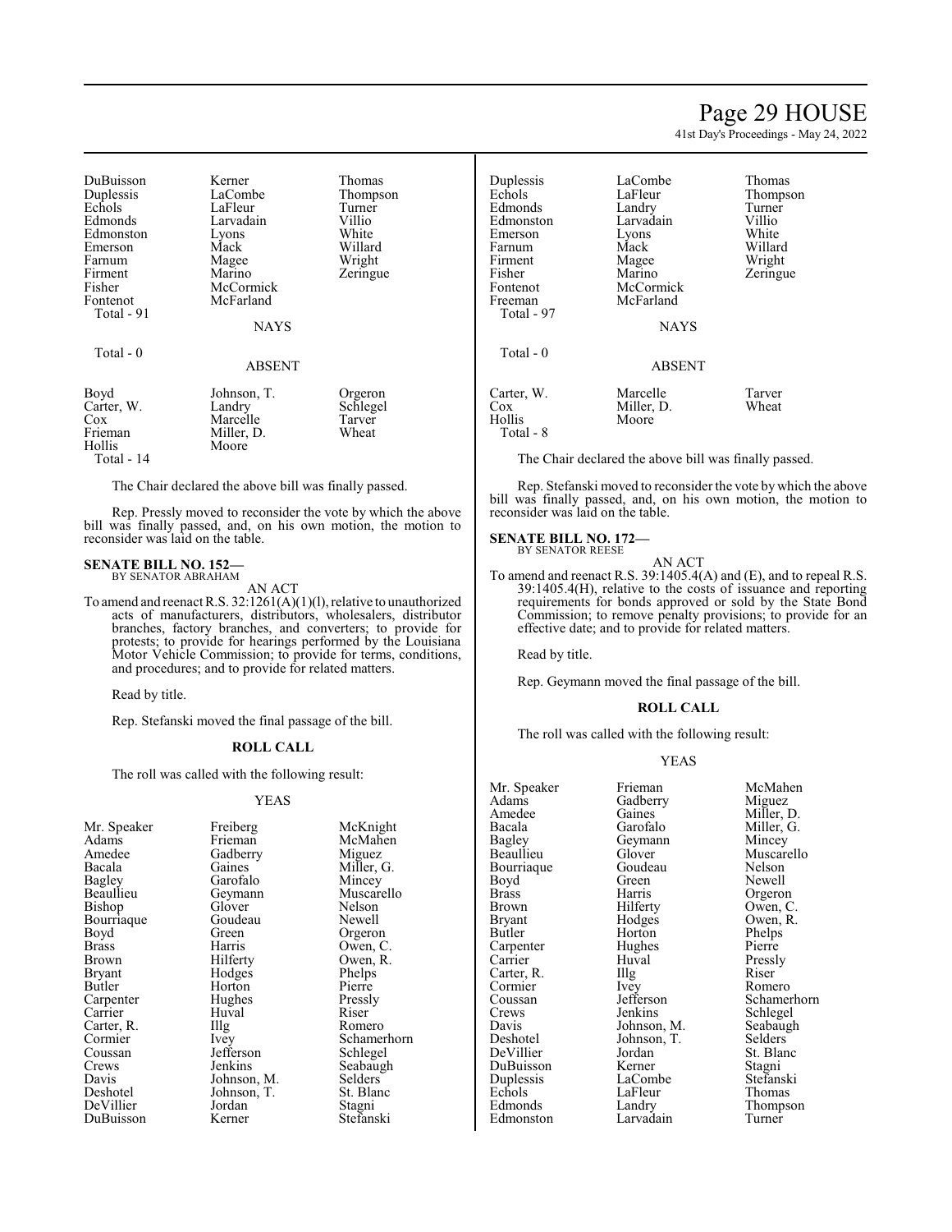| | | |
|---|---|---|
| DuBuisson | Kerner | Thomas |
| Duplessis | LaCombe | Thompson |
| Echols | LaFleur | Turner |
| Edmonds | Larvadain | Villio |
| Edmonston | Lyons | White |
| Emerson | Mack | Willard |
| Farnum | Magee | Wright |
| Firment | Marino | Zeringue |
| Fisher | McCormick | |
| Fontenot | McFarland | |
| Total - 91 | | |

NAYS

Total - 0

ABSENT

| | | |
|---|---|---|
| Boyd | Johnson, T. | Orgeron |
| Carter, W. | Landry | Schlegel |
| Cox | Marcelle | Tarver |
| Frieman | Miller, D. | Wheat |
| Hollis | Moore | |
| Total - 14 | | |

The Chair declared the above bill was finally passed.

Rep. Pressly moved to reconsider the vote by which the above bill was finally passed, and, on his own motion, the motion to reconsider was laid on the table.

**SENATE BILL NO. 152—**
BY SENATOR ABRAHAM

AN ACT

To amend and reenact R.S. 32:1261(A)(1)(l), relative to unauthorized acts of manufacturers, distributors, wholesalers, distributor branches, factory branches, and converters; to provide for protests; to provide for hearings performed by the Louisiana Motor Vehicle Commission; to provide for terms, conditions, and procedures; and to provide for related matters.

Read by title.

Rep. Stefanski moved the final passage of the bill.

**ROLL CALL**

The roll was called with the following result:

YEAS

| | | |
|---|---|---|
| Mr. Speaker | Freiberg | McKnight |
| Adams | Frieman | McMahen |
| Amedee | Gadberry | Miguez |
| Bacala | Gaines | Miller, G. |
| Bagley | Garofalo | Mincey |
| Beaullieu | Geymann | Muscarello |
| Bishop | Glover | Nelson |
| Bourriaque | Goudeau | Newell |
| Boyd | Green | Orgeron |
| Brass | Harris | Owen, C. |
| Brown | Hilferty | Owen, R. |
| Bryant | Hodges | Phelps |
| Butler | Horton | Pierre |
| Carpenter | Hughes | Pressly |
| Carrier | Huval | Riser |
| Carter, R. | Illg | Romero |
| Cormier | Ivey | Schamerhorn |
| Coussan | Jefferson | Schlegel |
| Crews | Jenkins | Seabaugh |
| Davis | Johnson, M. | Selders |
| Deshotel | Johnson, T. | St. Blanc |
| DeVillier | Jordan | Stagni |
| DuBuisson | Kerner | Stefanski |
| Duplessis | LaCombe | Thomas |
| Echols | LaFleur | Thompson |
| Edmonds | Landry | Turner |
| Edmonston | Larvadain | Villio |
| Emerson | Lyons | White |
| Farnum | Mack | Willard |
| Firment | Magee | Wright |
| Fisher | Marino | Zeringue |
| Fontenot | McCormick | |
| Freeman | McFarland | |
| Total - 97 | | |

NAYS

Total - 0

ABSENT

| | | |
|---|---|---|
| Carter, W. | Marcelle | Tarver |
| Cox | Miller, D. | Wheat |
| Hollis | Moore | |
| Total - 8 | | |

The Chair declared the above bill was finally passed.

Rep. Stefanski moved to reconsider the vote by which the above bill was finally passed, and, on his own motion, the motion to reconsider was laid on the table.

**SENATE BILL NO. 172—**
BY SENATOR REESE

AN ACT

To amend and reenact R.S. 39:1405.4(A) and (E), and to repeal R.S. 39:1405.4(H), relative to the costs of issuance and reporting requirements for bonds approved or sold by the State Bond Commission; to remove penalty provisions; to provide for an effective date; and to provide for related matters.

Read by title.

Rep. Geymann moved the final passage of the bill.

**ROLL CALL**

The roll was called with the following result:

YEAS

| | | |
|---|---|---|
| Mr. Speaker | Frieman | McMahen |
| Adams | Gadberry | Miguez |
| Amedee | Gaines | Miller, D. |
| Bacala | Garofalo | Miller, G. |
| Bagley | Geymann | Mincey |
| Beaullieu | Glover | Muscarello |
| Bourriaque | Goudeau | Nelson |
| Boyd | Green | Newell |
| Brass | Harris | Orgeron |
| Brown | Hilferty | Owen, C. |
| Bryant | Hodges | Owen, R. |
| Butler | Horton | Phelps |
| Carpenter | Hughes | Pierre |
| Carrier | Huval | Pressly |
| Carter, R. | Illg | Riser |
| Cormier | Ivey | Romero |
| Coussan | Jefferson | Schamerhorn |
| Crews | Jenkins | Schlegel |
| Davis | Johnson, M. | Seabaugh |
| Deshotel | Johnson, T. | Selders |
| DeVillier | Jordan | St. Blanc |
| DuBuisson | Kerner | Stagni |
| Duplessis | LaCombe | Stefanski |
| Echols | LaFleur | Thomas |
| Edmonds | Landry | Thompson |
| Edmonston | Larvadain | Turner |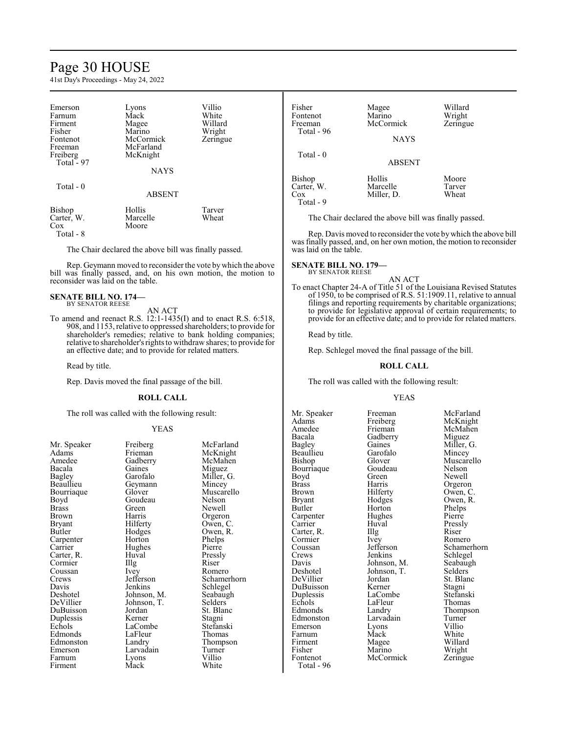| | | |
|---|---|---|
| Emerson | Lyons | Villio |
| Farnum | Mack | White |
| Firment | Magee | Willard |
| Fisher | Marino | Wright |
| Fontenot | McCormick | Zeringue |
| Freeman | McFarland | |
| Freiberg | McKnight | |
| Total - 97 | | |

NAYS

Total - 0

ABSENT

| | | |
|---|---|---|
| Bishop | Hollis | Tarver |
| Carter, W. | Marcelle | Wheat |
| Cox | Moore | |
| Total - 8 | | |

The Chair declared the above bill was finally passed.

Rep. Geymann moved to reconsider the vote by which the above bill was finally passed, and, on his own motion, the motion to reconsider was laid on the table.

**SENATE BILL NO. 174—**
BY SENATOR REESE

AN ACT

To amend and reenact R.S. 12:1-1435(I) and to enact R.S. 6:518, 908, and 1153, relative to oppressed shareholders; to provide for shareholder's remedies; relative to bank holding companies; relative to shareholder's rights to withdraw shares; to provide for an effective date; and to provide for related matters.

Read by title.

Rep. Davis moved the final passage of the bill.

**ROLL CALL**

The roll was called with the following result:

YEAS

| | | |
|---|---|---|
| Mr. Speaker | Freiberg | McFarland |
| Adams | Frieman | McKnight |
| Amedee | Gadberry | McMahen |
| Bacala | Gaines | Miguez |
| Bagley | Garofalo | Miller, G. |
| Beaullieu | Geymann | Mincey |
| Bourriaque | Glover | Muscarello |
| Boyd | Goudeau | Nelson |
| Brass | Green | Newell |
| Brown | Harris | Orgeron |
| Bryant | Hilferty | Owen, C. |
| Butler | Hodges | Owen, R. |
| Carpenter | Horton | Phelps |
| Carrier | Hughes | Pierre |
| Carter, R. | Huval | Pressly |
| Cormier | Illg | Riser |
| Coussan | Ivey | Romero |
| Crews | Jefferson | Schamerhorn |
| Davis | Jenkins | Schlegel |
| Deshotel | Johnson, M. | Seabaugh |
| DeVillier | Johnson, T. | Selders |
| DuBuisson | Jordan | St. Blanc |
| Duplessis | Kerner | Stagni |
| Echols | LaCombe | Stefanski |
| Edmonds | LaFleur | Thomas |
| Edmonston | Landry | Thompson |
| Emerson | Larvadain | Turner |
| Farnum | Lyons | Villio |
| Firment | Mack | White |
| Fisher | Magee | Willard |
| Fontenot | Marino | Wright |
| Freeman | McCormick | Zeringue |
| Total - 96 | | |

NAYS

Total - 0

ABSENT

| | | |
|---|---|---|
| Bishop | Hollis | Moore |
| Carter, W. | Marcelle | Tarver |
| Cox | Miller, D. | Wheat |
| Total - 9 | | |

The Chair declared the above bill was finally passed.

Rep. Davis moved to reconsider the vote by which the above bill was finally passed, and, on her own motion, the motion to reconsider was laid on the table.

**SENATE BILL NO. 179—**
BY SENATOR REESE

AN ACT

To enact Chapter 24-A of Title 51 of the Louisiana Revised Statutes of 1950, to be comprised of R.S. 51:1909.11, relative to annual filings and reporting requirements by charitable organizations; to provide for legislative approval of certain requirements; to provide for an effective date; and to provide for related matters.

Read by title.

Rep. Schlegel moved the final passage of the bill.

**ROLL CALL**

The roll was called with the following result:

YEAS

| | | |
|---|---|---|
| Mr. Speaker | Freeman | McFarland |
| Adams | Freiberg | McKnight |
| Amedee | Frieman | McMahen |
| Bacala | Gadberry | Miguez |
| Bagley | Gaines | Miller, G. |
| Beaullieu | Garofalo | Mincey |
| Bishop | Glover | Muscarello |
| Bourriaque | Goudeau | Nelson |
| Boyd | Green | Newell |
| Brass | Harris | Orgeron |
| Brown | Hilferty | Owen, C. |
| Bryant | Hodges | Owen, R. |
| Butler | Horton | Phelps |
| Carpenter | Hughes | Pierre |
| Carrier | Huval | Pressly |
| Carter, R. | Illg | Riser |
| Cormier | Ivey | Romero |
| Coussan | Jefferson | Schamerhorn |
| Crews | Jenkins | Schlegel |
| Davis | Johnson, M. | Seabaugh |
| Deshotel | Johnson, T. | Selders |
| DeVillier | Jordan | St. Blanc |
| DuBuisson | Kerner | Stagni |
| Duplessis | LaCombe | Stefanski |
| Echols | LaFleur | Thomas |
| Edmonds | Landry | Thompson |
| Edmonston | Larvadain | Turner |
| Emerson | Lyons | Villio |
| Farnum | Mack | White |
| Firment | Magee | Willard |
| Fisher | Marino | Wright |
| Fontenot | McCormick | Zeringue |
| Total - 96 | | |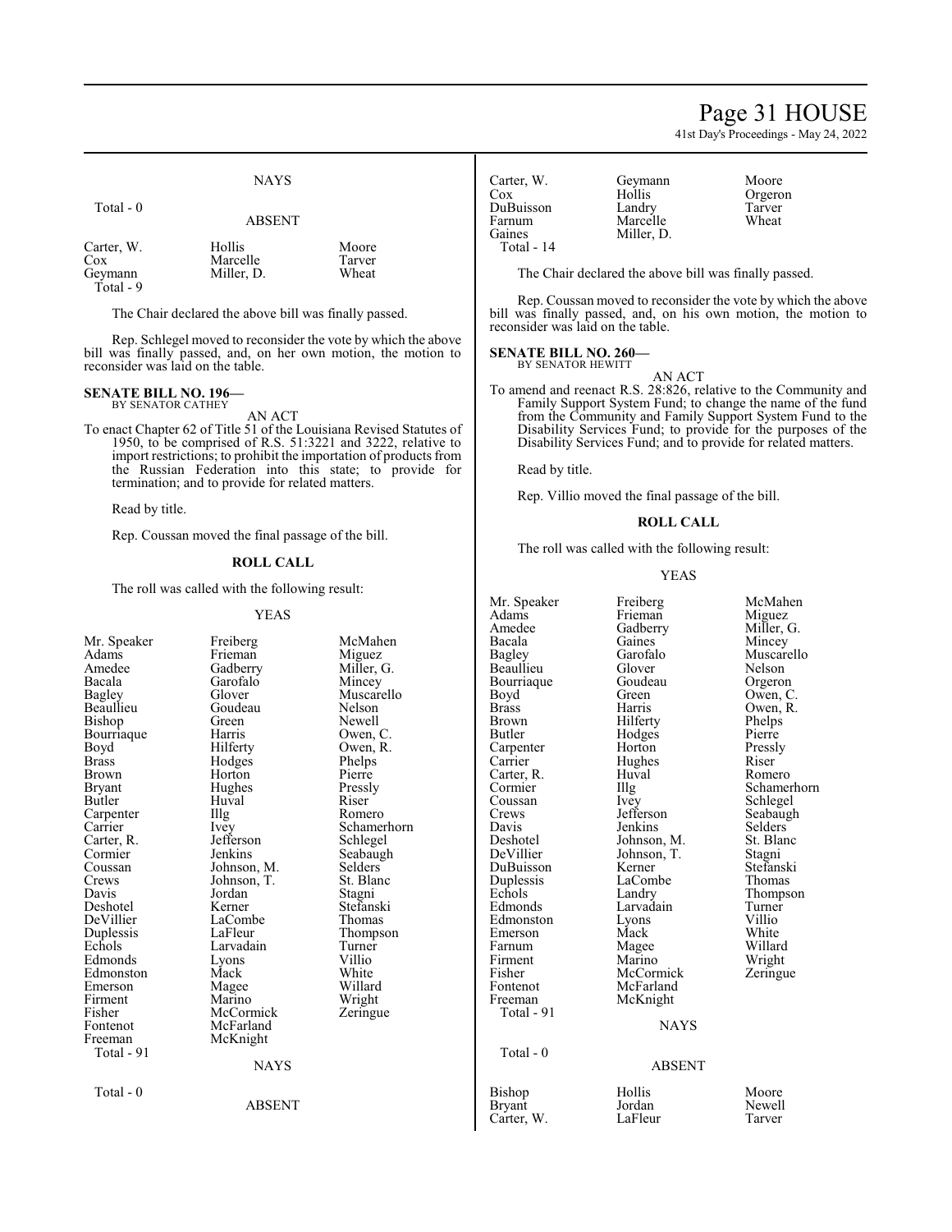NAYS

Total - 0

ABSENT

| | | |
|---|---|---|
| Carter, W. | Hollis | Moore |
| Cox | Marcelle | Tarver |
| Geymann | Miller, D. | Wheat |

Total - 9

The Chair declared the above bill was finally passed.

Rep. Schlegel moved to reconsider the vote by which the above bill was finally passed, and, on her own motion, the motion to reconsider was laid on the table.

**SENATE BILL NO. 196—**
BY SENATOR CATHEY

AN ACT

To enact Chapter 62 of Title 51 of the Louisiana Revised Statutes of 1950, to be comprised of R.S. 51:3221 and 3222, relative to import restrictions; to prohibit the importation of products from the Russian Federation into this state; to provide for termination; and to provide for related matters.

Read by title.

Rep. Coussan moved the final passage of the bill.

**ROLL CALL**

The roll was called with the following result:

YEAS

| | | |
|---|---|---|
| Mr. Speaker | Freiberg | McMahen |
| Adams | Frieman | Miguez |
| Amedee | Gadberry | Miller, G. |
| Bacala | Garofalo | Mincey |
| Bagley | Glover | Muscarello |
| Beaullieu | Goudeau | Nelson |
| Bishop | Green | Newell |
| Bourriaque | Harris | Owen, C. |
| Boyd | Hilferty | Owen, R. |
| Brass | Hodges | Phelps |
| Brown | Horton | Pierre |
| Bryant | Hughes | Pressly |
| Butler | Huval | Riser |
| Carpenter | Illg | Romero |
| Carrier | Ivey | Schamerhorn |
| Carter, R. | Jefferson | Schlegel |
| Cormier | Jenkins | Seabaugh |
| Coussan | Johnson, M. | Selders |
| Crews | Johnson, T. | St. Blanc |
| Davis | Jordan | Stagni |
| Deshotel | Kerner | Stefanski |
| DeVillier | LaCombe | Thomas |
| Duplessis | LaFleur | Thompson |
| Echols | Larvadain | Turner |
| Edmonds | Lyons | Villio |
| Edmonston | Mack | White |
| Emerson | Magee | Willard |
| Firment | Marino | Wright |
| Fisher | McCormick | Zeringue |
| Fontenot | McFarland | |
| Freeman | McKnight | |

Total - 91

NAYS

Total - 0

ABSENT

| | | |
|---|---|---|
| Carter, W. | Geymann | Moore |
| Cox | Hollis | Orgeron |
| DuBuisson | Landry | Tarver |
| Farnum | Marcelle | Wheat |
| Gaines | Miller, D. | |

Total - 14

The Chair declared the above bill was finally passed.

Rep. Coussan moved to reconsider the vote by which the above bill was finally passed, and, on his own motion, the motion to reconsider was laid on the table.

**SENATE BILL NO. 260—**
BY SENATOR HEWITT

AN ACT

To amend and reenact R.S. 28:826, relative to the Community and Family Support System Fund; to change the name of the fund from the Community and Family Support System Fund to the Disability Services Fund; to provide for the purposes of the Disability Services Fund; and to provide for related matters.

Read by title.

Rep. Villio moved the final passage of the bill.

**ROLL CALL**

The roll was called with the following result:

YEAS

| | | |
|---|---|---|
| Mr. Speaker | Freiberg | McMahen |
| Adams | Frieman | Miguez |
| Amedee | Gadberry | Miller, G. |
| Bacala | Gaines | Mincey |
| Bagley | Garofalo | Muscarello |
| Beaullieu | Glover | Nelson |
| Bourriaque | Goudeau | Orgeron |
| Boyd | Green | Owen, C. |
| Brass | Harris | Owen, R. |
| Brown | Hilferty | Phelps |
| Butler | Hodges | Pierre |
| Carpenter | Horton | Pressly |
| Carrier | Hughes | Riser |
| Carter, R. | Huval | Romero |
| Cormier | Illg | Schamerhorn |
| Coussan | Ivey | Schlegel |
| Crews | Jefferson | Seabaugh |
| Davis | Jenkins | Selders |
| Deshotel | Johnson, M. | St. Blanc |
| DeVillier | Johnson, T. | Stagni |
| DuBuisson | Kerner | Stefanski |
| Duplessis | LaCombe | Thomas |
| Echols | Landry | Thompson |
| Edmonds | Larvadain | Turner |
| Edmonston | Lyons | Villio |
| Emerson | Mack | White |
| Farnum | Magee | Willard |
| Firment | Marino | Wright |
| Fisher | McCormick | Zeringue |
| Fontenot | McFarland | |
| Freeman | McKnight | |

Total - 91

NAYS

Total - 0

ABSENT

| | | |
|---|---|---|
| Bishop | Hollis | Moore |
| Bryant | Jordan | Newell |
| Carter, W. | LaFleur | Tarver |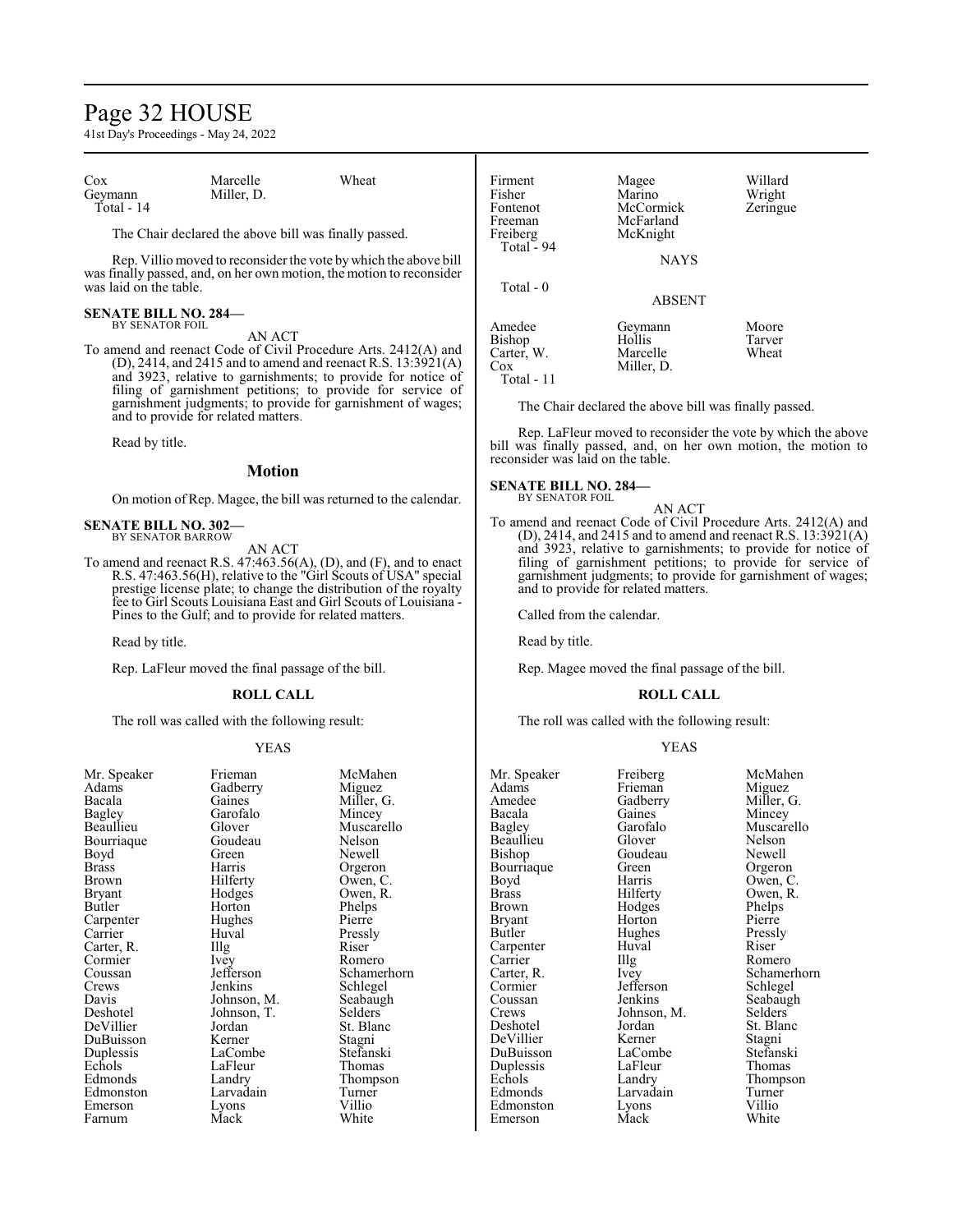| | | |
|---|---|---|
| Cox | Marcelle | Wheat |
| Geymann | Miller, D. | |
| Total - 14 | | |

The Chair declared the above bill was finally passed.

Rep. Villio moved to reconsider the vote by which the above bill was finally passed, and, on her own motion, the motion to reconsider was laid on the table.

**SENATE BILL NO. 284—**
BY SENATOR FOIL

AN ACT

To amend and reenact Code of Civil Procedure Arts. 2412(A) and (D), 2414, and 2415 and to amend and reenact R.S. 13:3921(A) and 3923, relative to garnishments; to provide for notice of filing of garnishment petitions; to provide for service of garnishment judgments; to provide for garnishment of wages; and to provide for related matters.

Read by title.

## Motion

On motion of Rep. Magee, the bill was returned to the calendar.

**SENATE BILL NO. 302—**
BY SENATOR BARROW

AN ACT

To amend and reenact R.S. 47:463.56(A), (D), and (F), and to enact R.S. 47:463.56(H), relative to the "Girl Scouts of USA" special prestige license plate; to change the distribution of the royalty fee to Girl Scouts Louisiana East and Girl Scouts of Louisiana - Pines to the Gulf; and to provide for related matters.

Read by title.

Rep. LaFleur moved the final passage of the bill.

**ROLL CALL**

The roll was called with the following result:

YEAS

| | | |
|---|---|---|
| Mr. Speaker | Frieman | McMahen |
| Adams | Gadberry | Miguez |
| Bacala | Gaines | Miller, G. |
| Bagley | Garofalo | Mincey |
| Beaullieu | Glover | Muscarello |
| Bourriaque | Goudeau | Nelson |
| Boyd | Green | Newell |
| Brass | Harris | Orgeron |
| Brown | Hilferty | Owen, C. |
| Bryant | Hodges | Owen, R. |
| Butler | Horton | Phelps |
| Carpenter | Hughes | Pierre |
| Carrier | Huval | Pressly |
| Carter, R. | Illg | Riser |
| Cormier | Ivey | Romero |
| Coussan | Jefferson | Schamerhorn |
| Crews | Jenkins | Schlegel |
| Davis | Johnson, M. | Seabaugh |
| Deshotel | Johnson, T. | Selders |
| DeVillier | Jordan | St. Blanc |
| DuBuisson | Kerner | Stagni |
| Duplessis | LaCombe | Stefanski |
| Echols | LaFleur | Thomas |
| Edmonds | Landry | Thompson |
| Edmonston | Larvadain | Turner |
| Emerson | Lyons | Villio |
| Farnum | Mack | White |
| Firment | Magee | Willard |
| Fisher | Marino | Wright |
| Fontenot | McCormick | Zeringue |
| Freeman | McFarland | |
| Freiberg | McKnight | |
| Total - 94 | | |

NAYS

Total - 0

ABSENT

| | | |
|---|---|---|
| Amedee | Geymann | Moore |
| Bishop | Hollis | Tarver |
| Carter, W. | Marcelle | Wheat |
| Cox | Miller, D. | |
| Total - 11 | | |

The Chair declared the above bill was finally passed.

Rep. LaFleur moved to reconsider the vote by which the above bill was finally passed, and, on her own motion, the motion to reconsider was laid on the table.

**SENATE BILL NO. 284—**
BY SENATOR FOIL

AN ACT

To amend and reenact Code of Civil Procedure Arts. 2412(A) and (D), 2414, and 2415 and to amend and reenact R.S. 13:3921(A) and 3923, relative to garnishments; to provide for notice of filing of garnishment petitions; to provide for service of garnishment judgments; to provide for garnishment of wages; and to provide for related matters.

Called from the calendar.

Read by title.

Rep. Magee moved the final passage of the bill.

**ROLL CALL**

The roll was called with the following result:

YEAS

| | | |
|---|---|---|
| Mr. Speaker | Freiberg | McMahen |
| Adams | Frieman | Miguez |
| Amedee | Gadberry | Miller, G. |
| Bacala | Gaines | Mincey |
| Bagley | Garofalo | Muscarello |
| Beaullieu | Glover | Nelson |
| Bishop | Goudeau | Newell |
| Bourriaque | Green | Orgeron |
| Boyd | Harris | Owen, C. |
| Brass | Hilferty | Owen, R. |
| Brown | Hodges | Phelps |
| Bryant | Horton | Pierre |
| Butler | Hughes | Pressly |
| Carpenter | Huval | Riser |
| Carrier | Illg | Romero |
| Carter, R. | Ivey | Schamerhorn |
| Cormier | Jefferson | Schlegel |
| Coussan | Jenkins | Seabaugh |
| Crews | Johnson, M. | Selders |
| Deshotel | Jordan | St. Blanc |
| DeVillier | Kerner | Stagni |
| DuBuisson | LaCombe | Stefanski |
| Duplessis | LaFleur | Thomas |
| Echols | Landry | Thompson |
| Edmonds | Larvadain | Turner |
| Edmonston | Lyons | Villio |
| Emerson | Mack | White |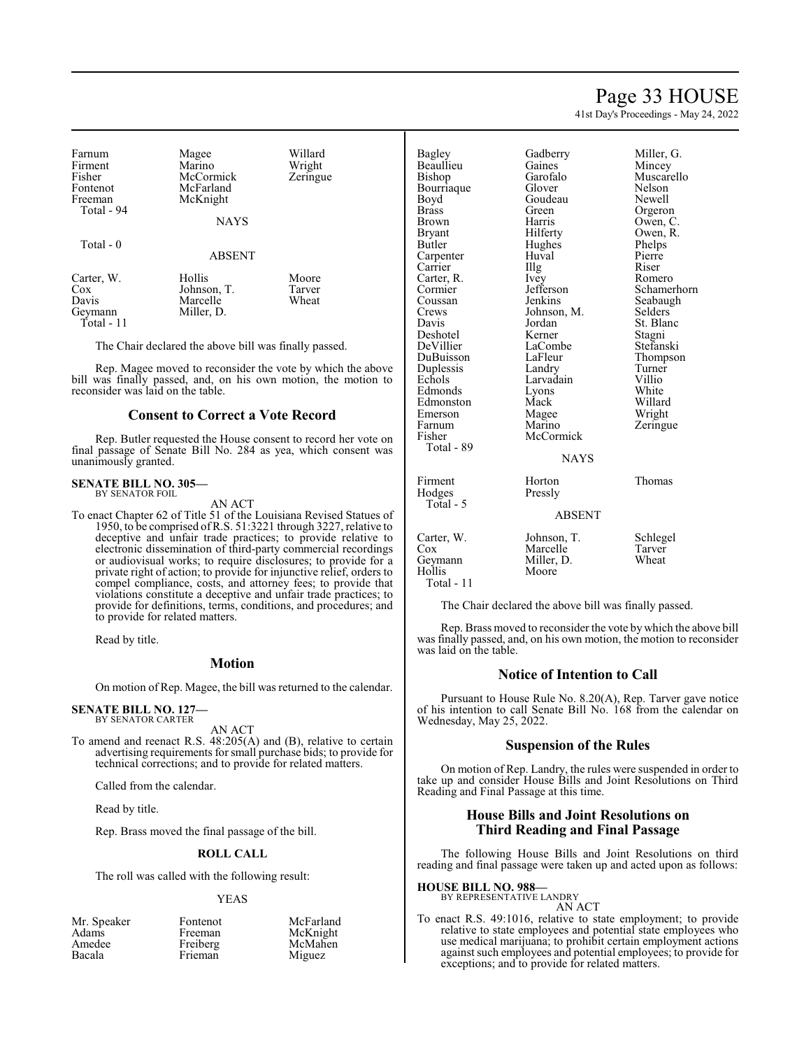| | | |
|---|---|---|
| Farnum | Magee | Willard |
| Firment | Marino | Wright |
| Fisher | McCormick | Zeringue |
| Fontenot | McFarland | |
| Freeman | McKnight | |
| Total - 94 | | |

NAYS

Total - 0

ABSENT

| | | |
|---|---|---|
| Carter, W. | Hollis | Moore |
| Cox | Johnson, T. | Tarver |
| Davis | Marcelle | Wheat |
| Geymann | Miller, D. | |
| Total - 11 | | |

The Chair declared the above bill was finally passed.

Rep. Magee moved to reconsider the vote by which the above bill was finally passed, and, on his own motion, the motion to reconsider was laid on the table.

## Consent to Correct a Vote Record

Rep. Butler requested the House consent to record her vote on final passage of Senate Bill No. 284 as yea, which consent was unanimously granted.

**SENATE BILL NO. 305—**
BY SENATOR FOIL

AN ACT

To enact Chapter 62 of Title 51 of the Louisiana Revised Statues of 1950, to be comprised of R.S. 51:3221 through 3227, relative to deceptive and unfair trade practices; to provide relative to electronic dissemination of third-party commercial recordings or audiovisual works; to require disclosures; to provide for a private right of action; to provide for injunctive relief, orders to compel compliance, costs, and attorney fees; to provide that violations constitute a deceptive and unfair trade practices; to provide for definitions, terms, conditions, and procedures; and to provide for related matters.

Read by title.

## Motion

On motion of Rep. Magee, the bill was returned to the calendar.

**SENATE BILL NO. 127—**
BY SENATOR CARTER

AN ACT

To amend and reenact R.S. 48:205(A) and (B), relative to certain advertising requirements for small purchase bids; to provide for technical corrections; and to provide for related matters.

Called from the calendar.

Read by title.

Rep. Brass moved the final passage of the bill.

### ROLL CALL

The roll was called with the following result:

YEAS

| | | |
|---|---|---|
| Mr. Speaker | Fontenot | McFarland |
| Adams | Freeman | McKnight |
| Amedee | Freiberg | McMahen |
| Bacala | Frieman | Miguez |
| Bagley | Gadberry | Miller, G. |
| Beaullieu | Gaines | Mincey |
| Bishop | Garofalo | Muscarello |
| Bourriaque | Glover | Nelson |
| Boyd | Goudeau | Newell |
| Brass | Green | Orgeron |
| Brown | Harris | Owen, C. |
| Bryant | Hilferty | Owen, R. |
| Butler | Hughes | Phelps |
| Carpenter | Huval | Pierre |
| Carrier | Illg | Riser |
| Carter, R. | Ivey | Romero |
| Cormier | Jefferson | Schamerhorn |
| Coussan | Jenkins | Seabaugh |
| Crews | Johnson, M. | Selders |
| Davis | Jordan | St. Blanc |
| Deshotel | Kerner | Stagni |
| DeVillier | LaCombe | Stefanski |
| DuBuisson | LaFleur | Thompson |
| Duplessis | Landry | Turner |
| Echols | Larvadain | Villio |
| Edmonds | Lyons | White |
| Edmonston | Mack | Willard |
| Emerson | Magee | Wright |
| Farnum | Marino | Zeringue |
| Fisher | McCormick | |
| Total - 89 | | |

NAYS

| | | |
|---|---|---|
| Firment | Horton | Thomas |
| Hodges | Pressly | |
| Total - 5 | | |

ABSENT

| | | |
|---|---|---|
| Carter, W. | Johnson, T. | Schlegel |
| Cox | Marcelle | Tarver |
| Geymann | Miller, D. | Wheat |
| Hollis | Moore | |
| Total - 11 | | |

The Chair declared the above bill was finally passed.

Rep. Brass moved to reconsider the vote by which the above bill was finally passed, and, on his own motion, the motion to reconsider was laid on the table.

## Notice of Intention to Call

Pursuant to House Rule No. 8.20(A), Rep. Tarver gave notice of his intention to call Senate Bill No. 168 from the calendar on Wednesday, May 25, 2022.

## Suspension of the Rules

On motion of Rep. Landry, the rules were suspended in order to take up and consider House Bills and Joint Resolutions on Third Reading and Final Passage at this time.

## House Bills and Joint Resolutions on Third Reading and Final Passage

The following House Bills and Joint Resolutions on third reading and final passage were taken up and acted upon as follows:

**HOUSE BILL NO. 988—**
BY REPRESENTATIVE LANDRY

AN ACT

To enact R.S. 49:1016, relative to state employment; to provide relative to state employees and potential state employees who use medical marijuana; to prohibit certain employment actions against such employees and potential employees; to provide for exceptions; and to provide for related matters.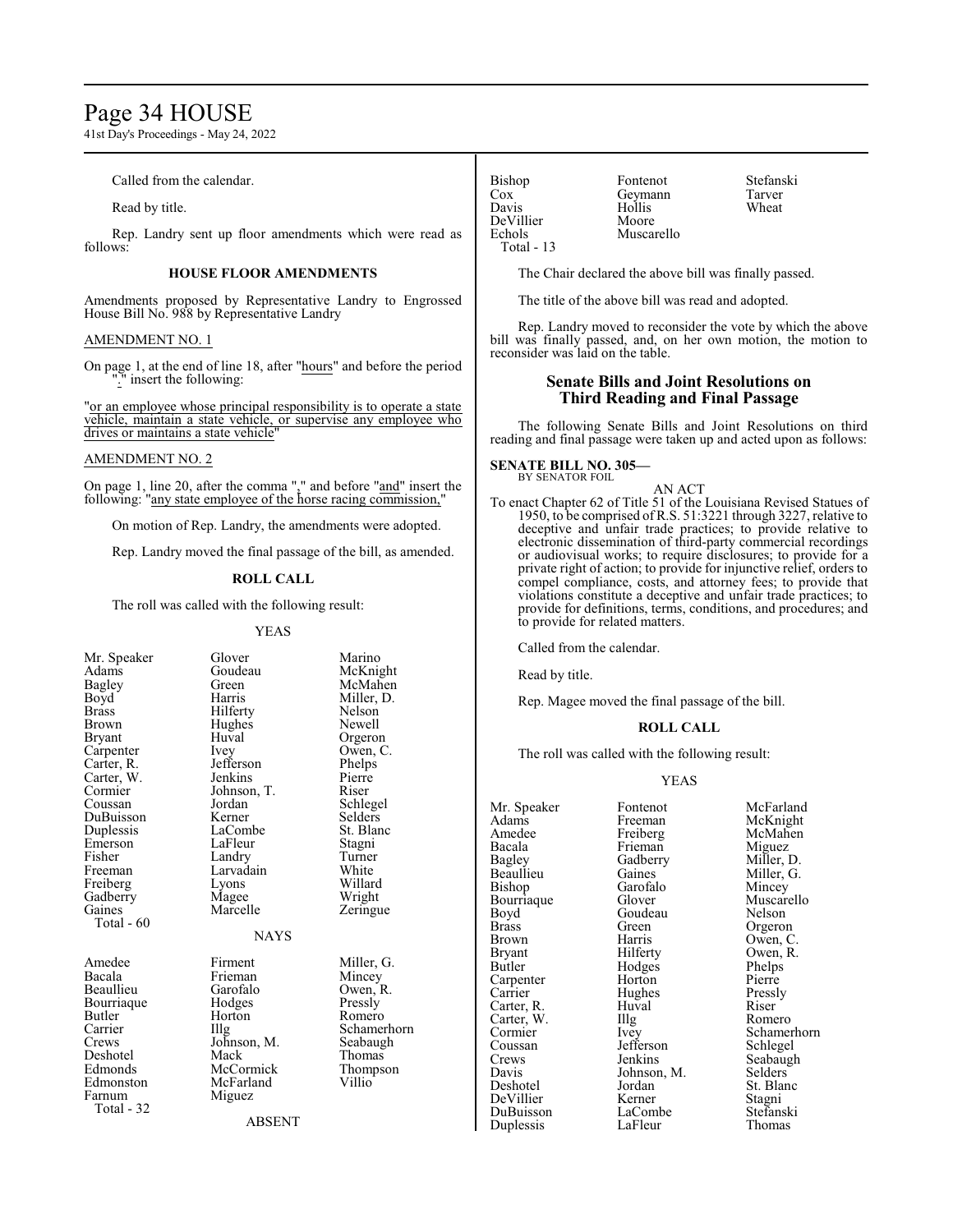Called from the calendar.

Read by title.

Rep. Landry sent up floor amendments which were read as follows:

### HOUSE FLOOR AMENDMENTS

Amendments proposed by Representative Landry to Engrossed House Bill No. 988 by Representative Landry

AMENDMENT NO. 1

On page 1, at the end of line 18, after "hours" and before the period "." insert the following:

"or an employee whose principal responsibility is to operate a state vehicle, maintain a state vehicle, or supervise any employee who drives or maintains a state vehicle"

AMENDMENT NO. 2

On page 1, line 20, after the comma "," and before "and" insert the following: "any state employee of the horse racing commission,"

On motion of Rep. Landry, the amendments were adopted.

Rep. Landry moved the final passage of the bill, as amended.

### ROLL CALL

The roll was called with the following result:

YEAS

| | | |
|---|---|---|
| Mr. Speaker | Glover | Marino |
| Adams | Goudeau | McKnight |
| Bagley | Green | McMahen |
| Boyd | Harris | Miller, D. |
| Brass | Hilferty | Nelson |
| Brown | Hughes | Newell |
| Bryant | Huval | Orgeron |
| Carpenter | Ivey | Owen, C. |
| Carter, R. | Jefferson | Phelps |
| Carter, W. | Jenkins | Pierre |
| Cormier | Johnson, T. | Riser |
| Coussan | Jordan | Schlegel |
| DuBuisson | Kerner | Selders |
| Duplessis | LaCombe | St. Blanc |
| Emerson | LaFleur | Stagni |
| Fisher | Landry | Turner |
| Freeman | Larvadain | White |
| Freiberg | Lyons | Willard |
| Gadberry | Magee | Wright |
| Gaines | Marcelle | Zeringue |

Total - 60

NAYS

| | | |
|---|---|---|
| Amedee | Firment | Miller, G. |
| Bacala | Frieman | Mincey |
| Beaullieu | Garofalo | Owen, R. |
| Bourriaque | Hodges | Pressly |
| Butler | Horton | Romero |
| Carrier | Illg | Schamerhorn |
| Crews | Johnson, M. | Seabaugh |
| Deshotel | Mack | Thomas |
| Edmonds | McCormick | Thompson |
| Edmonston | McFarland | Villio |
| Farnum | Miguez | |

Total - 32

ABSENT

| | | |
|---|---|---|
| Bishop | Fontenot | Stefanski |
| Cox | Geymann | Tarver |
| Davis | Hollis | Wheat |
| DeVillier | Moore | |
| Echols | Muscarello | |

Total - 13

The Chair declared the above bill was finally passed.

The title of the above bill was read and adopted.

Rep. Landry moved to reconsider the vote by which the above bill was finally passed, and, on her own motion, the motion to reconsider was laid on the table.

## Senate Bills and Joint Resolutions on Third Reading and Final Passage

The following Senate Bills and Joint Resolutions on third reading and final passage were taken up and acted upon as follows:

**SENATE BILL NO. 305—**
BY SENATOR FOIL

AN ACT

To enact Chapter 62 of Title 51 of the Louisiana Revised Statutes of 1950, to be comprised of R.S. 51:3221 through 3227, relative to deceptive and unfair trade practices; to provide relative to electronic dissemination of third-party commercial recordings or audiovisual works; to require disclosures; to provide for a private right of action; to provide for injunctive relief, orders to compel compliance, costs, and attorney fees; to provide that violations constitute a deceptive and unfair trade practices; to provide for definitions, terms, conditions, and procedures; and to provide for related matters.

Called from the calendar.

Read by title.

Rep. Magee moved the final passage of the bill.

### ROLL CALL

The roll was called with the following result:

YEAS

| | | |
|---|---|---|
| Mr. Speaker | Fontenot | McFarland |
| Adams | Freeman | McKnight |
| Amedee | Freiberg | McMahen |
| Bacala | Frieman | Miguez |
| Bagley | Gadberry | Miller, D. |
| Beaullieu | Gaines | Miller, G. |
| Bishop | Garofalo | Mincey |
| Bourriaque | Glover | Muscarello |
| Boyd | Goudeau | Nelson |
| Brass | Green | Orgeron |
| Brown | Harris | Owen, C. |
| Bryant | Hilferty | Owen, R. |
| Butler | Hodges | Phelps |
| Carpenter | Horton | Pierre |
| Carrier | Hughes | Pressly |
| Carter, R. | Huval | Riser |
| Carter, W. | Illg | Romero |
| Cormier | Ivey | Schamerhorn |
| Coussan | Jefferson | Schlegel |
| Crews | Jenkins | Seabaugh |
| Davis | Johnson, M. | Selders |
| Deshotel | Jordan | St. Blanc |
| DeVillier | Kerner | Stagni |
| DuBuisson | LaCombe | Stefanski |
| Duplessis | LaFleur | Thomas |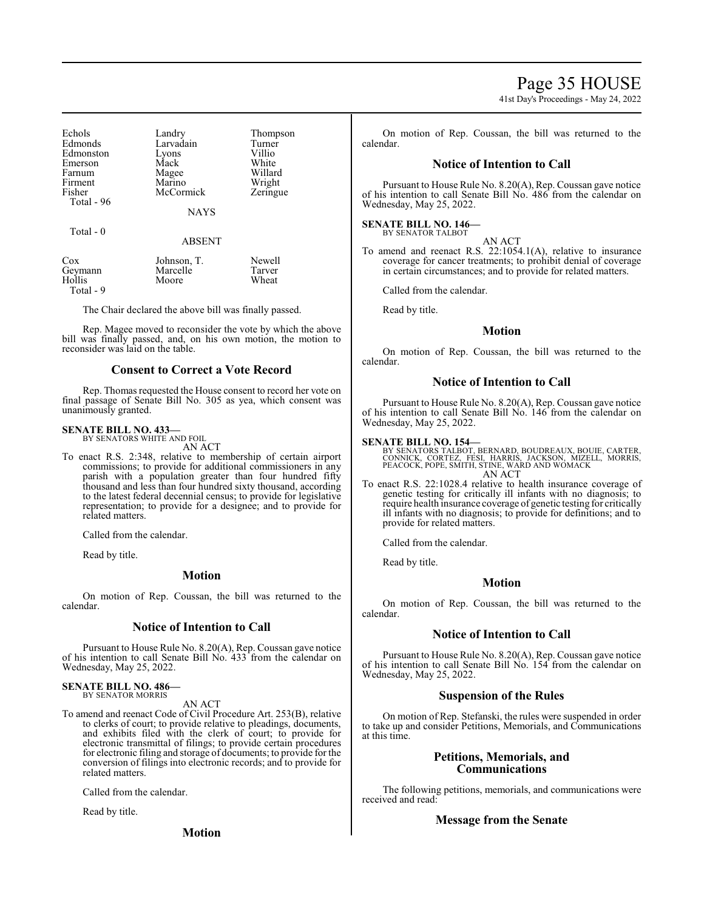| Echols | Landry | Thompson |
|---|---|---|
| Edmonds | Larvadain | Turner |
| Edmonston | Lyons | Villio |
| Emerson | Mack | White |
| Farnum | Magee | Willard |
| Firment | Marino | Wright |
| Fisher | McCormick | Zeringue |
| Total - 96 | | |

NAYS

Total - 0

ABSENT

| Cox | Johnson, T. | Newell |
|---|---|---|
| Geymann | Marcelle | Tarver |
| Hollis | Moore | Wheat |
| Total - 9 | | |

The Chair declared the above bill was finally passed.

Rep. Magee moved to reconsider the vote by which the above bill was finally passed, and, on his own motion, the motion to reconsider was laid on the table.

## Consent to Correct a Vote Record

Rep. Thomas requested the House consent to record her vote on final passage of Senate Bill No. 305 as yea, which consent was unanimously granted.

**SENATE BILL NO. 433—**
BY SENATORS WHITE AND FOIL
AN ACT

To enact R.S. 2:348, relative to membership of certain airport commissions; to provide for additional commissioners in any parish with a population greater than four hundred fifty thousand and less than four hundred sixty thousand, according to the latest federal decennial census; to provide for legislative representation; to provide for a designee; and to provide for related matters.

Called from the calendar.

Read by title.

## Motion

On motion of Rep. Coussan, the bill was returned to the calendar.

## Notice of Intention to Call

Pursuant to House Rule No. 8.20(A), Rep. Coussan gave notice of his intention to call Senate Bill No. 433 from the calendar on Wednesday, May 25, 2022.

**SENATE BILL NO. 486—**
BY SENATOR MORRIS
AN ACT

To amend and reenact Code of Civil Procedure Art. 253(B), relative to clerks of court; to provide relative to pleadings, documents, and exhibits filed with the clerk of court; to provide for electronic transmittal of filings; to provide certain procedures for electronic filing and storage of documents; to provide for the conversion of filings into electronic records; and to provide for related matters.

Called from the calendar.

Read by title.

## Motion

On motion of Rep. Coussan, the bill was returned to the calendar.

## Notice of Intention to Call

Pursuant to House Rule No. 8.20(A), Rep. Coussan gave notice of his intention to call Senate Bill No. 486 from the calendar on Wednesday, May 25, 2022.

**SENATE BILL NO. 146—**
BY SENATOR TALBOT
AN ACT

To amend and reenact R.S. 22:1054.1(A), relative to insurance coverage for cancer treatments; to prohibit denial of coverage in certain circumstances; and to provide for related matters.

Called from the calendar.

Read by title.

## Motion

On motion of Rep. Coussan, the bill was returned to the calendar.

## Notice of Intention to Call

Pursuant to House Rule No. 8.20(A), Rep. Coussan gave notice of his intention to call Senate Bill No. 146 from the calendar on Wednesday, May 25, 2022.

**SENATE BILL NO. 154—**
BY SENATORS TALBOT, BERNARD, BOUDREAUX, BOUIE, CARTER, CONNICK, CORTEZ, FESI, HARRIS, JACKSON, MIZELL, MORRIS, PEACOCK, POPE, SMITH, STINE, WARD AND WOMACK
AN ACT

To enact R.S. 22:1028.4 relative to health insurance coverage of genetic testing for critically ill infants with no diagnosis; to require health insurance coverage of genetic testing for critically ill infants with no diagnosis; to provide for definitions; and to provide for related matters.

Called from the calendar.

Read by title.

## Motion

On motion of Rep. Coussan, the bill was returned to the calendar.

## Notice of Intention to Call

Pursuant to House Rule No. 8.20(A), Rep. Coussan gave notice of his intention to call Senate Bill No. 154 from the calendar on Wednesday, May 25, 2022.

## Suspension of the Rules

On motion of Rep. Stefanski, the rules were suspended in order to take up and consider Petitions, Memorials, and Communications at this time.

## Petitions, Memorials, and Communications

The following petitions, memorials, and communications were received and read:

## Message from the Senate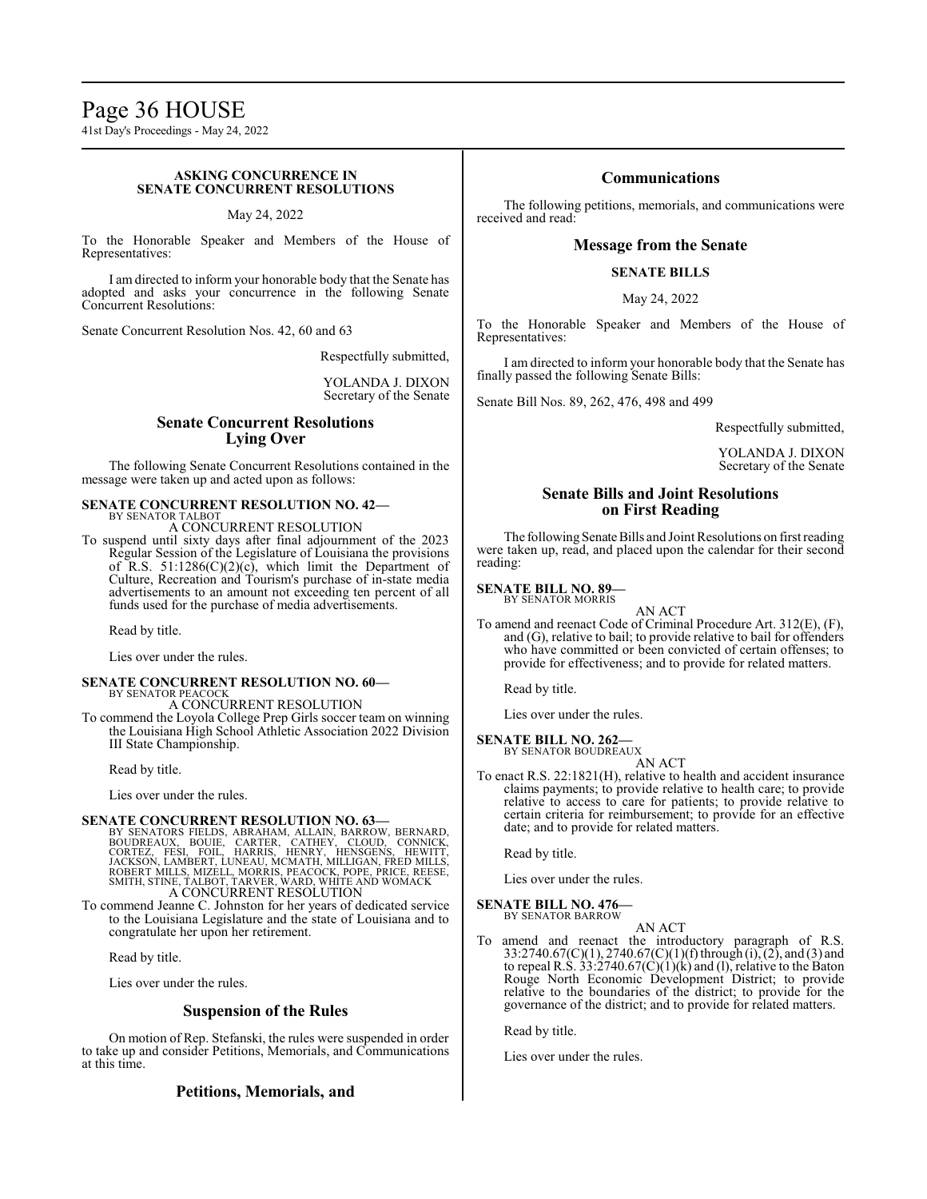### ASKING CONCURRENCE IN SENATE CONCURRENT RESOLUTIONS

May 24, 2022

To the Honorable Speaker and Members of the House of Representatives:

I am directed to inform your honorable body that the Senate has adopted and asks your concurrence in the following Senate Concurrent Resolutions:

Senate Concurrent Resolution Nos. 42, 60 and 63

Respectfully submitted,

YOLANDA J. DIXON
Secretary of the Senate

## Senate Concurrent Resolutions Lying Over

The following Senate Concurrent Resolutions contained in the message were taken up and acted upon as follows:

**SENATE CONCURRENT RESOLUTION NO. 42—**
BY SENATOR TALBOT
A CONCURRENT RESOLUTION
To suspend until sixty days after final adjournment of the 2023 Regular Session of the Legislature of Louisiana the provisions of R.S. 51:1286(C)(2)(c), which limit the Department of Culture, Recreation and Tourism's purchase of in-state media advertisements to an amount not exceeding ten percent of all funds used for the purchase of media advertisements.

Read by title.

Lies over under the rules.

**SENATE CONCURRENT RESOLUTION NO. 60—**
BY SENATOR PEACOCK
A CONCURRENT RESOLUTION
To commend the Loyola College Prep Girls soccer team on winning the Louisiana High School Athletic Association 2022 Division III State Championship.

Read by title.

Lies over under the rules.

**SENATE CONCURRENT RESOLUTION NO. 63—**
BY SENATORS FIELDS, ABRAHAM, ALLAIN, BARROW, BERNARD, BOUDREAUX, BOUIE, CARTER, CATHEY, CLOUD, CONNICK, CORTEZ, FESI, FOIL, HARRIS, HENRY, HENSGENS, HEWITT, JACKSON, LAMBERT, LUNEAU, MCMATH, MILLIGAN, FRED MILLS, ROBERT MILLS, MIZELL, MORRIS, PEACOCK, POPE, PRICE, REESE, SMITH, STINE, TALBOT, TARVER, WARD, WHITE AND WOMACK
A CONCURRENT RESOLUTION
To commend Jeanne C. Johnston for her years of dedicated service to the Louisiana Legislature and the state of Louisiana and to congratulate her upon her retirement.

Read by title.

Lies over under the rules.

## Suspension of the Rules

On motion of Rep. Stefanski, the rules were suspended in order to take up and consider Petitions, Memorials, and Communications at this time.

## Petitions, Memorials, and Communications

The following petitions, memorials, and communications were received and read:

## Message from the Senate

### SENATE BILLS

May 24, 2022

To the Honorable Speaker and Members of the House of Representatives:

I am directed to inform your honorable body that the Senate has finally passed the following Senate Bills:

Senate Bill Nos. 89, 262, 476, 498 and 499

Respectfully submitted,

YOLANDA J. DIXON
Secretary of the Senate

## Senate Bills and Joint Resolutions on First Reading

The following Senate Bills and Joint Resolutions on first reading were taken up, read, and placed upon the calendar for their second reading:

**SENATE BILL NO. 89—**
BY SENATOR MORRIS
AN ACT
To amend and reenact Code of Criminal Procedure Art. 312(E), (F), and (G), relative to bail; to provide relative to bail for offenders who have committed or been convicted of certain offenses; to provide for effectiveness; and to provide for related matters.

Read by title.

Lies over under the rules.

**SENATE BILL NO. 262—**
BY SENATOR BOUDREAUX
AN ACT
To enact R.S. 22:1821(H), relative to health and accident insurance claims payments; to provide relative to health care; to provide relative to access to care for patients; to provide relative to certain criteria for reimbursement; to provide for an effective date; and to provide for related matters.

Read by title.

Lies over under the rules.

**SENATE BILL NO. 476—**
BY SENATOR BARROW
AN ACT
To amend and reenact the introductory paragraph of R.S. 33:2740.67(C)(1), 2740.67(C)(1)(f) through (i), (2), and (3) and to repeal R.S. 33:2740.67(C)(1)(k) and (l), relative to the Baton Rouge North Economic Development District; to provide relative to the boundaries of the district; to provide for the governance of the district; and to provide for related matters.

Read by title.

Lies over under the rules.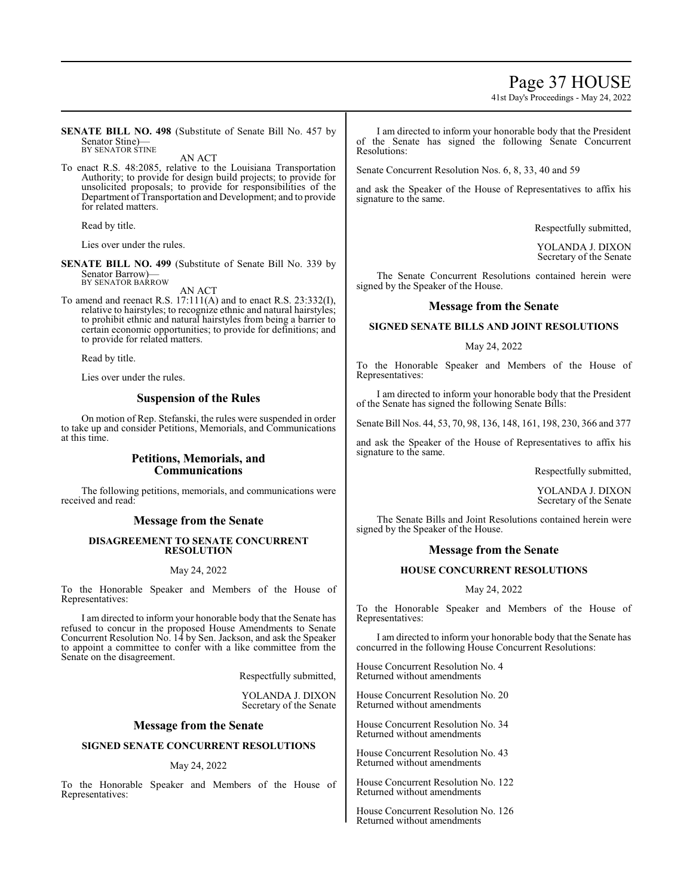**SENATE BILL NO. 498** (Substitute of Senate Bill No. 457 by Senator Stine)—
BY SENATOR STINE

AN ACT

To enact R.S. 48:2085, relative to the Louisiana Transportation Authority; to provide for design build projects; to provide for unsolicited proposals; to provide for responsibilities of the Department of Transportation and Development; and to provide for related matters.

Read by title.

Lies over under the rules.

**SENATE BILL NO. 499** (Substitute of Senate Bill No. 339 by Senator Barrow)—
BY SENATOR BARROW

AN ACT

To amend and reenact R.S. 17:111(A) and to enact R.S. 23:332(I), relative to hairstyles; to recognize ethnic and natural hairstyles; to prohibit ethnic and natural hairstyles from being a barrier to certain economic opportunities; to provide for definitions; and to provide for related matters.

Read by title.

Lies over under the rules.

## Suspension of the Rules

On motion of Rep. Stefanski, the rules were suspended in order to take up and consider Petitions, Memorials, and Communications at this time.

## Petitions, Memorials, and Communications

The following petitions, memorials, and communications were received and read:

## Message from the Senate

### DISAGREEMENT TO SENATE CONCURRENT RESOLUTION

May 24, 2022

To the Honorable Speaker and Members of the House of Representatives:

I am directed to inform your honorable body that the Senate has refused to concur in the proposed House Amendments to Senate Concurrent Resolution No. 14 by Sen. Jackson, and ask the Speaker to appoint a committee to confer with a like committee from the Senate on the disagreement.

Respectfully submitted,

YOLANDA J. DIXON
Secretary of the Senate

## Message from the Senate

### SIGNED SENATE CONCURRENT RESOLUTIONS

May 24, 2022

To the Honorable Speaker and Members of the House of Representatives:

I am directed to inform your honorable body that the President of the Senate has signed the following Senate Concurrent Resolutions:

Senate Concurrent Resolution Nos. 6, 8, 33, 40 and 59

and ask the Speaker of the House of Representatives to affix his signature to the same.

Respectfully submitted,

YOLANDA J. DIXON
Secretary of the Senate

The Senate Concurrent Resolutions contained herein were signed by the Speaker of the House.

## Message from the Senate

### SIGNED SENATE BILLS AND JOINT RESOLUTIONS

May 24, 2022

To the Honorable Speaker and Members of the House of Representatives:

I am directed to inform your honorable body that the President of the Senate has signed the following Senate Bills:

Senate Bill Nos. 44, 53, 70, 98, 136, 148, 161, 198, 230, 366 and 377

and ask the Speaker of the House of Representatives to affix his signature to the same.

Respectfully submitted,

YOLANDA J. DIXON
Secretary of the Senate

The Senate Bills and Joint Resolutions contained herein were signed by the Speaker of the House.

## Message from the Senate

### HOUSE CONCURRENT RESOLUTIONS

May 24, 2022

To the Honorable Speaker and Members of the House of Representatives:

I am directed to inform your honorable body that the Senate has concurred in the following House Concurrent Resolutions:

House Concurrent Resolution No. 4
Returned without amendments

House Concurrent Resolution No. 20
Returned without amendments

House Concurrent Resolution No. 34
Returned without amendments

House Concurrent Resolution No. 43
Returned without amendments

House Concurrent Resolution No. 122
Returned without amendments

House Concurrent Resolution No. 126
Returned without amendments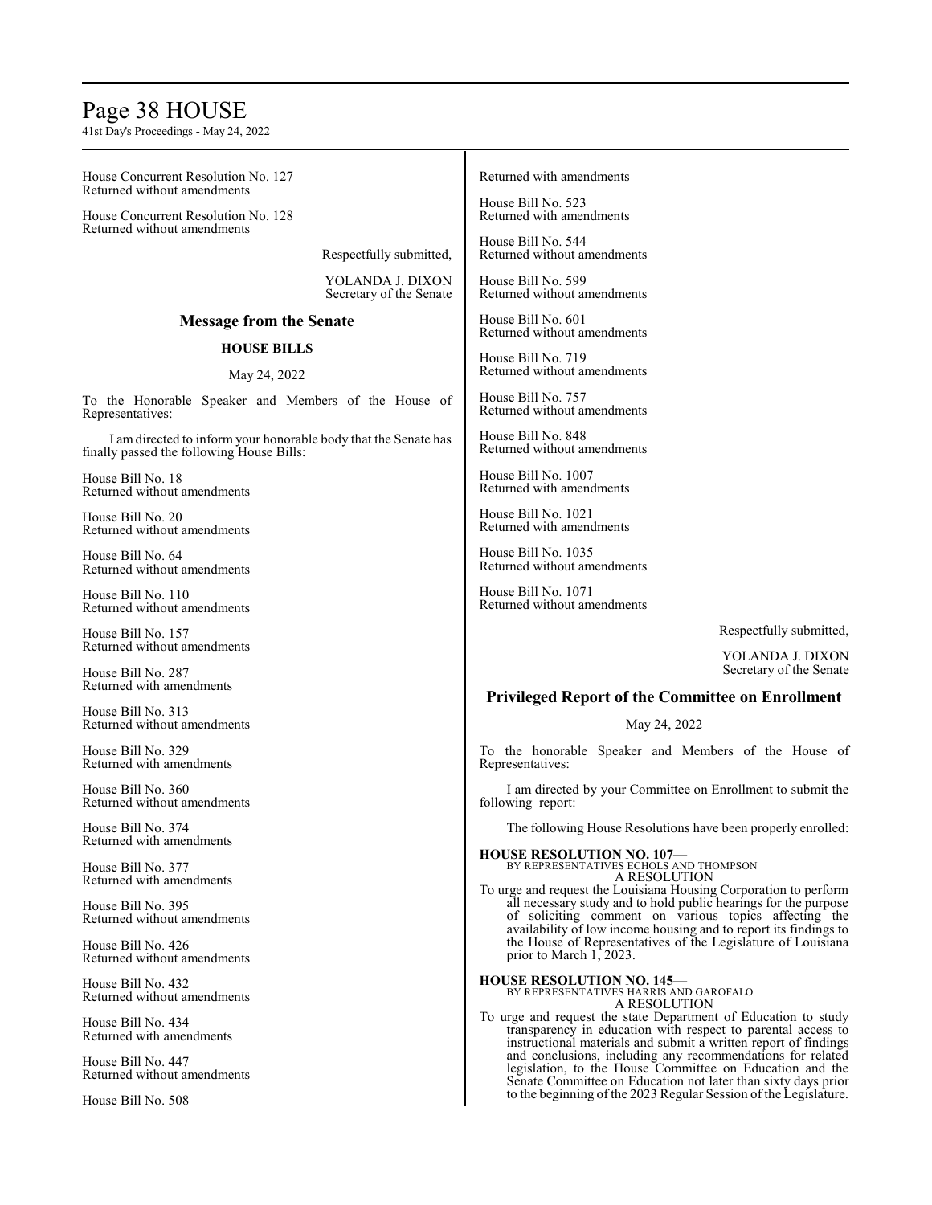House Concurrent Resolution No. 127
Returned without amendments

House Concurrent Resolution No. 128
Returned without amendments

Respectfully submitted,

YOLANDA J. DIXON
Secretary of the Senate

## Message from the Senate

**HOUSE BILLS**

May 24, 2022

To the Honorable Speaker and Members of the House of Representatives:

I am directed to inform your honorable body that the Senate has finally passed the following House Bills:

House Bill No. 18
Returned without amendments

House Bill No. 20
Returned without amendments

House Bill No. 64
Returned without amendments

House Bill No. 110
Returned without amendments

House Bill No. 157
Returned without amendments

House Bill No. 287
Returned with amendments

House Bill No. 313
Returned without amendments

House Bill No. 329
Returned with amendments

House Bill No. 360
Returned without amendments

House Bill No. 374
Returned with amendments

House Bill No. 377
Returned with amendments

House Bill No. 395
Returned without amendments

House Bill No. 426
Returned without amendments

House Bill No. 432
Returned without amendments

House Bill No. 434
Returned with amendments

House Bill No. 447
Returned without amendments

House Bill No. 508
Returned with amendments

House Bill No. 523
Returned with amendments

House Bill No. 544
Returned without amendments

House Bill No. 599
Returned without amendments

House Bill No. 601
Returned without amendments

House Bill No. 719
Returned without amendments

House Bill No. 757
Returned without amendments

House Bill No. 848
Returned without amendments

House Bill No. 1007
Returned with amendments

House Bill No. 1021
Returned with amendments

House Bill No. 1035
Returned without amendments

House Bill No. 1071
Returned without amendments

Respectfully submitted,

YOLANDA J. DIXON
Secretary of the Senate

## Privileged Report of the Committee on Enrollment

May 24, 2022

To the honorable Speaker and Members of the House of Representatives:

I am directed by your Committee on Enrollment to submit the following report:

The following House Resolutions have been properly enrolled:

**HOUSE RESOLUTION NO. 107—**
BY REPRESENTATIVES ECHOLS AND THOMPSON
A RESOLUTION

To urge and request the Louisiana Housing Corporation to perform all necessary study and to hold public hearings for the purpose of soliciting comment on various topics affecting the availability of low income housing and to report its findings to the House of Representatives of the Legislature of Louisiana prior to March 1, 2023.

**HOUSE RESOLUTION NO. 145—**
BY REPRESENTATIVES HARRIS AND GAROFALO
A RESOLUTION

To urge and request the state Department of Education to study transparency in education with respect to parental access to instructional materials and submit a written report of findings and conclusions, including any recommendations for related legislation, to the House Committee on Education and the Senate Committee on Education not later than sixty days prior to the beginning of the 2023 Regular Session of the Legislature.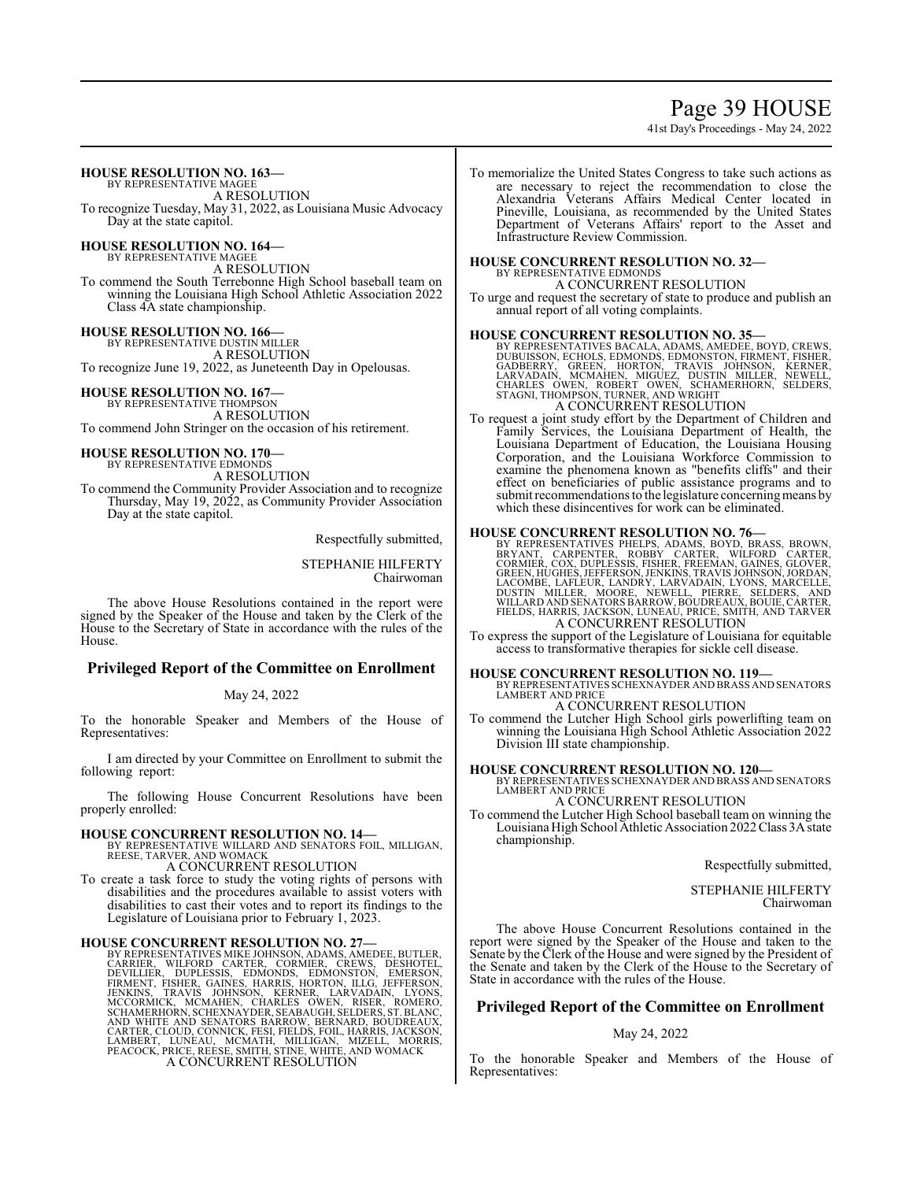**HOUSE RESOLUTION NO. 163—**
BY REPRESENTATIVE MAGEE
A RESOLUTION
To recognize Tuesday, May 31, 2022, as Louisiana Music Advocacy Day at the state capitol.

**HOUSE RESOLUTION NO. 164—**
BY REPRESENTATIVE MAGEE
A RESOLUTION
To commend the South Terrebonne High School baseball team on winning the Louisiana High School Athletic Association 2022 Class 4A state championship.

**HOUSE RESOLUTION NO. 166—**
BY REPRESENTATIVE DUSTIN MILLER
A RESOLUTION
To recognize June 19, 2022, as Juneteenth Day in Opelousas.

**HOUSE RESOLUTION NO. 167—**
BY REPRESENTATIVE THOMPSON
A RESOLUTION
To commend John Stringer on the occasion of his retirement.

**HOUSE RESOLUTION NO. 170—**
BY REPRESENTATIVE EDMONDS
A RESOLUTION
To commend the Community Provider Association and to recognize Thursday, May 19, 2022, as Community Provider Association Day at the state capitol.

Respectfully submitted,

STEPHANIE HILFERTY
Chairwoman

The above House Resolutions contained in the report were signed by the Speaker of the House and taken by the Clerk of the House to the Secretary of State in accordance with the rules of the House.

## Privileged Report of the Committee on Enrollment

May 24, 2022

To the honorable Speaker and Members of the House of Representatives:

I am directed by your Committee on Enrollment to submit the following report:

The following House Concurrent Resolutions have been properly enrolled:

**HOUSE CONCURRENT RESOLUTION NO. 14—**
BY REPRESENTATIVE WILLARD AND SENATORS FOIL, MILLIGAN, REESE, TARVER, AND WOMACK
A CONCURRENT RESOLUTION
To create a task force to study the voting rights of persons with disabilities and the procedures available to assist voters with disabilities to cast their votes and to report its findings to the Legislature of Louisiana prior to February 1, 2023.

**HOUSE CONCURRENT RESOLUTION NO. 27—**
BY REPRESENTATIVES MIKE JOHNSON, ADAMS, AMEDEE, BUTLER, CARRIER, WILFORD CARTER, CORMIER, CREWS, DESHOTEL, DEVILLIER, DUPLESSIS, EDMONDS, EDMONSTON, EMERSON, FIRMENT, FISHER, GAINES, HARRIS, HORTON, ILLG, JEFFERSON, JENKINS, TRAVIS JOHNSON, KERNER, LARVADAIN, LYONS, MCCORMICK, MCMAHEN, CHARLES OWEN, RISER, ROMERO, SCHAMERHORN, SCHEXNAYDER, SEABAUGH, SELDERS, ST. BLANC, AND WHITE AND SENATORS BARROW, BERNARD, BOUDREAUX, CARTER, CLOUD, CONNICK, FESI, FIELDS, FOIL, HARRIS, JACKSON, LAMBERT, LUNEAU, MCMATH, MILLIGAN, MIZELL, MORRIS, PEACOCK, PRICE, REESE, SMITH, STINE, WHITE, AND WOMACK
A CONCURRENT RESOLUTION
To memorialize the United States Congress to take such actions as are necessary to reject the recommendation to close the Alexandria Veterans Affairs Medical Center located in Pineville, Louisiana, as recommended by the United States Department of Veterans Affairs' report to the Asset and Infrastructure Review Commission.

**HOUSE CONCURRENT RESOLUTION NO. 32—**
BY REPRESENTATIVE EDMONDS
A CONCURRENT RESOLUTION
To urge and request the secretary of state to produce and publish an annual report of all voting complaints.

**HOUSE CONCURRENT RESOLUTION NO. 35—**
BY REPRESENTATIVES BACALA, ADAMS, AMEDEE, BOYD, CREWS, DUBUISSON, ECHOLS, EDMONDS, EDMONSTON, FIRMENT, FISHER, GADBERRY, GREEN, HORTON, TRAVIS JOHNSON, KERNER, LARVADAIN, MCMAHEN, MIGUEZ, DUSTIN MILLER, NEWELL, CHARLES OWEN, ROBERT OWEN, SCHAMERHORN, SELDERS, STAGNI, THOMPSON, TURNER, AND WRIGHT
A CONCURRENT RESOLUTION
To request a joint study effort by the Department of Children and Family Services, the Louisiana Department of Health, the Louisiana Department of Education, the Louisiana Housing Corporation, and the Louisiana Workforce Commission to examine the phenomena known as "benefits cliffs" and their effect on beneficiaries of public assistance programs and to submit recommendations to the legislature concerning means by which these disincentives for work can be eliminated.

**HOUSE CONCURRENT RESOLUTION NO. 76—**
BY REPRESENTATIVES PHELPS, ADAMS, BOYD, BRASS, BROWN, BRYANT, CARPENTER, ROBBY CARTER, WILFORD CARTER, CORMIER, COX, DUPLESSIS, FISHER, FREEMAN, GAINES, GLOVER, GREEN, HUGHES, JEFFERSON, JENKINS, TRAVIS JOHNSON, JORDAN, LACOMBE, LAFLEUR, LANDRY, LARVADAIN, LYONS, MARCELLE, DUSTIN MILLER, MOORE, NEWELL, PIERRE, SELDERS, AND WILLARD AND SENATORS BARROW, BOUDREAUX, BOUIE, CARTER, FIELDS, HARRIS, JACKSON, LUNEAU, PRICE, SMITH, AND TARVER
A CONCURRENT RESOLUTION
To express the support of the Legislature of Louisiana for equitable access to transformative therapies for sickle cell disease.

**HOUSE CONCURRENT RESOLUTION NO. 119—**
BY REPRESENTATIVES SCHEXNAYDER AND BRASS AND SENATORS LAMBERT AND PRICE
A CONCURRENT RESOLUTION
To commend the Lutcher High School girls powerlifting team on winning the Louisiana High School Athletic Association 2022 Division III state championship.

**HOUSE CONCURRENT RESOLUTION NO. 120—**
BY REPRESENTATIVES SCHEXNAYDER AND BRASS AND SENATORS LAMBERT AND PRICE
A CONCURRENT RESOLUTION
To commend the Lutcher High School baseball team on winning the Louisiana High School Athletic Association 2022 Class 3A state championship.

Respectfully submitted,

STEPHANIE HILFERTY
Chairwoman

The above House Concurrent Resolutions contained in the report were signed by the Speaker of the House and taken to the Senate by the Clerk of the House and were signed by the President of the Senate and taken by the Clerk of the House to the Secretary of State in accordance with the rules of the House.

## Privileged Report of the Committee on Enrollment

May 24, 2022

To the honorable Speaker and Members of the House of Representatives: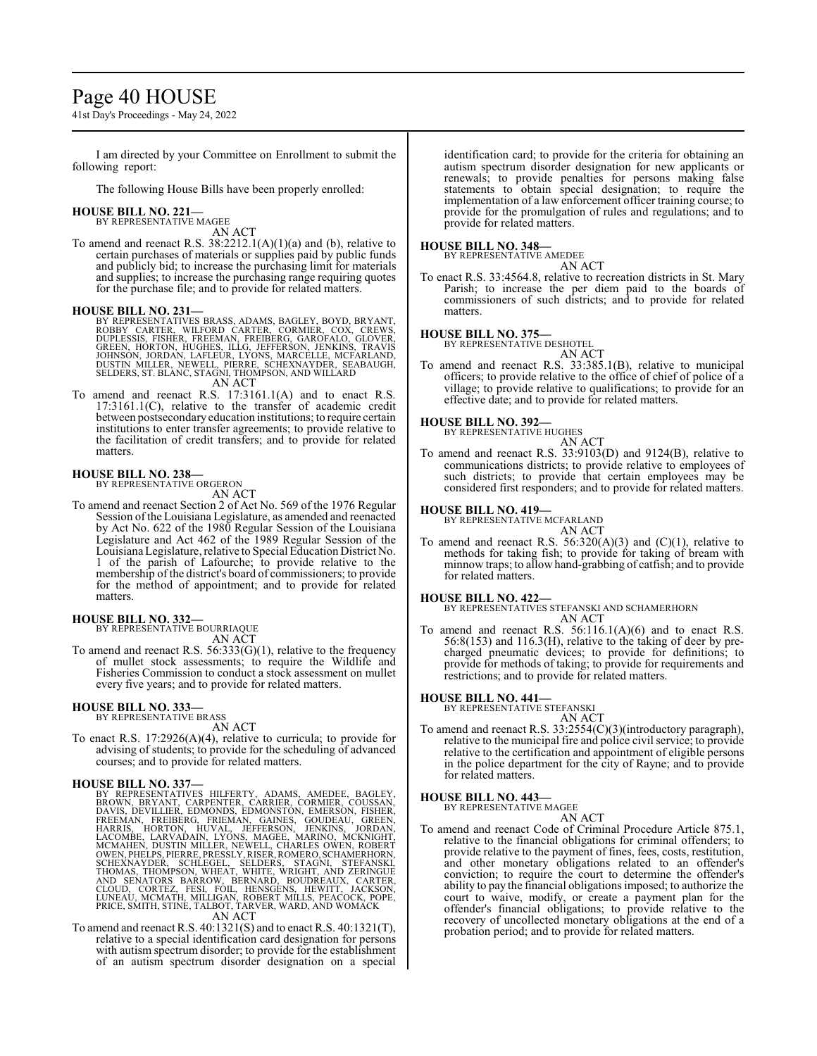I am directed by your Committee on Enrollment to submit the following report:

The following House Bills have been properly enrolled:

**HOUSE BILL NO. 221—**
BY REPRESENTATIVE MAGEE

AN ACT

To amend and reenact R.S. 38:2212.1(A)(1)(a) and (b), relative to certain purchases of materials or supplies paid by public funds and publicly bid; to increase the purchasing limit for materials and supplies; to increase the purchasing range requiring quotes for the purchase file; and to provide for related matters.

**HOUSE BILL NO. 231—**
BY REPRESENTATIVES BRASS, ADAMS, BAGLEY, BOYD, BRYANT, ROBBY CARTER, WILFORD CARTER, CORMIER, COX, CREWS, DUPLESSIS, FISHER, FREEMAN, FREIBERG, GAROFALO, GLOVER, GREEN, HORTON, HUGHES, ILLG, JEFFERSON, JENKINS, TRAVIS JOHNSON, JORDAN, LAFLEUR, LYONS, MARCELLE, MCFARLAND, DUSTIN MILLER, NEWELL, PIERRE, SCHEXNAYDER, SEABAUGH, SELDERS, ST. BLANC, STAGNI, THOMPSON, AND WILLARD

AN ACT

To amend and reenact R.S. 17:3161.1(A) and to enact R.S. 17:3161.1(C), relative to the transfer of academic credit between postsecondary education institutions; to require certain institutions to enter transfer agreements; to provide relative to the facilitation of credit transfers; and to provide for related matters.

**HOUSE BILL NO. 238—**
BY REPRESENTATIVE ORGERON

AN ACT

To amend and reenact Section 2 of Act No. 569 of the 1976 Regular Session of the Louisiana Legislature, as amended and reenacted by Act No. 622 of the 1980 Regular Session of the Louisiana Legislature and Act 462 of the 1989 Regular Session of the Louisiana Legislature, relative to Special Education District No. 1 of the parish of Lafourche; to provide relative to the membership of the district's board of commissioners; to provide for the method of appointment; and to provide for related matters.

**HOUSE BILL NO. 332—**
BY REPRESENTATIVE BOURRIAQUE

AN ACT

To amend and reenact R.S. 56:333(G)(1), relative to the frequency of mullet stock assessments; to require the Wildlife and Fisheries Commission to conduct a stock assessment on mullet every five years; and to provide for related matters.

**HOUSE BILL NO. 333—**
BY REPRESENTATIVE BRASS

AN ACT

To enact R.S. 17:2926(A)(4), relative to curricula; to provide for advising of students; to provide for the scheduling of advanced courses; and to provide for related matters.

**HOUSE BILL NO. 337—**
BY REPRESENTATIVES HILFERTY, ADAMS, AMEDEE, BAGLEY, BROWN, BRYANT, CARPENTER, CARRIER, CORMIER, COUSSAN, DAVIS, DEVILLIER, EDMONDS, EDMONSTON, EMERSON, FISHER, FREEMAN, FREIBERG, FRIEMAN, GAINES, GOUDEAU, GREEN, HARRIS, HORTON, HUVAL, JEFFERSON, JENKINS, JORDAN, LACOMBE, LARVADAIN, LYONS, MAGEE, MARINO, MCKNIGHT, MCMAHEN, DUSTIN MILLER, NEWELL, CHARLES OWEN, ROBERT OWEN, PHELPS, PIERRE, PRESSLY, RISER, ROMERO, SCHAMERHORN, SCHEXNAYDER, SCHLEGEL, SELDERS, STAGNI, STEFANSKI, THOMAS, THOMPSON, WHEAT, WHITE, WRIGHT, AND ZERINGUE AND SENATORS BARROW, BERNARD, BOUDREAUX, CARTER, CLOUD, CORTEZ, FESI, FOIL, HENSGENS, HEWITT, JACKSON, LUNEAU, MCMATH, MILLIGAN, ROBERT MILLS, PEACOCK, POPE, PRICE, SMITH, STINE, TALBOT, TARVER, WARD, AND WOMACK

AN ACT

To amend and reenact R.S. 40:1321(S) and to enact R.S. 40:1321(T), relative to a special identification card designation for persons with autism spectrum disorder; to provide for the establishment of an autism spectrum disorder designation on a special identification card; to provide for the criteria for obtaining an autism spectrum disorder designation for new applicants or renewals; to provide penalties for persons making false statements to obtain special designation; to require the implementation of a law enforcement officer training course; to provide for the promulgation of rules and regulations; and to provide for related matters.

**HOUSE BILL NO. 348—**
BY REPRESENTATIVE AMEDEE

AN ACT

To enact R.S. 33:4564.8, relative to recreation districts in St. Mary Parish; to increase the per diem paid to the boards of commissioners of such districts; and to provide for related matters.

**HOUSE BILL NO. 375—**
BY REPRESENTATIVE DESHOTEL

AN ACT

To amend and reenact R.S. 33:385.1(B), relative to municipal officers; to provide relative to the office of chief of police of a village; to provide relative to qualifications; to provide for an effective date; and to provide for related matters.

**HOUSE BILL NO. 392—**
BY REPRESENTATIVE HUGHES

AN ACT

To amend and reenact R.S. 33:9103(D) and 9124(B), relative to communications districts; to provide relative to employees of such districts; to provide that certain employees may be considered first responders; and to provide for related matters.

**HOUSE BILL NO. 419—**
BY REPRESENTATIVE MCFARLAND

AN ACT

To amend and reenact R.S. 56:320(A)(3) and (C)(1), relative to methods for taking fish; to provide for taking of bream with minnow traps; to allow hand-grabbing of catfish; and to provide for related matters.

**HOUSE BILL NO. 422—**
BY REPRESENTATIVES STEFANSKI AND SCHAMERHORN

AN ACT

To amend and reenact R.S. 56:116.1(A)(6) and to enact R.S. 56:8(153) and 116.3(H), relative to the taking of deer by pre-charged pneumatic devices; to provide for definitions; to provide for methods of taking; to provide for requirements and restrictions; and to provide for related matters.

**HOUSE BILL NO. 441—**
BY REPRESENTATIVE STEFANSKI

AN ACT

To amend and reenact R.S. 33:2554(C)(3)(introductory paragraph), relative to the municipal fire and police civil service; to provide relative to the certification and appointment of eligible persons in the police department for the city of Rayne; and to provide for related matters.

**HOUSE BILL NO. 443—**
BY REPRESENTATIVE MAGEE

AN ACT

To amend and reenact Code of Criminal Procedure Article 875.1, relative to the financial obligations for criminal offenders; to provide relative to the payment of fines, fees, costs, restitution, and other monetary obligations related to an offender's conviction; to require the court to determine the offender's ability to pay the financial obligations imposed; to authorize the court to waive, modify, or create a payment plan for the offender's financial obligations; to provide relative to the recovery of uncollected monetary obligations at the end of a probation period; and to provide for related matters.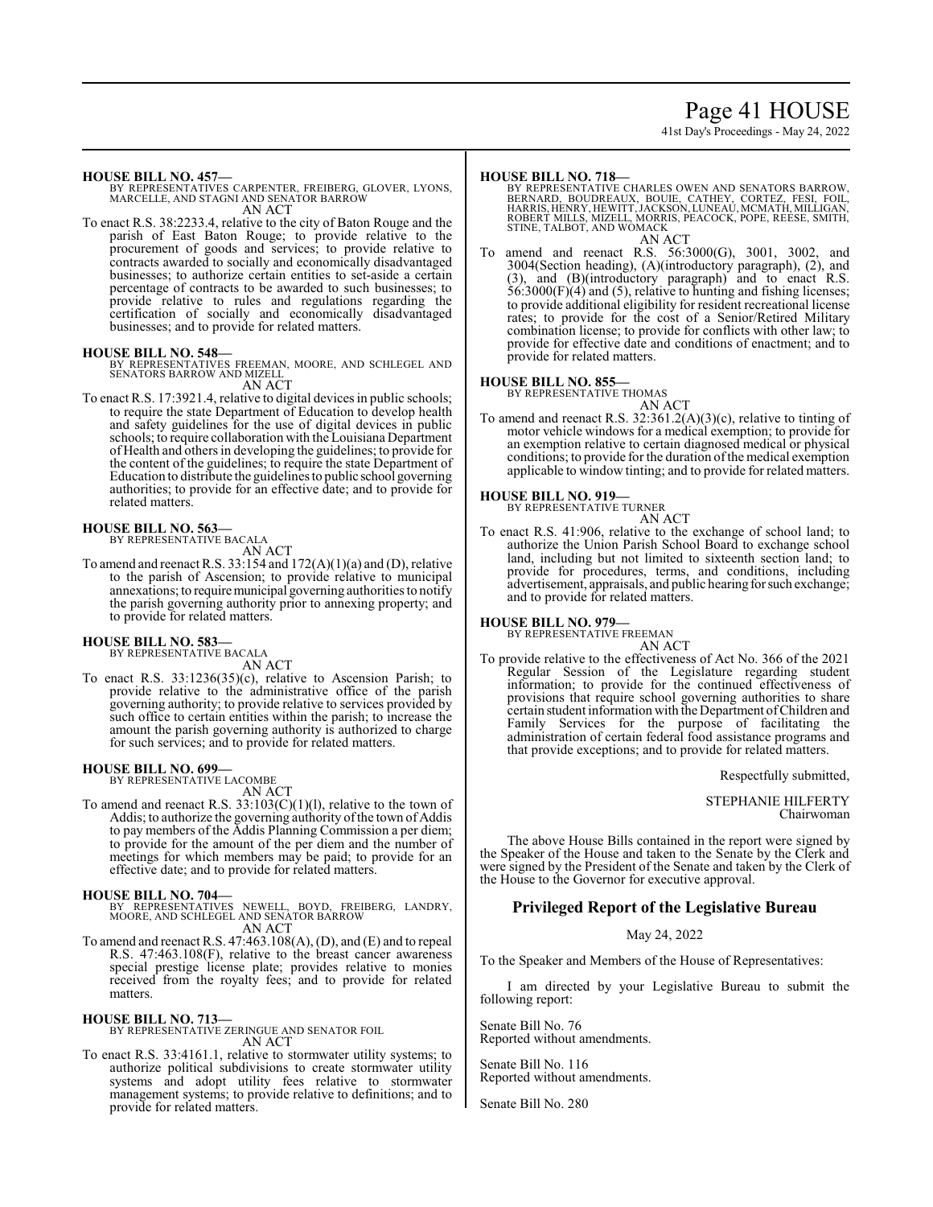**HOUSE BILL NO. 457—**
BY REPRESENTATIVES CARPENTER, FREIBERG, GLOVER, LYONS, MARCELLE, AND STAGNI AND SENATOR BARROW
AN ACT

To enact R.S. 38:2233.4, relative to the city of Baton Rouge and the parish of East Baton Rouge; to provide relative to the procurement of goods and services; to provide relative to contracts awarded to socially and economically disadvantaged businesses; to authorize certain entities to set-aside a certain percentage of contracts to be awarded to such businesses; to provide relative to rules and regulations regarding the certification of socially and economically disadvantaged businesses; and to provide for related matters.

**HOUSE BILL NO. 548—**
BY REPRESENTATIVES FREEMAN, MOORE, AND SCHLEGEL AND SENATORS BARROW AND MIZELL
AN ACT

To enact R.S. 17:3921.4, relative to digital devices in public schools; to require the state Department of Education to develop health and safety guidelines for the use of digital devices in public schools; to require collaboration with the Louisiana Department of Health and others in developing the guidelines; to provide for the content of the guidelines; to require the state Department of Education to distribute the guidelines to public school governing authorities; to provide for an effective date; and to provide for related matters.

**HOUSE BILL NO. 563—**
BY REPRESENTATIVE BACALA
AN ACT

To amend and reenact R.S. 33:154 and 172(A)(1)(a) and (D), relative to the parish of Ascension; to provide relative to municipal annexations; to require municipal governing authorities to notify the parish governing authority prior to annexing property; and to provide for related matters.

**HOUSE BILL NO. 583—**
BY REPRESENTATIVE BACALA
AN ACT

To enact R.S. 33:1236(35)(c), relative to Ascension Parish; to provide relative to the administrative office of the parish governing authority; to provide relative to services provided by such office to certain entities within the parish; to increase the amount the parish governing authority is authorized to charge for such services; and to provide for related matters.

**HOUSE BILL NO. 699—**
BY REPRESENTATIVE LACOMBE
AN ACT

To amend and reenact R.S. 33:103(C)(1)(l), relative to the town of Addis; to authorize the governing authority of the town of Addis to pay members of the Addis Planning Commission a per diem; to provide for the amount of the per diem and the number of meetings for which members may be paid; to provide for an effective date; and to provide for related matters.

**HOUSE BILL NO. 704—**
BY REPRESENTATIVES NEWELL, BOYD, FREIBERG, LANDRY, MOORE, AND SCHLEGEL AND SENATOR BARROW
AN ACT

To amend and reenact R.S. 47:463.108(A), (D), and (E) and to repeal R.S. 47:463.108(F), relative to the breast cancer awareness special prestige license plate; provides relative to monies received from the royalty fees; and to provide for related matters.

**HOUSE BILL NO. 713—**
BY REPRESENTATIVE ZERINGUE AND SENATOR FOIL
AN ACT

To enact R.S. 33:4161.1, relative to stormwater utility systems; to authorize political subdivisions to create stormwater utility systems and adopt utility fees relative to stormwater management systems; to provide relative to definitions; and to provide for related matters.

**HOUSE BILL NO. 718—**
BY REPRESENTATIVE CHARLES OWEN AND SENATORS BARROW, BERNARD, BOUDREAUX, BOUIE, CATHEY, CORTEZ, FESI, FOIL, HARRIS, HENRY, HEWITT, JACKSON, LUNEAU, MCMATH, MILLIGAN, ROBERT MILLS, MIZELL, MORRIS, PEACOCK, POPE, REESE, SMITH, STINE, TALBOT, AND WOMACK
AN ACT

To amend and reenact R.S. 56:3000(G), 3001, 3002, and 3004(Section heading), (A)(introductory paragraph), (2), and (3), and (B)(introductory paragraph) and to enact R.S. 56:3000(F)(4) and (5), relative to hunting and fishing licenses; to provide additional eligibility for resident recreational license rates; to provide for the cost of a Senior/Retired Military combination license; to provide for conflicts with other law; to provide for effective date and conditions of enactment; and to provide for related matters.

**HOUSE BILL NO. 855—**
BY REPRESENTATIVE THOMAS
AN ACT

To amend and reenact R.S. 32:361.2(A)(3)(c), relative to tinting of motor vehicle windows for a medical exemption; to provide for an exemption relative to certain diagnosed medical or physical conditions; to provide for the duration of the medical exemption applicable to window tinting; and to provide for related matters.

**HOUSE BILL NO. 919—**
BY REPRESENTATIVE TURNER
AN ACT

To enact R.S. 41:906, relative to the exchange of school land; to authorize the Union Parish School Board to exchange school land, including but not limited to sixteenth section land; to provide for procedures, terms, and conditions, including advertisement, appraisals, and public hearing for such exchange; and to provide for related matters.

**HOUSE BILL NO. 979—**
BY REPRESENTATIVE FREEMAN
AN ACT

To provide relative to the effectiveness of Act No. 366 of the 2021 Regular Session of the Legislature regarding student information; to provide for the continued effectiveness of provisions that require school governing authorities to share certain student information with the Department of Children and Family Services for the purpose of facilitating the administration of certain federal food assistance programs and that provide exceptions; and to provide for related matters.

Respectfully submitted,

STEPHANIE HILFERTY
Chairwoman

The above House Bills contained in the report were signed by the Speaker of the House and taken to the Senate by the Clerk and were signed by the President of the Senate and taken by the Clerk of the House to the Governor for executive approval.

## Privileged Report of the Legislative Bureau

May 24, 2022

To the Speaker and Members of the House of Representatives:

I am directed by your Legislative Bureau to submit the following report:

Senate Bill No. 76
Reported without amendments.

Senate Bill No. 116
Reported without amendments.

Senate Bill No. 280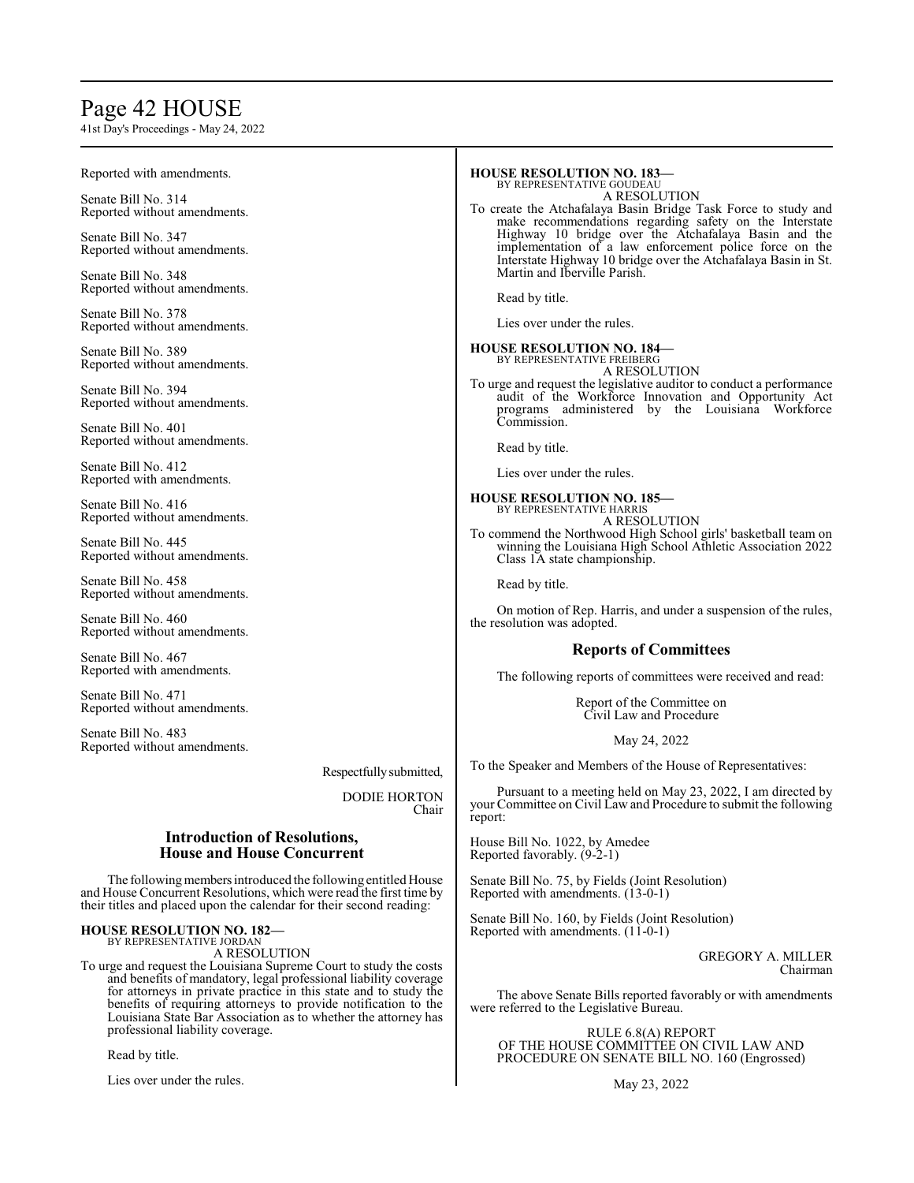Reported with amendments.

Senate Bill No. 314
Reported without amendments.

Senate Bill No. 347
Reported without amendments.

Senate Bill No. 348
Reported without amendments.

Senate Bill No. 378
Reported without amendments.

Senate Bill No. 389
Reported without amendments.

Senate Bill No. 394
Reported without amendments.

Senate Bill No. 401
Reported without amendments.

Senate Bill No. 412
Reported with amendments.

Senate Bill No. 416
Reported without amendments.

Senate Bill No. 445
Reported without amendments.

Senate Bill No. 458
Reported without amendments.

Senate Bill No. 460
Reported without amendments.

Senate Bill No. 467
Reported with amendments.

Senate Bill No. 471
Reported without amendments.

Senate Bill No. 483
Reported without amendments.

Respectfully submitted,

DODIE HORTON
Chair

## Introduction of Resolutions, House and House Concurrent

The following members introduced the following entitled House and House Concurrent Resolutions, which were read the first time by their titles and placed upon the calendar for their second reading:

**HOUSE RESOLUTION NO. 182—**
BY REPRESENTATIVE JORDAN
A RESOLUTION
To urge and request the Louisiana Supreme Court to study the costs and benefits of mandatory, legal professional liability coverage for attorneys in private practice in this state and to study the benefits of requiring attorneys to provide notification to the Louisiana State Bar Association as to whether the attorney has professional liability coverage.

Read by title.

Lies over under the rules.

**HOUSE RESOLUTION NO. 183—**
BY REPRESENTATIVE GOUDEAU
A RESOLUTION
To create the Atchafalaya Basin Bridge Task Force to study and make recommendations regarding safety on the Interstate Highway 10 bridge over the Atchafalaya Basin and the implementation of a law enforcement police force on the Interstate Highway 10 bridge over the Atchafalaya Basin in St. Martin and Iberville Parish.

Read by title.

Lies over under the rules.

**HOUSE RESOLUTION NO. 184—**
BY REPRESENTATIVE FREIBERG
A RESOLUTION
To urge and request the legislative auditor to conduct a performance audit of the Workforce Innovation and Opportunity Act programs administered by the Louisiana Workforce Commission.

Read by title.

Lies over under the rules.

**HOUSE RESOLUTION NO. 185—**
BY REPRESENTATIVE HARRIS
A RESOLUTION
To commend the Northwood High School girls' basketball team on winning the Louisiana High School Athletic Association 2022 Class 1A state championship.

Read by title.

On motion of Rep. Harris, and under a suspension of the rules, the resolution was adopted.

## Reports of Committees

The following reports of committees were received and read:

Report of the Committee on
Civil Law and Procedure

May 24, 2022

To the Speaker and Members of the House of Representatives:

Pursuant to a meeting held on May 23, 2022, I am directed by your Committee on Civil Law and Procedure to submit the following report:

House Bill No. 1022, by Amedee
Reported favorably. (9-2-1)

Senate Bill No. 75, by Fields (Joint Resolution)
Reported with amendments. (13-0-1)

Senate Bill No. 160, by Fields (Joint Resolution)
Reported with amendments. (11-0-1)

GREGORY A. MILLER
Chairman

The above Senate Bills reported favorably or with amendments were referred to the Legislative Bureau.

RULE 6.8(A) REPORT
OF THE HOUSE COMMITTEE ON CIVIL LAW AND
PROCEDURE ON SENATE BILL NO. 160 (Engrossed)

May 23, 2022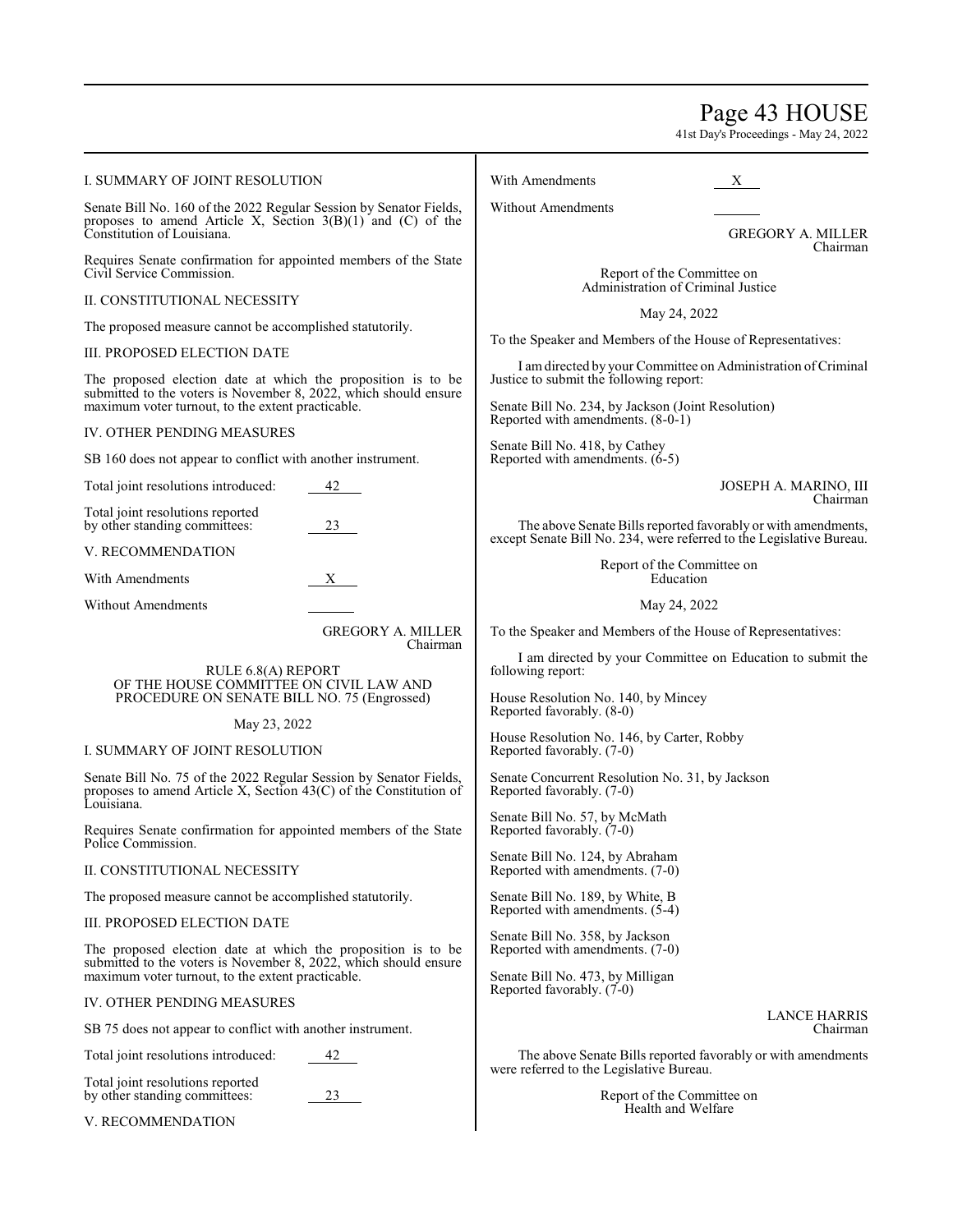I. SUMMARY OF JOINT RESOLUTION

Senate Bill No. 160 of the 2022 Regular Session by Senator Fields, proposes to amend Article X, Section 3(B)(1) and (C) of the Constitution of Louisiana.

Requires Senate confirmation for appointed members of the State Civil Service Commission.

II. CONSTITUTIONAL NECESSITY

The proposed measure cannot be accomplished statutorily.

III. PROPOSED ELECTION DATE

The proposed election date at which the proposition is to be submitted to the voters is November 8, 2022, which should ensure maximum voter turnout, to the extent practicable.

IV. OTHER PENDING MEASURES

SB 160 does not appear to conflict with another instrument.

Total joint resolutions introduced: 42

Total joint resolutions reported by other standing committees: 23

V. RECOMMENDATION

With Amendments X

Without Amendments ______

GREGORY A. MILLER
Chairman

RULE 6.8(A) REPORT
OF THE HOUSE COMMITTEE ON CIVIL LAW AND PROCEDURE ON SENATE BILL NO. 75 (Engrossed)

May 23, 2022

I. SUMMARY OF JOINT RESOLUTION

Senate Bill No. 75 of the 2022 Regular Session by Senator Fields, proposes to amend Article X, Section 43(C) of the Constitution of Louisiana.

Requires Senate confirmation for appointed members of the State Police Commission.

II. CONSTITUTIONAL NECESSITY

The proposed measure cannot be accomplished statutorily.

III. PROPOSED ELECTION DATE

The proposed election date at which the proposition is to be submitted to the voters is November 8, 2022, which should ensure maximum voter turnout, to the extent practicable.

IV. OTHER PENDING MEASURES

SB 75 does not appear to conflict with another instrument.

Total joint resolutions introduced: 42

Total joint resolutions reported by other standing committees: 23

V. RECOMMENDATION

With Amendments X

Without Amendments ______

GREGORY A. MILLER
Chairman

Report of the Committee on
Administration of Criminal Justice

May 24, 2022

To the Speaker and Members of the House of Representatives:

I am directed by your Committee on Administration of Criminal Justice to submit the following report:

Senate Bill No. 234, by Jackson (Joint Resolution)
Reported with amendments. (8-0-1)

Senate Bill No. 418, by Cathey
Reported with amendments. (6-5)

JOSEPH A. MARINO, III
Chairman

The above Senate Bills reported favorably or with amendments, except Senate Bill No. 234, were referred to the Legislative Bureau.

Report of the Committee on
Education

May 24, 2022

To the Speaker and Members of the House of Representatives:

I am directed by your Committee on Education to submit the following report:

House Resolution No. 140, by Mincey
Reported favorably. (8-0)

House Resolution No. 146, by Carter, Robby
Reported favorably. (7-0)

Senate Concurrent Resolution No. 31, by Jackson
Reported favorably. (7-0)

Senate Bill No. 57, by McMath
Reported favorably. (7-0)

Senate Bill No. 124, by Abraham
Reported with amendments. (7-0)

Senate Bill No. 189, by White, B
Reported with amendments. (5-4)

Senate Bill No. 358, by Jackson
Reported with amendments. (7-0)

Senate Bill No. 473, by Milligan
Reported favorably. (7-0)

LANCE HARRIS
Chairman

The above Senate Bills reported favorably or with amendments were referred to the Legislative Bureau.

Report of the Committee on
Health and Welfare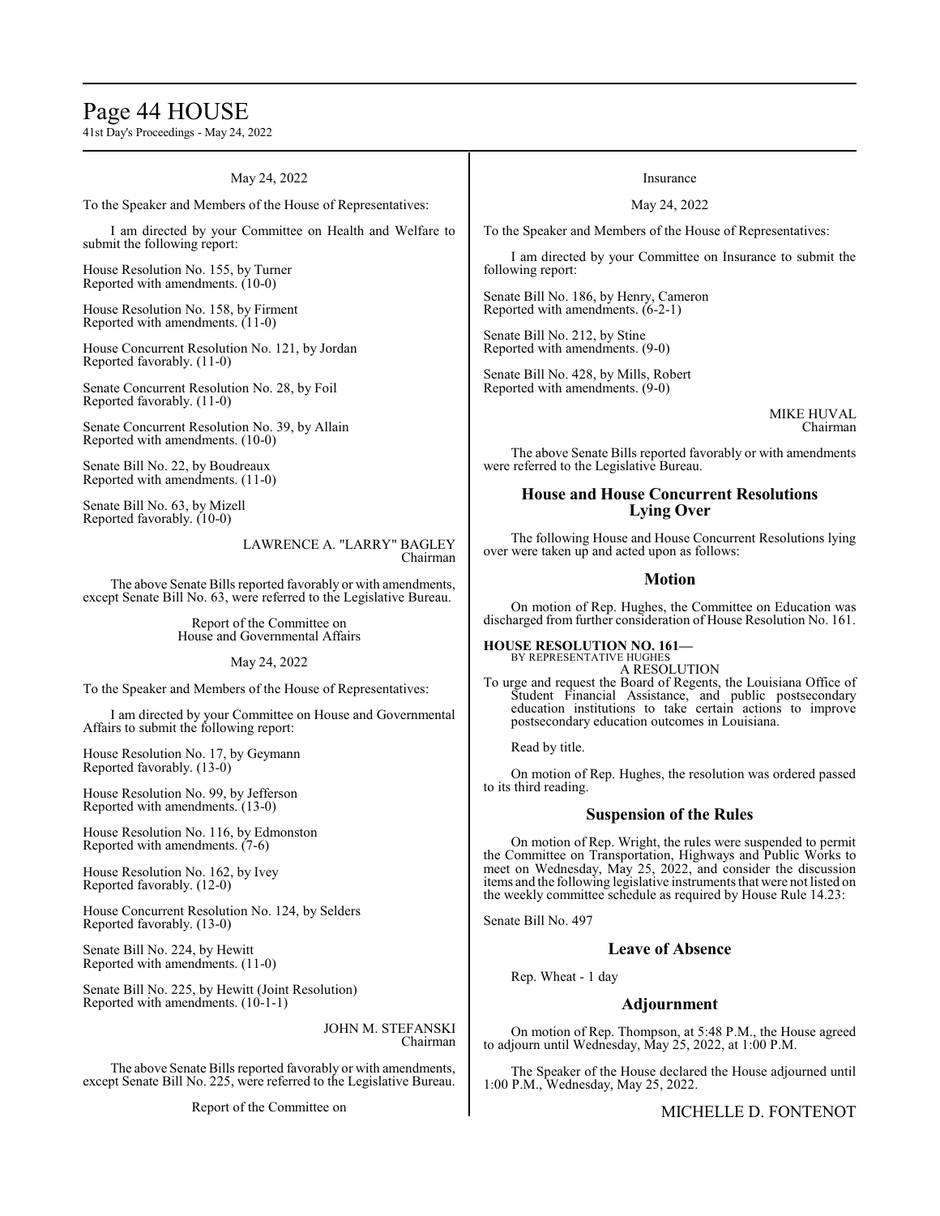May 24, 2022

To the Speaker and Members of the House of Representatives:

I am directed by your Committee on Health and Welfare to submit the following report:

House Resolution No. 155, by Turner
Reported with amendments. (10-0)

House Resolution No. 158, by Firment
Reported with amendments. (11-0)

House Concurrent Resolution No. 121, by Jordan
Reported favorably. (11-0)

Senate Concurrent Resolution No. 28, by Foil
Reported favorably. (11-0)

Senate Concurrent Resolution No. 39, by Allain
Reported with amendments. (10-0)

Senate Bill No. 22, by Boudreaux
Reported with amendments. (11-0)

Senate Bill No. 63, by Mizell
Reported favorably. (10-0)

LAWRENCE A. "LARRY" BAGLEY
Chairman

The above Senate Bills reported favorably or with amendments, except Senate Bill No. 63, were referred to the Legislative Bureau.

Report of the Committee on
House and Governmental Affairs

May 24, 2022

To the Speaker and Members of the House of Representatives:

I am directed by your Committee on House and Governmental Affairs to submit the following report:

House Resolution No. 17, by Geymann
Reported favorably. (13-0)

House Resolution No. 99, by Jefferson
Reported with amendments. (13-0)

House Resolution No. 116, by Edmonston
Reported with amendments. (7-6)

House Resolution No. 162, by Ivey
Reported favorably. (12-0)

House Concurrent Resolution No. 124, by Selders
Reported favorably. (13-0)

Senate Bill No. 224, by Hewitt
Reported with amendments. (11-0)

Senate Bill No. 225, by Hewitt (Joint Resolution)
Reported with amendments. (10-1-1)

JOHN M. STEFANSKI
Chairman

The above Senate Bills reported favorably or with amendments, except Senate Bill No. 225, were referred to the Legislative Bureau.

Report of the Committee on
Insurance

May 24, 2022

To the Speaker and Members of the House of Representatives:

I am directed by your Committee on Insurance to submit the following report:

Senate Bill No. 186, by Henry, Cameron
Reported with amendments. (6-2-1)

Senate Bill No. 212, by Stine
Reported with amendments. (9-0)

Senate Bill No. 428, by Mills, Robert
Reported with amendments. (9-0)

MIKE HUVAL
Chairman

The above Senate Bills reported favorably or with amendments were referred to the Legislative Bureau.

## House and House Concurrent Resolutions Lying Over

The following House and House Concurrent Resolutions lying over were taken up and acted upon as follows:

## Motion

On motion of Rep. Hughes, the Committee on Education was discharged from further consideration of House Resolution No. 161.

**HOUSE RESOLUTION NO. 161—**
BY REPRESENTATIVE HUGHES
A RESOLUTION
To urge and request the Board of Regents, the Louisiana Office of Student Financial Assistance, and public postsecondary education institutions to take certain actions to improve postsecondary education outcomes in Louisiana.

Read by title.

On motion of Rep. Hughes, the resolution was ordered passed to its third reading.

## Suspension of the Rules

On motion of Rep. Wright, the rules were suspended to permit the Committee on Transportation, Highways and Public Works to meet on Wednesday, May 25, 2022, and consider the discussion items and the following legislative instruments that were not listed on the weekly committee schedule as required by House Rule 14.23:

Senate Bill No. 497

## Leave of Absence

Rep. Wheat - 1 day

## Adjournment

On motion of Rep. Thompson, at 5:48 P.M., the House agreed to adjourn until Wednesday, May 25, 2022, at 1:00 P.M.

The Speaker of the House declared the House adjourned until 1:00 P.M., Wednesday, May 25, 2022.

MICHELLE D. FONTENOT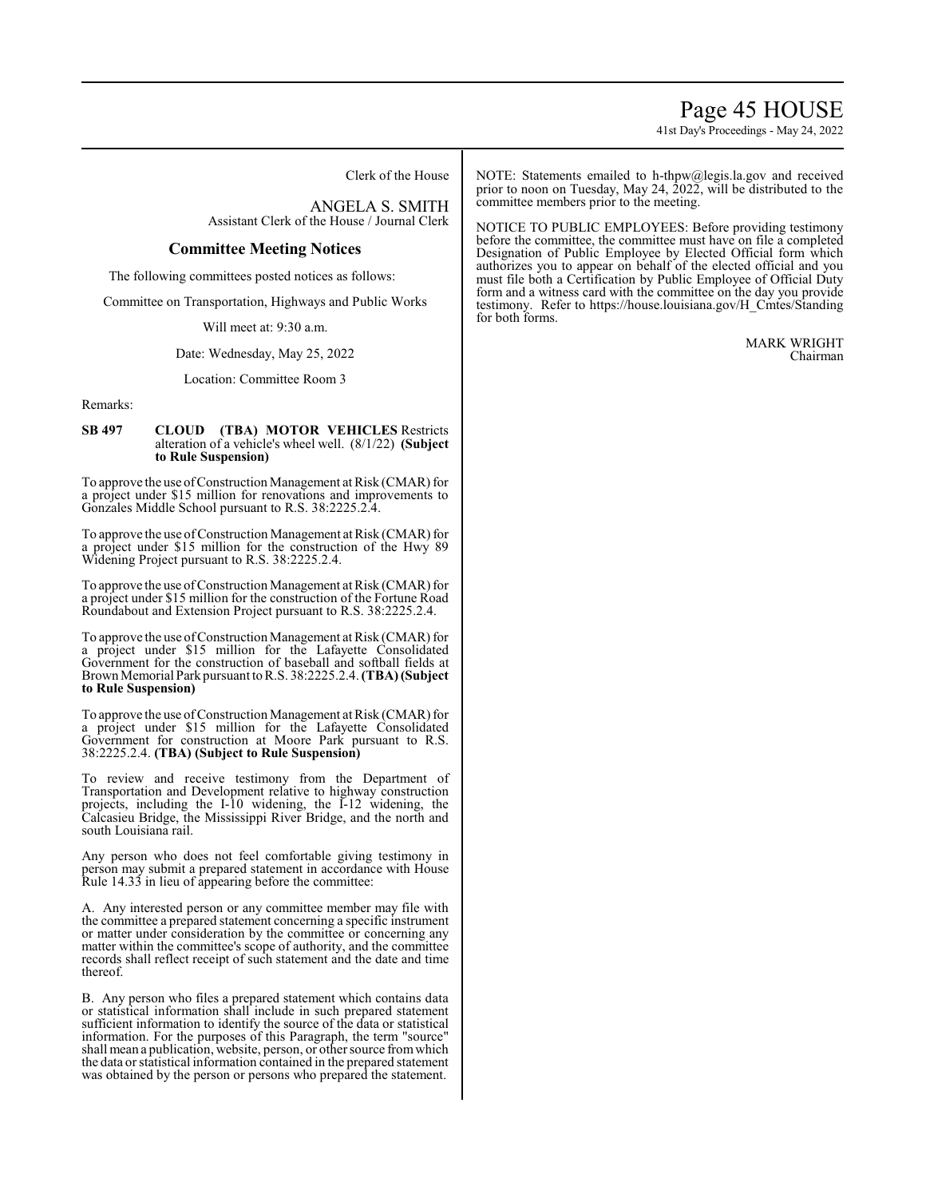Clerk of the House

ANGELA S. SMITH
Assistant Clerk of the House / Journal Clerk

## Committee Meeting Notices

The following committees posted notices as follows:

Committee on Transportation, Highways and Public Works

Will meet at: 9:30 a.m.

Date: Wednesday, May 25, 2022

Location: Committee Room 3

Remarks:

**SB 497** **CLOUD (TBA) MOTOR VEHICLES** Restricts alteration of a vehicle's wheel well. (8/1/22) **(Subject to Rule Suspension)**

To approve the use of Construction Management at Risk (CMAR) for a project under $15 million for renovations and improvements to Gonzales Middle School pursuant to R.S. 38:2225.2.4.

To approve the use of Construction Management at Risk (CMAR) for a project under $15 million for the construction of the Hwy 89 Widening Project pursuant to R.S. 38:2225.2.4.

To approve the use of Construction Management at Risk (CMAR) for a project under $15 million for the construction of the Fortune Road Roundabout and Extension Project pursuant to R.S. 38:2225.2.4.

To approve the use of Construction Management at Risk (CMAR) for a project under $15 million for the Lafayette Consolidated Government for the construction of baseball and softball fields at Brown Memorial Park pursuant to R.S. 38:2225.2.4. **(TBA) (Subject to Rule Suspension)**

To approve the use of Construction Management at Risk (CMAR) for a project under $15 million for the Lafayette Consolidated Government for construction at Moore Park pursuant to R.S. 38:2225.2.4. **(TBA) (Subject to Rule Suspension)**

To review and receive testimony from the Department of Transportation and Development relative to highway construction projects, including the I-10 widening, the I-12 widening, the Calcasieu Bridge, the Mississippi River Bridge, and the north and south Louisiana rail.

Any person who does not feel comfortable giving testimony in person may submit a prepared statement in accordance with House Rule 14.33 in lieu of appearing before the committee:

A. Any interested person or any committee member may file with the committee a prepared statement concerning a specific instrument or matter under consideration by the committee or concerning any matter within the committee's scope of authority, and the committee records shall reflect receipt of such statement and the date and time thereof.

B. Any person who files a prepared statement which contains data or statistical information shall include in such prepared statement sufficient information to identify the source of the data or statistical information. For the purposes of this Paragraph, the term "source" shall mean a publication, website, person, or other source from which the data or statistical information contained in the prepared statement was obtained by the person or persons who prepared the statement.

NOTE: Statements emailed to h-thpw@legis.la.gov and received prior to noon on Tuesday, May 24, 2022, will be distributed to the committee members prior to the meeting.

NOTICE TO PUBLIC EMPLOYEES: Before providing testimony before the committee, the committee must have on file a completed Designation of Public Employee by Elected Official form which authorizes you to appear on behalf of the elected official and you must file both a Certification by Public Employee of Official Duty form and a witness card with the committee on the day you provide testimony. Refer to https://house.louisiana.gov/H_Cmtes/Standing for both forms.

MARK WRIGHT
Chairman